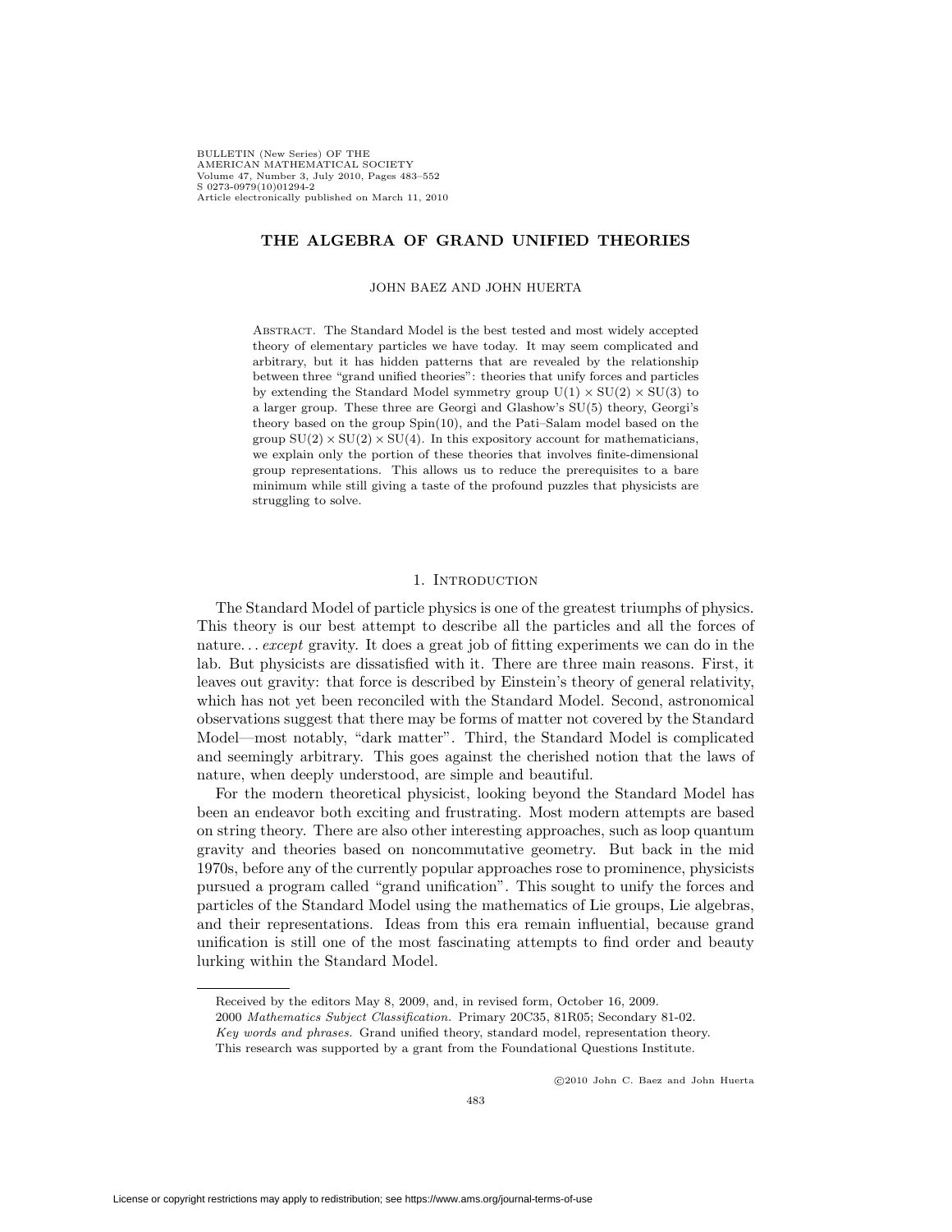BULLETIN (New Series) OF THE
AMERICAN MATHEMATICAL SOCIETY
Volume 47, Number 3, July 2010, Pages 483–552
S 0273-0979(10)01294-2
Article electronically published on March 11, 2010

# THE ALGEBRA OF GRAND UNIFIED THEORIES

JOHN BAEZ AND JOHN HUERTA

Abstract. The Standard Model is the best tested and most widely accepted theory of elementary particles we have today. It may seem complicated and arbitrary, but it has hidden patterns that are revealed by the relationship between three "grand unified theories": theories that unify forces and particles by extending the Standard Model symmetry group $\mathrm{U}(1) \times \mathrm{SU}(2) \times \mathrm{SU}(3)$ to a larger group. These three are Georgi and Glashow's $\mathrm{SU}(5)$ theory, Georgi's theory based on the group $\mathrm{Spin}(10)$, and the Pati–Salam model based on the group $\mathrm{SU}(2) \times \mathrm{SU}(2) \times \mathrm{SU}(4)$. In this expository account for mathematicians, we explain only the portion of these theories that involves finite-dimensional group representations. This allows us to reduce the prerequisites to a bare minimum while still giving a taste of the profound puzzles that physicists are struggling to solve.

## 1. Introduction

The Standard Model of particle physics is one of the greatest triumphs of physics. This theory is our best attempt to describe all the particles and all the forces of nature. . . *except* gravity. It does a great job of fitting experiments we can do in the lab. But physicists are dissatisfied with it. There are three main reasons. First, it leaves out gravity: that force is described by Einstein's theory of general relativity, which has not yet been reconciled with the Standard Model. Second, astronomical observations suggest that there may be forms of matter not covered by the Standard Model—most notably, "dark matter". Third, the Standard Model is complicated and seemingly arbitrary. This goes against the cherished notion that the laws of nature, when deeply understood, are simple and beautiful.

For the modern theoretical physicist, looking beyond the Standard Model has been an endeavor both exciting and frustrating. Most modern attempts are based on string theory. There are also other interesting approaches, such as loop quantum gravity and theories based on noncommutative geometry. But back in the mid 1970s, before any of the currently popular approaches rose to prominence, physicists pursued a program called "grand unification". This sought to unify the forces and particles of the Standard Model using the mathematics of Lie groups, Lie algebras, and their representations. Ideas from this era remain influential, because grand unification is still one of the most fascinating attempts to find order and beauty lurking within the Standard Model.

---

Received by the editors May 8, 2009, and, in revised form, October 16, 2009.

2000 *Mathematics Subject Classification.* Primary 20C35, 81R05; Secondary 81-02.

*Key words and phrases.* Grand unified theory, standard model, representation theory.

This research was supported by a grant from the Foundational Questions Institute.

©2010 John C. Baez and John Huerta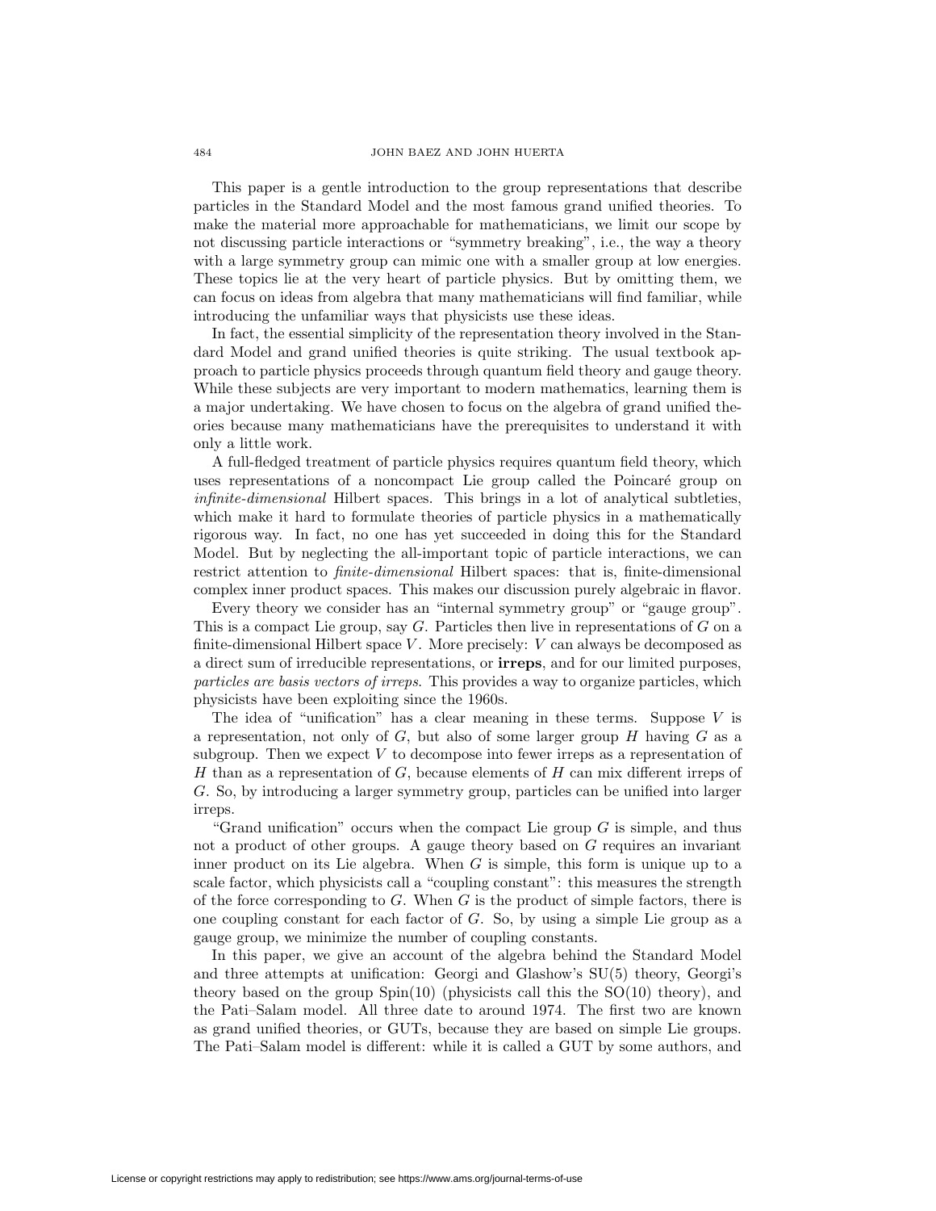This paper is a gentle introduction to the group representations that describe particles in the Standard Model and the most famous grand unified theories. To make the material more approachable for mathematicians, we limit our scope by not discussing particle interactions or "symmetry breaking", i.e., the way a theory with a large symmetry group can mimic one with a smaller group at low energies. These topics lie at the very heart of particle physics. But by omitting them, we can focus on ideas from algebra that many mathematicians will find familiar, while introducing the unfamiliar ways that physicists use these ideas.

In fact, the essential simplicity of the representation theory involved in the Standard Model and grand unified theories is quite striking. The usual textbook approach to particle physics proceeds through quantum field theory and gauge theory. While these subjects are very important to modern mathematics, learning them is a major undertaking. We have chosen to focus on the algebra of grand unified theories because many mathematicians have the prerequisites to understand it with only a little work.

A full-fledged treatment of particle physics requires quantum field theory, which uses representations of a noncompact Lie group called the Poincaré group on *infinite-dimensional* Hilbert spaces. This brings in a lot of analytical subtleties, which make it hard to formulate theories of particle physics in a mathematically rigorous way. In fact, no one has yet succeeded in doing this for the Standard Model. But by neglecting the all-important topic of particle interactions, we can restrict attention to *finite-dimensional* Hilbert spaces: that is, finite-dimensional complex inner product spaces. This makes our discussion purely algebraic in flavor.

Every theory we consider has an "internal symmetry group" or "gauge group". This is a compact Lie group, say $G$. Particles then live in representations of $G$ on a finite-dimensional Hilbert space $V$. More precisely: $V$ can always be decomposed as a direct sum of irreducible representations, or **irreps**, and for our limited purposes, *particles are basis vectors of irreps*. This provides a way to organize particles, which physicists have been exploiting since the 1960s.

The idea of "unification" has a clear meaning in these terms. Suppose $V$ is a representation, not only of $G$, but also of some larger group $H$ having $G$ as a subgroup. Then we expect $V$ to decompose into fewer irreps as a representation of $H$ than as a representation of $G$, because elements of $H$ can mix different irreps of $G$. So, by introducing a larger symmetry group, particles can be unified into larger irreps.

"Grand unification" occurs when the compact Lie group $G$ is simple, and thus not a product of other groups. A gauge theory based on $G$ requires an invariant inner product on its Lie algebra. When $G$ is simple, this form is unique up to a scale factor, which physicists call a "coupling constant": this measures the strength of the force corresponding to $G$. When $G$ is the product of simple factors, there is one coupling constant for each factor of $G$. So, by using a simple Lie group as a gauge group, we minimize the number of coupling constants.

In this paper, we give an account of the algebra behind the Standard Model and three attempts at unification: Georgi and Glashow's SU(5) theory, Georgi's theory based on the group Spin(10) (physicists call this the SO(10) theory), and the Pati–Salam model. All three date to around 1974. The first two are known as grand unified theories, or GUTs, because they are based on simple Lie groups. The Pati–Salam model is different: while it is called a GUT by some authors, and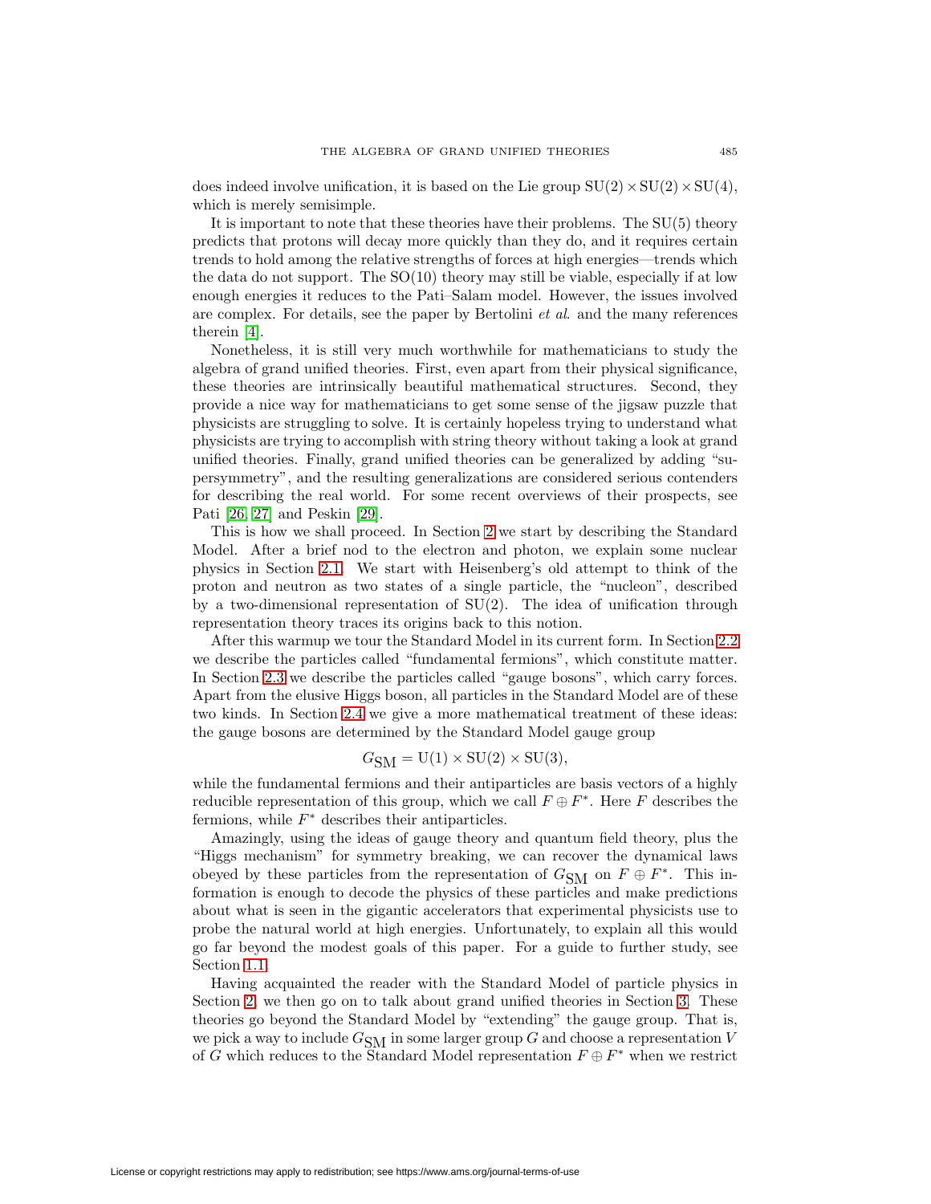does indeed involve unification, it is based on the Lie group $\mathrm{SU}(2) \times \mathrm{SU}(2) \times \mathrm{SU}(4)$, which is merely semisimple.

It is important to note that these theories have their problems. The SU(5) theory predicts that protons will decay more quickly than they do, and it requires certain trends to hold among the relative strengths of forces at high energies—trends which the data do not support. The SO(10) theory may still be viable, especially if at low enough energies it reduces to the Pati–Salam model. However, the issues involved are complex. For details, see the paper by Bertolini *et al.* and the many references therein [4].

Nonetheless, it is still very much worthwhile for mathematicians to study the algebra of grand unified theories. First, even apart from their physical significance, these theories are intrinsically beautiful mathematical structures. Second, they provide a nice way for mathematicians to get some sense of the jigsaw puzzle that physicists are struggling to solve. It is certainly hopeless trying to understand what physicists are trying to accomplish with string theory without taking a look at grand unified theories. Finally, grand unified theories can be generalized by adding "supersymmetry", and the resulting generalizations are considered serious contenders for describing the real world. For some recent overviews of their prospects, see Pati [26, 27] and Peskin [29].

This is how we shall proceed. In Section 2 we start by describing the Standard Model. After a brief nod to the electron and photon, we explain some nuclear physics in Section 2.1. We start with Heisenberg's old attempt to think of the proton and neutron as two states of a single particle, the "nucleon", described by a two-dimensional representation of SU(2). The idea of unification through representation theory traces its origins back to this notion.

After this warmup we tour the Standard Model in its current form. In Section 2.2 we describe the particles called "fundamental fermions", which constitute matter. In Section 2.3 we describe the particles called "gauge bosons", which carry forces. Apart from the elusive Higgs boson, all particles in the Standard Model are of these two kinds. In Section 2.4 we give a more mathematical treatment of these ideas: the gauge bosons are determined by the Standard Model gauge group

$$G_{\mathrm{SM}} = \mathrm{U}(1) \times \mathrm{SU}(2) \times \mathrm{SU}(3),$$

while the fundamental fermions and their antiparticles are basis vectors of a highly reducible representation of this group, which we call $F \oplus F^*$. Here $F$ describes the fermions, while $F^*$ describes their antiparticles.

Amazingly, using the ideas of gauge theory and quantum field theory, plus the "Higgs mechanism" for symmetry breaking, we can recover the dynamical laws obeyed by these particles from the representation of $G_{\mathrm{SM}}$ on $F \oplus F^*$. This information is enough to decode the physics of these particles and make predictions about what is seen in the gigantic accelerators that experimental physicists use to probe the natural world at high energies. Unfortunately, to explain all this would go far beyond the modest goals of this paper. For a guide to further study, see Section 1.1.

Having acquainted the reader with the Standard Model of particle physics in Section 2, we then go on to talk about grand unified theories in Section 3. These theories go beyond the Standard Model by "extending" the gauge group. That is, we pick a way to include $G_{\mathrm{SM}}$ in some larger group $G$ and choose a representation $V$ of $G$ which reduces to the Standard Model representation $F \oplus F^*$ when we restrict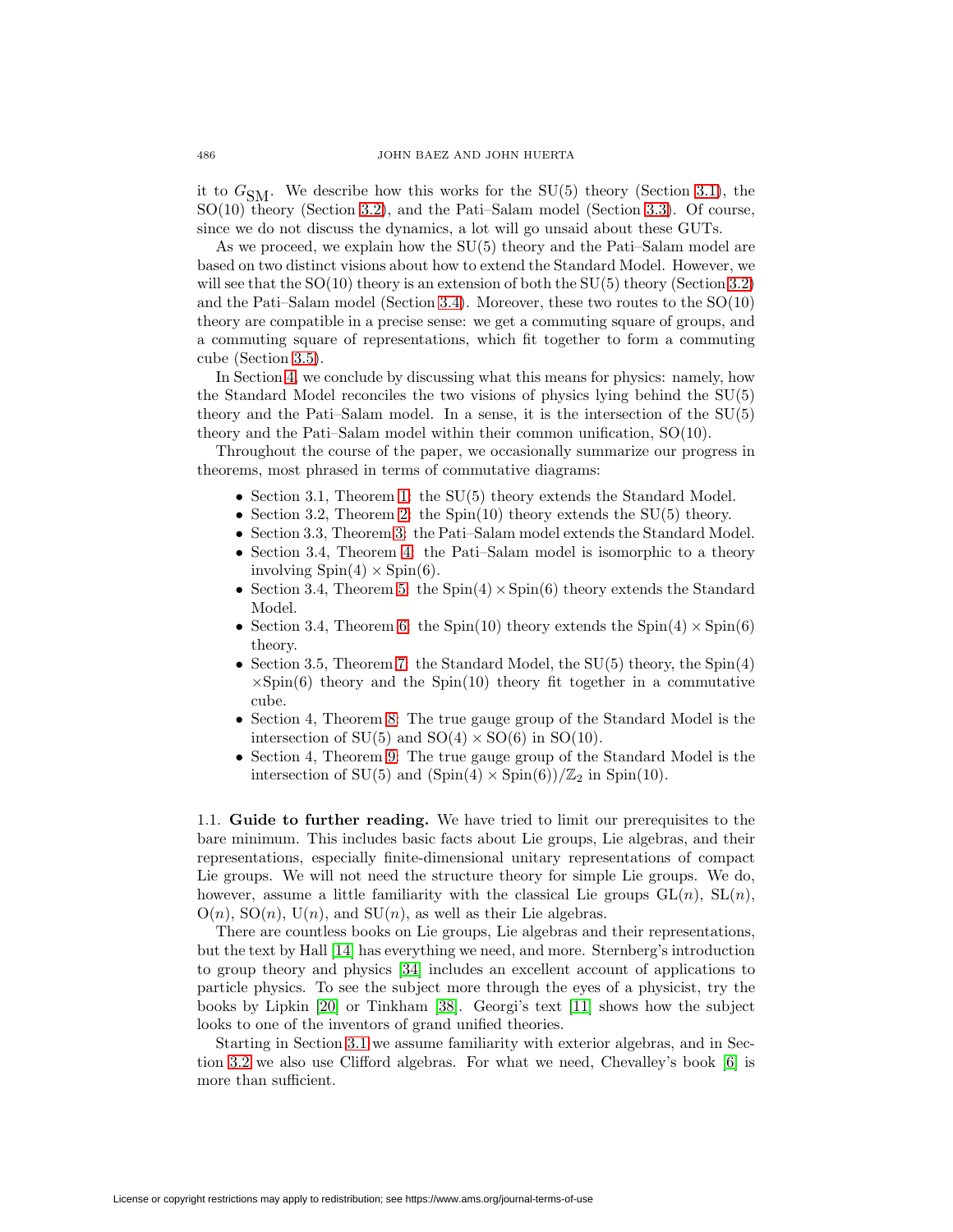it to $G_{\mathrm{SM}}$. We describe how this works for the SU(5) theory (Section 3.1), the SO(10) theory (Section 3.2), and the Pati–Salam model (Section 3.3). Of course, since we do not discuss the dynamics, a lot will go unsaid about these GUTs.

As we proceed, we explain how the SU(5) theory and the Pati–Salam model are based on two distinct visions about how to extend the Standard Model. However, we will see that the SO(10) theory is an extension of both the SU(5) theory (Section 3.2) and the Pati–Salam model (Section 3.4). Moreover, these two routes to the SO(10) theory are compatible in a precise sense: we get a commuting square of groups, and a commuting square of representations, which fit together to form a commuting cube (Section 3.5).

In Section 4, we conclude by discussing what this means for physics: namely, how the Standard Model reconciles the two visions of physics lying behind the SU(5) theory and the Pati–Salam model. In a sense, it is the intersection of the SU(5) theory and the Pati–Salam model within their common unification, SO(10).

Throughout the course of the paper, we occasionally summarize our progress in theorems, most phrased in terms of commutative diagrams:

- Section 3.1, Theorem 1: the SU(5) theory extends the Standard Model.
- Section 3.2, Theorem 2: the Spin(10) theory extends the SU(5) theory.
- Section 3.3, Theorem 3: the Pati–Salam model extends the Standard Model.
- Section 3.4, Theorem 4: the Pati–Salam model is isomorphic to a theory involving $\mathrm{Spin}(4) \times \mathrm{Spin}(6)$.
- Section 3.4, Theorem 5: the $\mathrm{Spin}(4) \times \mathrm{Spin}(6)$ theory extends the Standard Model.
- Section 3.4, Theorem 6: the Spin(10) theory extends the $\mathrm{Spin}(4) \times \mathrm{Spin}(6)$ theory.
- Section 3.5, Theorem 7: the Standard Model, the SU(5) theory, the Spin(4) $\times$Spin(6) theory and the Spin(10) theory fit together in a commutative cube.
- Section 4, Theorem 8: The true gauge group of the Standard Model is the intersection of SU(5) and $\mathrm{SO}(4) \times \mathrm{SO}(6)$ in SO(10).
- Section 4, Theorem 9: The true gauge group of the Standard Model is the intersection of SU(5) and $(\mathrm{Spin}(4) \times \mathrm{Spin}(6))/\mathbb{Z}_2$ in Spin(10).

## 1.1. Guide to further reading.

We have tried to limit our prerequisites to the bare minimum. This includes basic facts about Lie groups, Lie algebras, and their representations, especially finite-dimensional unitary representations of compact Lie groups. We will not need the structure theory for simple Lie groups. We do, however, assume a little familiarity with the classical Lie groups $\mathrm{GL}(n)$, $\mathrm{SL}(n)$, $\mathrm{O}(n)$, $\mathrm{SO}(n)$, $\mathrm{U}(n)$, and $\mathrm{SU}(n)$, as well as their Lie algebras.

There are countless books on Lie groups, Lie algebras and their representations, but the text by Hall [14] has everything we need, and more. Sternberg's introduction to group theory and physics [34] includes an excellent account of applications to particle physics. To see the subject more through the eyes of a physicist, try the books by Lipkin [20] or Tinkham [38]. Georgi's text [11] shows how the subject looks to one of the inventors of grand unified theories.

Starting in Section 3.1 we assume familiarity with exterior algebras, and in Section 3.2 we also use Clifford algebras. For what we need, Chevalley's book [6] is more than sufficient.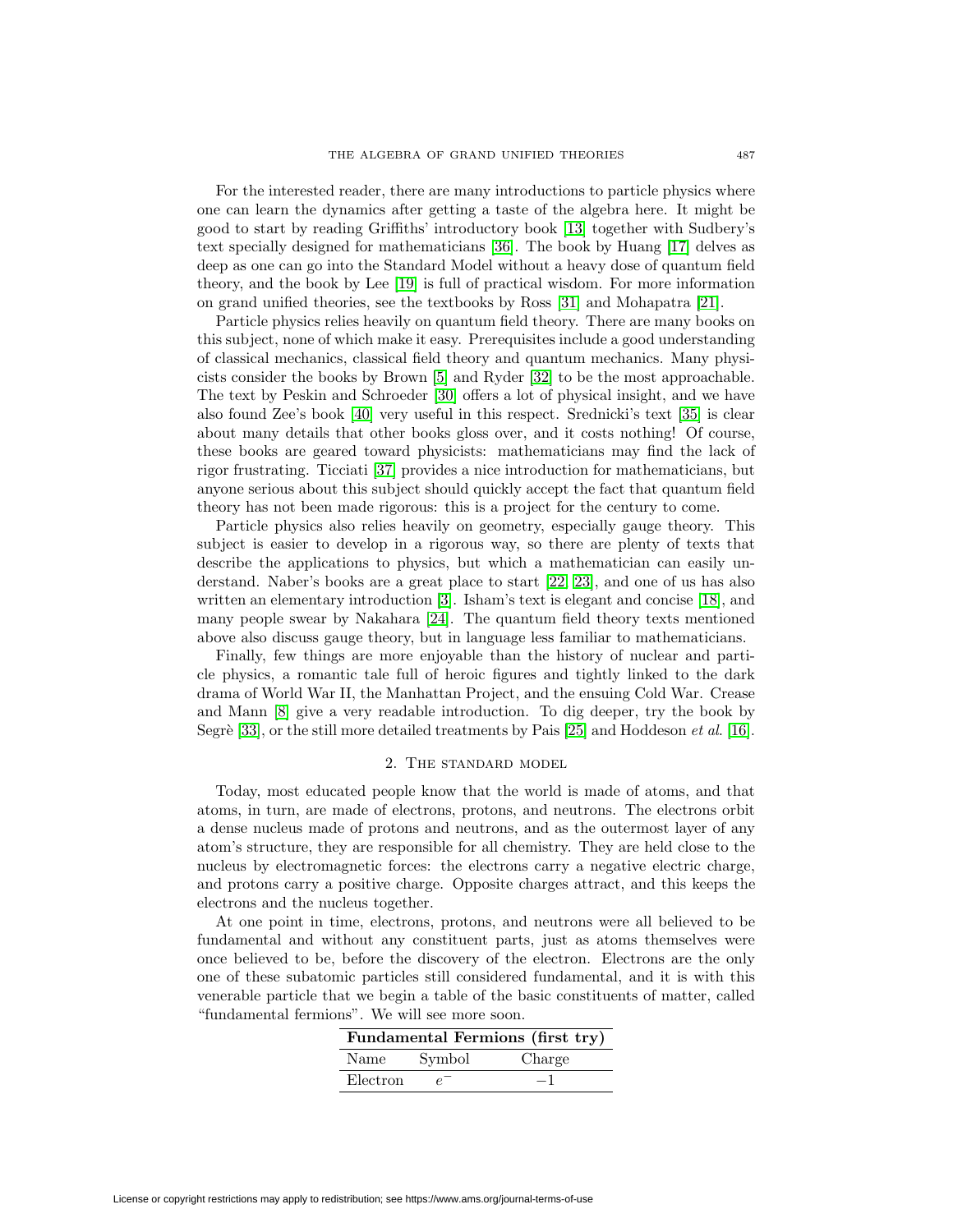For the interested reader, there are many introductions to particle physics where one can learn the dynamics after getting a taste of the algebra here. It might be good to start by reading Griffiths' introductory book [13] together with Sudbery's text specially designed for mathematicians [36]. The book by Huang [17] delves as deep as one can go into the Standard Model without a heavy dose of quantum field theory, and the book by Lee [19] is full of practical wisdom. For more information on grand unified theories, see the textbooks by Ross [31] and Mohapatra [21].

Particle physics relies heavily on quantum field theory. There are many books on this subject, none of which make it easy. Prerequisites include a good understanding of classical mechanics, classical field theory and quantum mechanics. Many physicists consider the books by Brown [5] and Ryder [32] to be the most approachable. The text by Peskin and Schroeder [30] offers a lot of physical insight, and we have also found Zee's book [40] very useful in this respect. Srednicki's text [35] is clear about many details that other books gloss over, and it costs nothing! Of course, these books are geared toward physicists: mathematicians may find the lack of rigor frustrating. Ticciati [37] provides a nice introduction for mathematicians, but anyone serious about this subject should quickly accept the fact that quantum field theory has not been made rigorous: this is a project for the century to come.

Particle physics also relies heavily on geometry, especially gauge theory. This subject is easier to develop in a rigorous way, so there are plenty of texts that describe the applications to physics, but which a mathematician can easily understand. Naber's books are a great place to start [22, 23], and one of us has also written an elementary introduction [3]. Isham's text is elegant and concise [18], and many people swear by Nakahara [24]. The quantum field theory texts mentioned above also discuss gauge theory, but in language less familiar to mathematicians.

Finally, few things are more enjoyable than the history of nuclear and particle physics, a romantic tale full of heroic figures and tightly linked to the dark drama of World War II, the Manhattan Project, and the ensuing Cold War. Crease and Mann [8] give a very readable introduction. To dig deeper, try the book by Segrè [33], or the still more detailed treatments by Pais [25] and Hoddeson *et al.* [16].

## 2. The standard model

Today, most educated people know that the world is made of atoms, and that atoms, in turn, are made of electrons, protons, and neutrons. The electrons orbit a dense nucleus made of protons and neutrons, and as the outermost layer of any atom's structure, they are responsible for all chemistry. They are held close to the nucleus by electromagnetic forces: the electrons carry a negative electric charge, and protons carry a positive charge. Opposite charges attract, and this keeps the electrons and the nucleus together.

At one point in time, electrons, protons, and neutrons were all believed to be fundamental and without any constituent parts, just as atoms themselves were once believed to be, before the discovery of the electron. Electrons are the only one of these subatomic particles still considered fundamental, and it is with this venerable particle that we begin a table of the basic constituents of matter, called "fundamental fermions". We will see more soon.

| **Fundamental Fermions (first try)** | | |
|---|---|---|
| Name | Symbol | Charge |
| Electron | $e^-$ | $-1$ |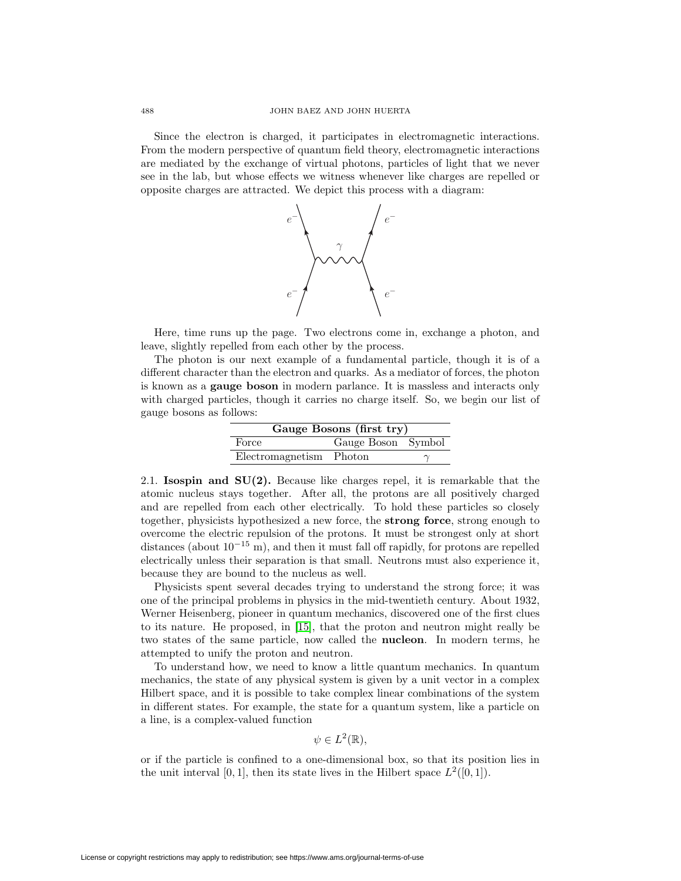Since the electron is charged, it participates in electromagnetic interactions. From the modern perspective of quantum field theory, electromagnetic interactions are mediated by the exchange of virtual photons, particles of light that we never see in the lab, but whose effects we witness whenever like charges are repelled or opposite charges are attracted. We depict this process with a diagram:

Here, time runs up the page. Two electrons come in, exchange a photon, and leave, slightly repelled from each other by the process.

The photon is our next example of a fundamental particle, though it is of a different character than the electron and quarks. As a mediator of forces, the photon is known as a **gauge boson** in modern parlance. It is massless and interacts only with charged particles, though it carries no charge itself. So, we begin our list of gauge bosons as follows:

| **Gauge Bosons (first try)** | | |
|---|---|---|
| Force | Gauge Boson | Symbol |
| Electromagnetism | Photon | $\gamma$ |

2.1. **Isospin and SU(2).** Because like charges repel, it is remarkable that the atomic nucleus stays together. After all, the protons are all positively charged and are repelled from each other electrically. To hold these particles so closely together, physicists hypothesized a new force, the **strong force**, strong enough to overcome the electric repulsion of the protons. It must be strongest only at short distances (about $10^{-15}$ m), and then it must fall off rapidly, for protons are repelled electrically unless their separation is that small. Neutrons must also experience it, because they are bound to the nucleus as well.

Physicists spent several decades trying to understand the strong force; it was one of the principal problems in physics in the mid-twentieth century. About 1932, Werner Heisenberg, pioneer in quantum mechanics, discovered one of the first clues to its nature. He proposed, in [15], that the proton and neutron might really be two states of the same particle, now called the **nucleon**. In modern terms, he attempted to unify the proton and neutron.

To understand how, we need to know a little quantum mechanics. In quantum mechanics, the state of any physical system is given by a unit vector in a complex Hilbert space, and it is possible to take complex linear combinations of the system in different states. For example, the state for a quantum system, like a particle on a line, is a complex-valued function

$$\psi \in L^2(\mathbb{R}),$$

or if the particle is confined to a one-dimensional box, so that its position lies in the unit interval $[0,1]$, then its state lives in the Hilbert space $L^2([0,1])$.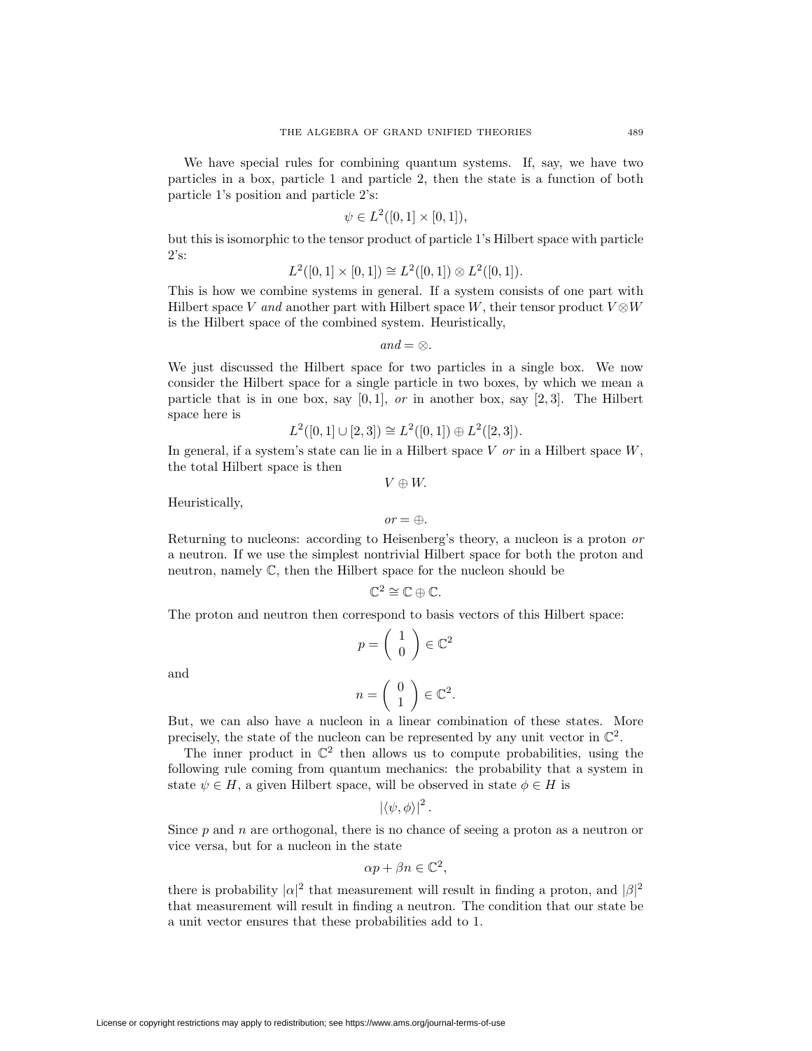We have special rules for combining quantum systems. If, say, we have two particles in a box, particle 1 and particle 2, then the state is a function of both particle 1's position and particle 2's:

$$\psi \in L^2([0,1] \times [0,1]),$$

but this is isomorphic to the tensor product of particle 1's Hilbert space with particle 2's:

$$L^2([0,1] \times [0,1]) \cong L^2([0,1]) \otimes L^2([0,1]).$$

This is how we combine systems in general. If a system consists of one part with Hilbert space $V$ *and* another part with Hilbert space $W$, their tensor product $V \otimes W$ is the Hilbert space of the combined system. Heuristically,

$$\textit{and} = \otimes.$$

We just discussed the Hilbert space for two particles in a single box. We now consider the Hilbert space for a single particle in two boxes, by which we mean a particle that is in one box, say $[0,1]$, *or* in another box, say $[2,3]$. The Hilbert space here is

$$L^2([0,1] \cup [2,3]) \cong L^2([0,1]) \oplus L^2([2,3]).$$

In general, if a system's state can lie in a Hilbert space $V$ *or* in a Hilbert space $W$, the total Hilbert space is then

$$V \oplus W.$$

Heuristically,

$$\textit{or} = \oplus.$$

Returning to nucleons: according to Heisenberg's theory, a nucleon is a proton *or* a neutron. If we use the simplest nontrivial Hilbert space for both the proton and neutron, namely $\mathbb{C}$, then the Hilbert space for the nucleon should be

$$\mathbb{C}^2 \cong \mathbb{C} \oplus \mathbb{C}.$$

The proton and neutron then correspond to basis vectors of this Hilbert space:

$$p = \begin{pmatrix} 1 \\ 0 \end{pmatrix} \in \mathbb{C}^2$$

and

$$n = \begin{pmatrix} 0 \\ 1 \end{pmatrix} \in \mathbb{C}^2.$$

But, we can also have a nucleon in a linear combination of these states. More precisely, the state of the nucleon can be represented by any unit vector in $\mathbb{C}^2$.

The inner product in $\mathbb{C}^2$ then allows us to compute probabilities, using the following rule coming from quantum mechanics: the probability that a system in state $\psi \in H$, a given Hilbert space, will be observed in state $\phi \in H$ is

$$|\langle \psi, \phi \rangle|^2.$$

Since $p$ and $n$ are orthogonal, there is no chance of seeing a proton as a neutron or vice versa, but for a nucleon in the state

$$\alpha p + \beta n \in \mathbb{C}^2,$$

there is probability $|\alpha|^2$ that measurement will result in finding a proton, and $|\beta|^2$ that measurement will result in finding a neutron. The condition that our state be a unit vector ensures that these probabilities add to 1.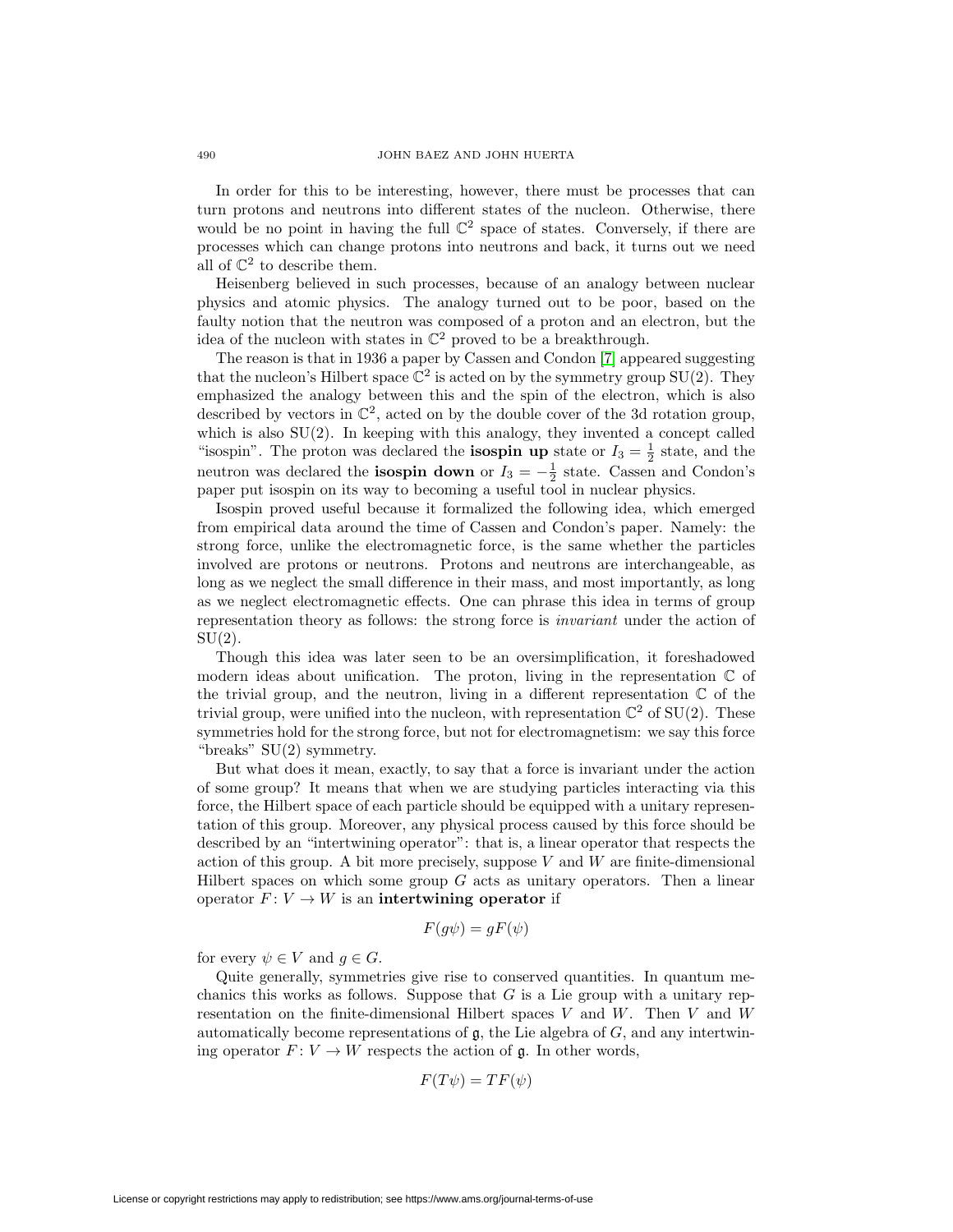In order for this to be interesting, however, there must be processes that can turn protons and neutrons into different states of the nucleon. Otherwise, there would be no point in having the full $\mathbb{C}^2$ space of states. Conversely, if there are processes which can change protons into neutrons and back, it turns out we need all of $\mathbb{C}^2$ to describe them.

Heisenberg believed in such processes, because of an analogy between nuclear physics and atomic physics. The analogy turned out to be poor, based on the faulty notion that the neutron was composed of a proton and an electron, but the idea of the nucleon with states in $\mathbb{C}^2$ proved to be a breakthrough.

The reason is that in 1936 a paper by Cassen and Condon [7] appeared suggesting that the nucleon's Hilbert space $\mathbb{C}^2$ is acted on by the symmetry group $\mathrm{SU}(2)$. They emphasized the analogy between this and the spin of the electron, which is also described by vectors in $\mathbb{C}^2$, acted on by the double cover of the 3d rotation group, which is also $\mathrm{SU}(2)$. In keeping with this analogy, they invented a concept called "isospin". The proton was declared the **isospin up** state or $I_3 = \frac{1}{2}$ state, and the neutron was declared the **isospin down** or $I_3 = -\frac{1}{2}$ state. Cassen and Condon's paper put isospin on its way to becoming a useful tool in nuclear physics.

Isospin proved useful because it formalized the following idea, which emerged from empirical data around the time of Cassen and Condon's paper. Namely: the strong force, unlike the electromagnetic force, is the same whether the particles involved are protons or neutrons. Protons and neutrons are interchangeable, as long as we neglect the small difference in their mass, and most importantly, as long as we neglect electromagnetic effects. One can phrase this idea in terms of group representation theory as follows: the strong force is *invariant* under the action of $\mathrm{SU}(2)$.

Though this idea was later seen to be an oversimplification, it foreshadowed modern ideas about unification. The proton, living in the representation $\mathbb{C}$ of the trivial group, and the neutron, living in a different representation $\mathbb{C}$ of the trivial group, were unified into the nucleon, with representation $\mathbb{C}^2$ of $\mathrm{SU}(2)$. These symmetries hold for the strong force, but not for electromagnetism: we say this force "breaks" $\mathrm{SU}(2)$ symmetry.

But what does it mean, exactly, to say that a force is invariant under the action of some group? It means that when we are studying particles interacting via this force, the Hilbert space of each particle should be equipped with a unitary representation of this group. Moreover, any physical process caused by this force should be described by an "intertwining operator": that is, a linear operator that respects the action of this group. A bit more precisely, suppose $V$ and $W$ are finite-dimensional Hilbert spaces on which some group $G$ acts as unitary operators. Then a linear operator $F\colon V \to W$ is an **intertwining operator** if

$$F(g\psi) = gF(\psi)$$

for every $\psi \in V$ and $g \in G$.

Quite generally, symmetries give rise to conserved quantities. In quantum mechanics this works as follows. Suppose that $G$ is a Lie group with a unitary representation on the finite-dimensional Hilbert spaces $V$ and $W$. Then $V$ and $W$ automatically become representations of $\mathfrak{g}$, the Lie algebra of $G$, and any intertwining operator $F\colon V \to W$ respects the action of $\mathfrak{g}$. In other words,

$$F(T\psi) = TF(\psi)$$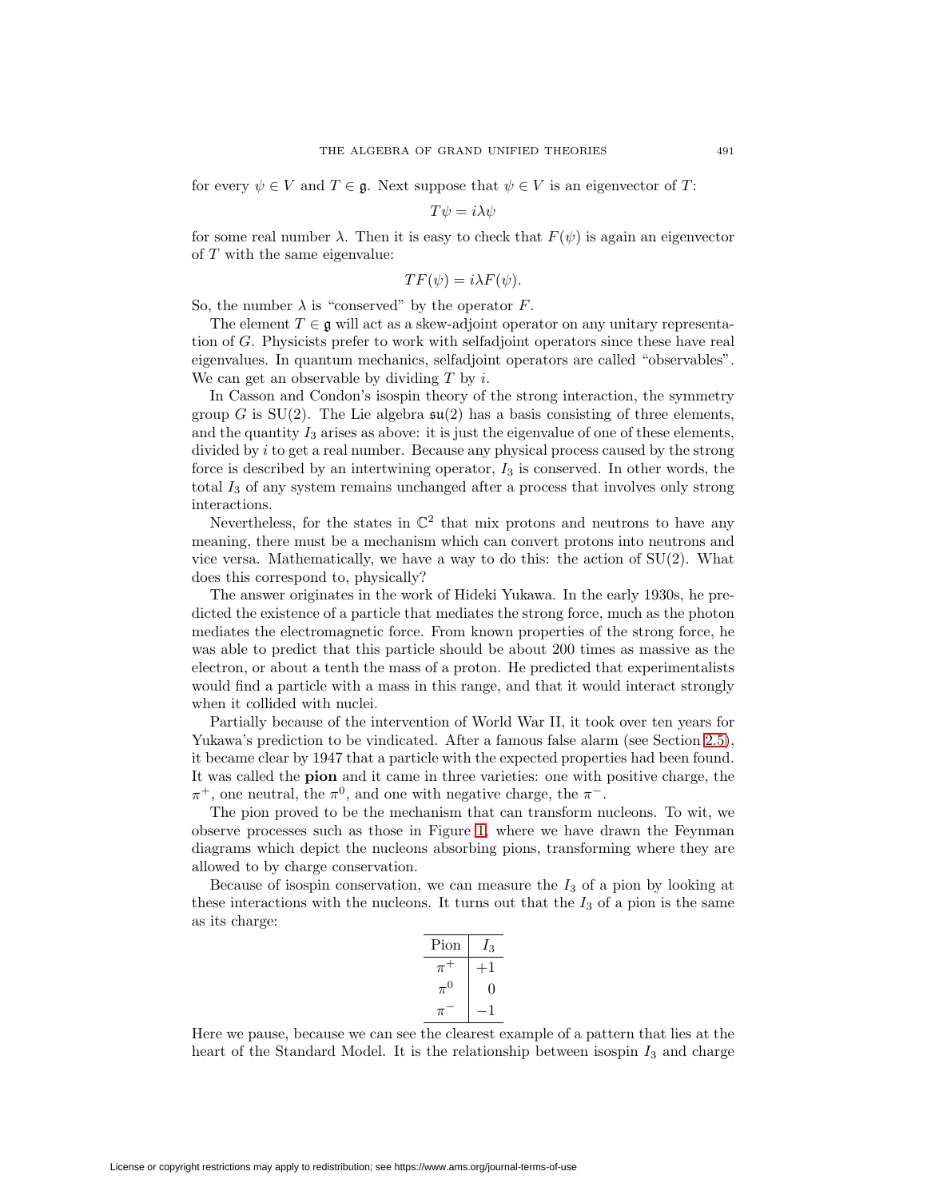for every $\psi \in V$ and $T \in \mathfrak{g}$. Next suppose that $\psi \in V$ is an eigenvector of $T$:

$$T\psi = i\lambda\psi$$

for some real number $\lambda$. Then it is easy to check that $F(\psi)$ is again an eigenvector of $T$ with the same eigenvalue:

$$TF(\psi) = i\lambda F(\psi).$$

So, the number $\lambda$ is "conserved" by the operator $F$.

The element $T \in \mathfrak{g}$ will act as a skew-adjoint operator on any unitary representation of $G$. Physicists prefer to work with selfadjoint operators since these have real eigenvalues. In quantum mechanics, selfadjoint operators are called "observables". We can get an observable by dividing $T$ by $i$.

In Casson and Condon's isospin theory of the strong interaction, the symmetry group $G$ is $\mathrm{SU}(2)$. The Lie algebra $\mathfrak{su}(2)$ has a basis consisting of three elements, and the quantity $I_3$ arises as above: it is just the eigenvalue of one of these elements, divided by $i$ to get a real number. Because any physical process caused by the strong force is described by an intertwining operator, $I_3$ is conserved. In other words, the total $I_3$ of any system remains unchanged after a process that involves only strong interactions.

Nevertheless, for the states in $\mathbb{C}^2$ that mix protons and neutrons to have any meaning, there must be a mechanism which can convert protons into neutrons and vice versa. Mathematically, we have a way to do this: the action of $\mathrm{SU}(2)$. What does this correspond to, physically?

The answer originates in the work of Hideki Yukawa. In the early 1930s, he predicted the existence of a particle that mediates the strong force, much as the photon mediates the electromagnetic force. From known properties of the strong force, he was able to predict that this particle should be about 200 times as massive as the electron, or about a tenth the mass of a proton. He predicted that experimentalists would find a particle with a mass in this range, and that it would interact strongly when it collided with nuclei.

Partially because of the intervention of World War II, it took over ten years for Yukawa's prediction to be vindicated. After a famous false alarm (see Section 2.5), it became clear by 1947 that a particle with the expected properties had been found. It was called the **pion** and it came in three varieties: one with positive charge, the $\pi^+$, one neutral, the $\pi^0$, and one with negative charge, the $\pi^-$.

The pion proved to be the mechanism that can transform nucleons. To wit, we observe processes such as those in Figure 1, where we have drawn the Feynman diagrams which depict the nucleons absorbing pions, transforming where they are allowed to by charge conservation.

Because of isospin conservation, we can measure the $I_3$ of a pion by looking at these interactions with the nucleons. It turns out that the $I_3$ of a pion is the same as its charge:

| Pion | $I_3$ |
|---|---|
| $\pi^+$ | $+1$ |
| $\pi^0$ | $0$ |
| $\pi^-$ | $-1$ |

Here we pause, because we can see the clearest example of a pattern that lies at the heart of the Standard Model. It is the relationship between isospin $I_3$ and charge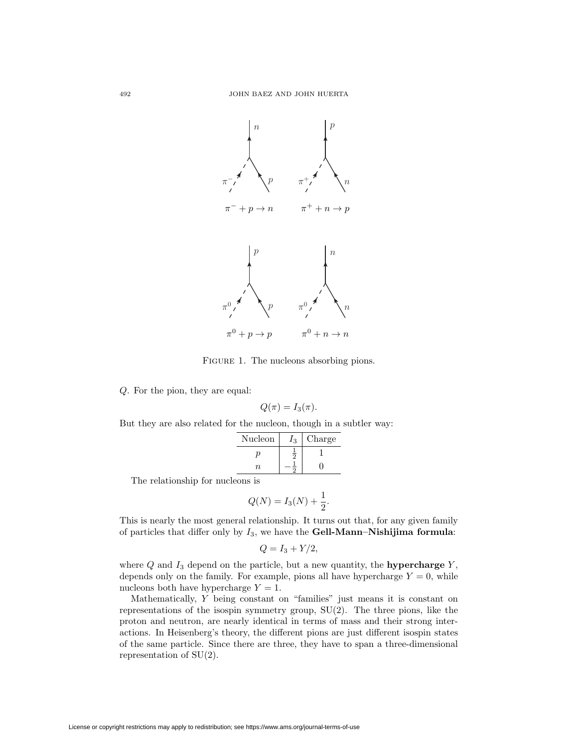$\pi^- + p \to n$ $\qquad$ $\pi^+ + n \to p$

$\pi^0 + p \to p$ $\qquad$ $\pi^0 + n \to n$

Figure 1. The nucleons absorbing pions.

$Q$. For the pion, they are equal:

$$Q(\pi) = I_3(\pi).$$

But they are also related for the nucleon, though in a subtler way:

| Nucleon | $I_3$ | Charge |
|---|---|---|
| $p$ | $\frac{1}{2}$ | 1 |
| $n$ | $-\frac{1}{2}$ | 0 |

The relationship for nucleons is

$$Q(N) = I_3(N) + \frac{1}{2}.$$

This is nearly the most general relationship. It turns out that, for any given family of particles that differ only by $I_3$, we have the **Gell-Mann–Nishijima formula**:

$$Q = I_3 + Y/2,$$

where $Q$ and $I_3$ depend on the particle, but a new quantity, the **hypercharge** $Y$, depends only on the family. For example, pions all have hypercharge $Y = 0$, while nucleons both have hypercharge $Y = 1$.

Mathematically, $Y$ being constant on "families" just means it is constant on representations of the isospin symmetry group, SU(2). The three pions, like the proton and neutron, are nearly identical in terms of mass and their strong interactions. In Heisenberg's theory, the different pions are just different isospin states of the same particle. Since there are three, they have to span a three-dimensional representation of SU(2).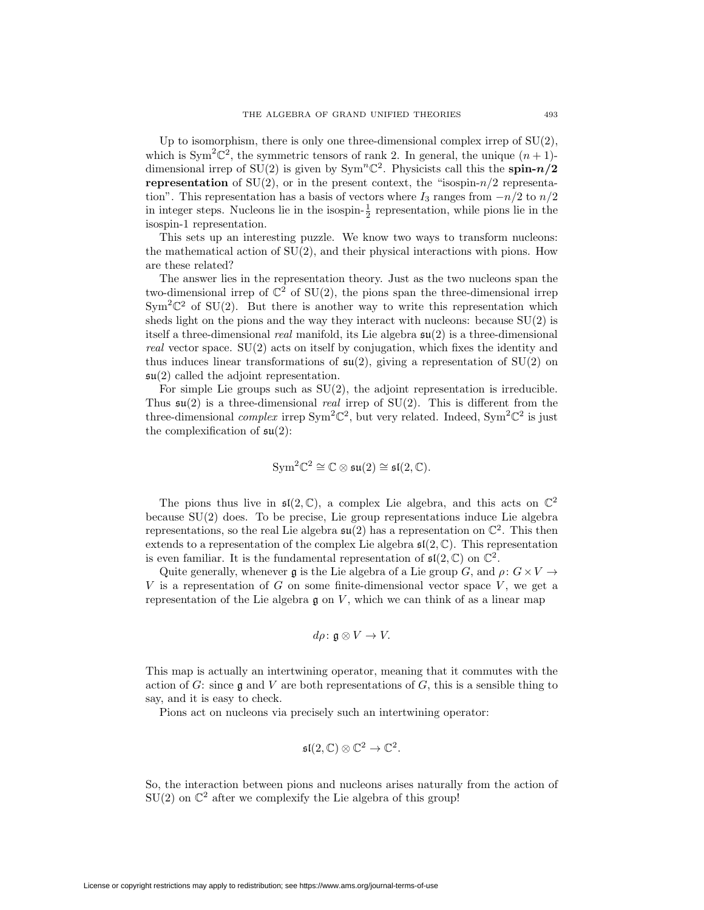Up to isomorphism, there is only one three-dimensional complex irrep of $\mathrm{SU}(2)$, which is $\mathrm{Sym}^2\mathbb{C}^2$, the symmetric tensors of rank 2. In general, the unique $(n+1)$-dimensional irrep of $\mathrm{SU}(2)$ is given by $\mathrm{Sym}^n\mathbb{C}^2$. Physicists call this the **spin-$n/2$ representation** of $\mathrm{SU}(2)$, or in the present context, the "isospin-$n/2$ representation". This representation has a basis of vectors where $I_3$ ranges from $-n/2$ to $n/2$ in integer steps. Nucleons lie in the isospin-$\frac{1}{2}$ representation, while pions lie in the isospin-1 representation.

This sets up an interesting puzzle. We know two ways to transform nucleons: the mathematical action of $\mathrm{SU}(2)$, and their physical interactions with pions. How are these related?

The answer lies in the representation theory. Just as the two nucleons span the two-dimensional irrep of $\mathbb{C}^2$ of $\mathrm{SU}(2)$, the pions span the three-dimensional irrep $\mathrm{Sym}^2\mathbb{C}^2$ of $\mathrm{SU}(2)$. But there is another way to write this representation which sheds light on the pions and the way they interact with nucleons: because $\mathrm{SU}(2)$ is itself a three-dimensional *real* manifold, its Lie algebra $\mathfrak{su}(2)$ is a three-dimensional *real* vector space. $\mathrm{SU}(2)$ acts on itself by conjugation, which fixes the identity and thus induces linear transformations of $\mathfrak{su}(2)$, giving a representation of $\mathrm{SU}(2)$ on $\mathfrak{su}(2)$ called the adjoint representation.

For simple Lie groups such as $\mathrm{SU}(2)$, the adjoint representation is irreducible. Thus $\mathfrak{su}(2)$ is a three-dimensional *real* irrep of $\mathrm{SU}(2)$. This is different from the three-dimensional *complex* irrep $\mathrm{Sym}^2\mathbb{C}^2$, but very related. Indeed, $\mathrm{Sym}^2\mathbb{C}^2$ is just the complexification of $\mathfrak{su}(2)$:

$$\mathrm{Sym}^2\mathbb{C}^2 \cong \mathbb{C} \otimes \mathfrak{su}(2) \cong \mathfrak{sl}(2,\mathbb{C}).$$

The pions thus live in $\mathfrak{sl}(2,\mathbb{C})$, a complex Lie algebra, and this acts on $\mathbb{C}^2$ because $\mathrm{SU}(2)$ does. To be precise, Lie group representations induce Lie algebra representations, so the real Lie algebra $\mathfrak{su}(2)$ has a representation on $\mathbb{C}^2$. This then extends to a representation of the complex Lie algebra $\mathfrak{sl}(2,\mathbb{C})$. This representation is even familiar. It is the fundamental representation of $\mathfrak{sl}(2,\mathbb{C})$ on $\mathbb{C}^2$.

Quite generally, whenever $\mathfrak{g}$ is the Lie algebra of a Lie group $G$, and $\rho\colon G \times V \to V$ is a representation of $G$ on some finite-dimensional vector space $V$, we get a representation of the Lie algebra $\mathfrak{g}$ on $V$, which we can think of as a linear map

$$d\rho\colon \mathfrak{g} \otimes V \to V.$$

This map is actually an intertwining operator, meaning that it commutes with the action of $G$: since $\mathfrak{g}$ and $V$ are both representations of $G$, this is a sensible thing to say, and it is easy to check.

Pions act on nucleons via precisely such an intertwining operator:

$$\mathfrak{sl}(2,\mathbb{C}) \otimes \mathbb{C}^2 \to \mathbb{C}^2.$$

So, the interaction between pions and nucleons arises naturally from the action of $\mathrm{SU}(2)$ on $\mathbb{C}^2$ after we complexify the Lie algebra of this group!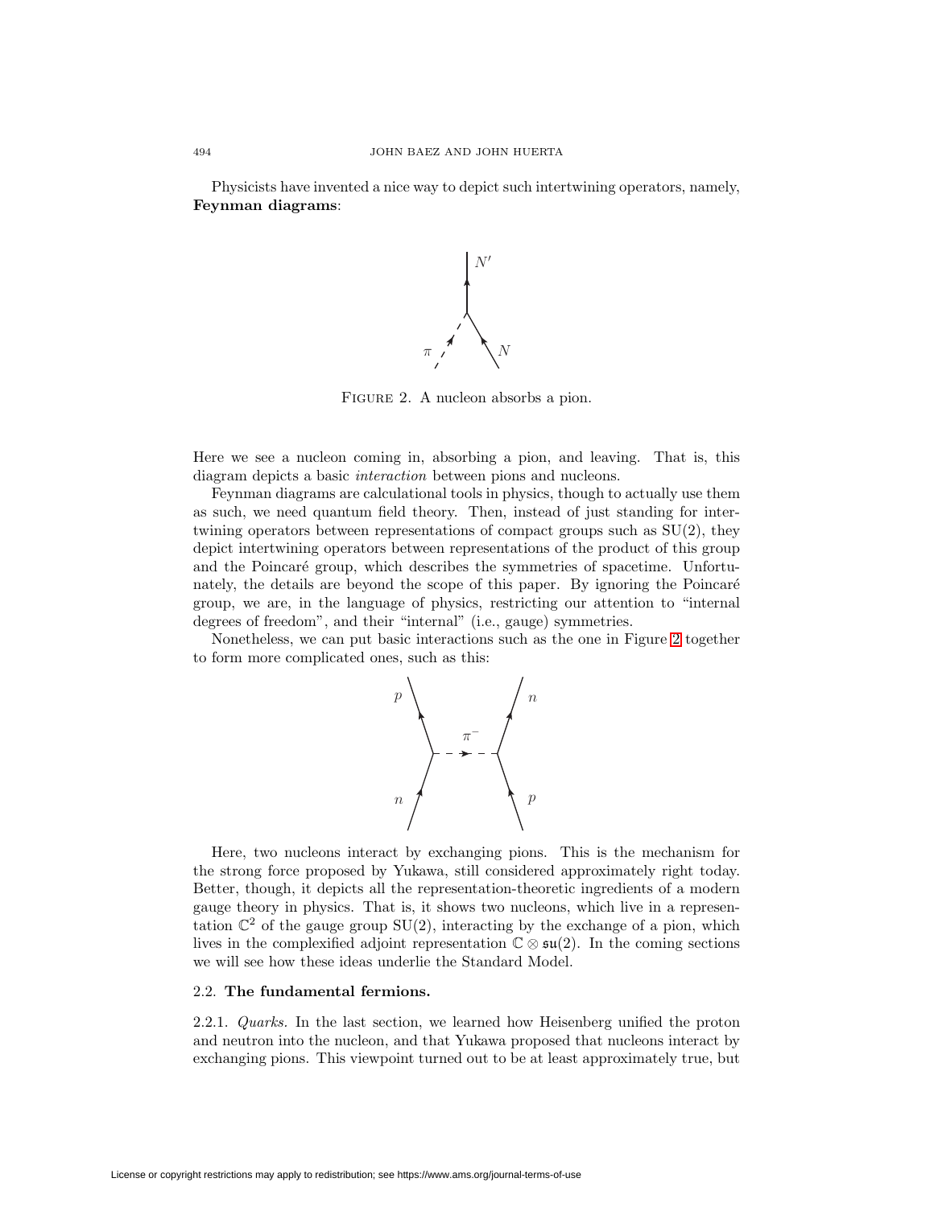Physicists have invented a nice way to depict such intertwining operators, namely, **Feynman diagrams**:

FIGURE 2. A nucleon absorbs a pion.

Here we see a nucleon coming in, absorbing a pion, and leaving. That is, this diagram depicts a basic *interaction* between pions and nucleons.

Feynman diagrams are calculational tools in physics, though to actually use them as such, we need quantum field theory. Then, instead of just standing for intertwining operators between representations of compact groups such as SU(2), they depict intertwining operators between representations of the product of this group and the Poincaré group, which describes the symmetries of spacetime. Unfortunately, the details are beyond the scope of this paper. By ignoring the Poincaré group, we are, in the language of physics, restricting our attention to "internal degrees of freedom", and their "internal" (i.e., gauge) symmetries.

Nonetheless, we can put basic interactions such as the one in Figure 2 together to form more complicated ones, such as this:

Here, two nucleons interact by exchanging pions. This is the mechanism for the strong force proposed by Yukawa, still considered approximately right today. Better, though, it depicts all the representation-theoretic ingredients of a modern gauge theory in physics. That is, it shows two nucleons, which live in a representation $\mathbb{C}^2$ of the gauge group SU(2), interacting by the exchange of a pion, which lives in the complexified adjoint representation $\mathbb{C} \otimes \mathfrak{su}(2)$. In the coming sections we will see how these ideas underlie the Standard Model.

### 2.2. The fundamental fermions.

2.2.1. *Quarks.* In the last section, we learned how Heisenberg unified the proton and neutron into the nucleon, and that Yukawa proposed that nucleons interact by exchanging pions. This viewpoint turned out to be at least approximately true, but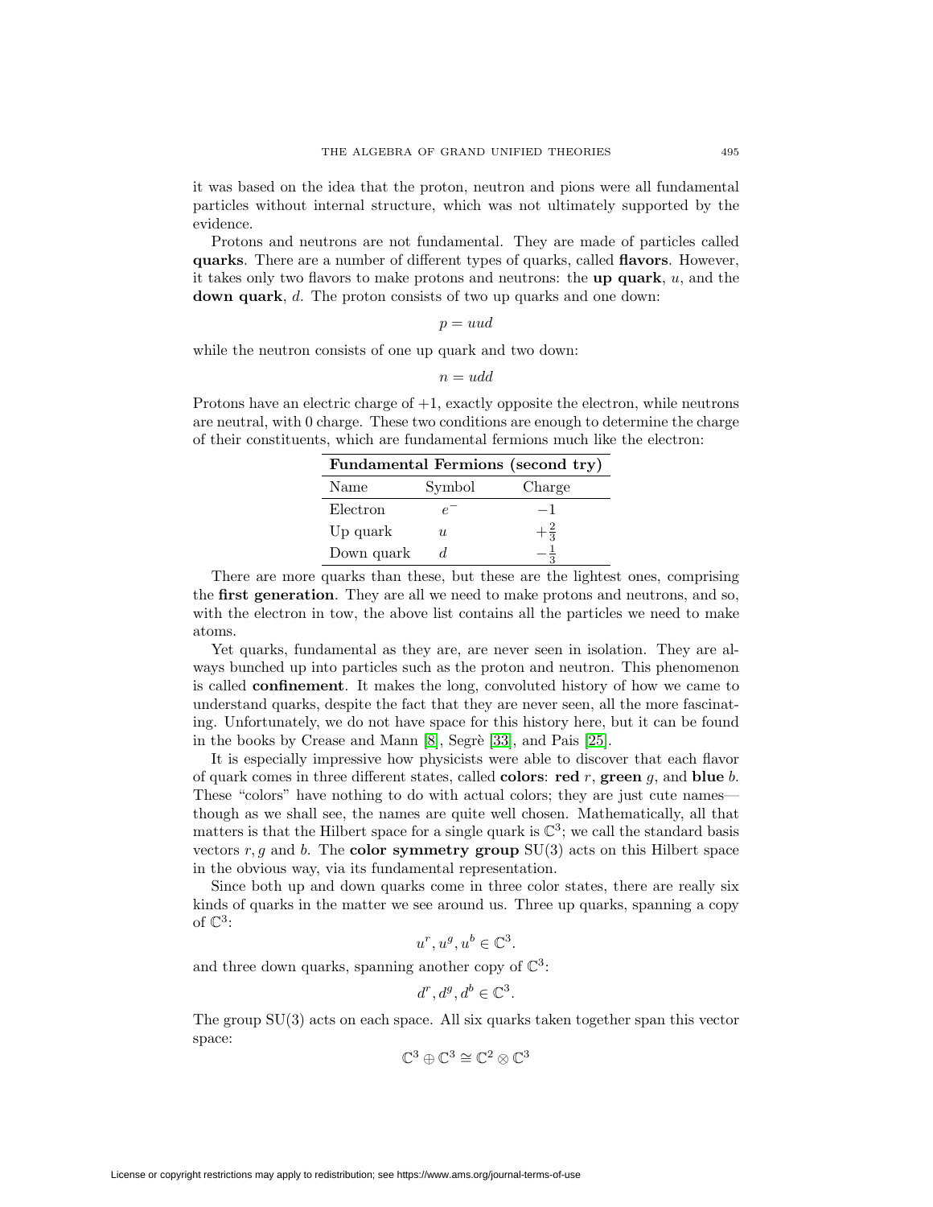it was based on the idea that the proton, neutron and pions were all fundamental particles without internal structure, which was not ultimately supported by the evidence.

Protons and neutrons are not fundamental. They are made of particles called **quarks**. There are a number of different types of quarks, called **flavors**. However, it takes only two flavors to make protons and neutrons: the **up quark**, $u$, and the **down quark**, $d$. The proton consists of two up quarks and one down:

$$p = uud$$

while the neutron consists of one up quark and two down:

$$n = udd$$

Protons have an electric charge of $+1$, exactly opposite the electron, while neutrons are neutral, with 0 charge. These two conditions are enough to determine the charge of their constituents, which are fundamental fermions much like the electron:

| **Fundamental Fermions (second try)** | | |
|---|---|---|
| Name | Symbol | Charge |
| Electron | $e^-$ | $-1$ |
| Up quark | $u$ | $+\frac{2}{3}$ |
| Down quark | $d$ | $-\frac{1}{3}$ |

There are more quarks than these, but these are the lightest ones, comprising the **first generation**. They are all we need to make protons and neutrons, and so, with the electron in tow, the above list contains all the particles we need to make atoms.

Yet quarks, fundamental as they are, are never seen in isolation. They are always bunched up into particles such as the proton and neutron. This phenomenon is called **confinement**. It makes the long, convoluted history of how we came to understand quarks, despite the fact that they are never seen, all the more fascinating. Unfortunately, we do not have space for this history here, but it can be found in the books by Crease and Mann [8], Segrè [33], and Pais [25].

It is especially impressive how physicists were able to discover that each flavor of quark comes in three different states, called **colors**: **red** $r$, **green** $g$, and **blue** $b$. These "colors" have nothing to do with actual colors; they are just cute names—though as we shall see, the names are quite well chosen. Mathematically, all that matters is that the Hilbert space for a single quark is $\mathbb{C}^3$; we call the standard basis vectors $r, g$ and $b$. The **color symmetry group** $\mathrm{SU}(3)$ acts on this Hilbert space in the obvious way, via its fundamental representation.

Since both up and down quarks come in three color states, there are really six kinds of quarks in the matter we see around us. Three up quarks, spanning a copy of $\mathbb{C}^3$:

$$u^r, u^g, u^b \in \mathbb{C}^3.$$

and three down quarks, spanning another copy of $\mathbb{C}^3$:

$$d^r, d^g, d^b \in \mathbb{C}^3.$$

The group $\mathrm{SU}(3)$ acts on each space. All six quarks taken together span this vector space:

$$\mathbb{C}^3 \oplus \mathbb{C}^3 \cong \mathbb{C}^2 \otimes \mathbb{C}^3$$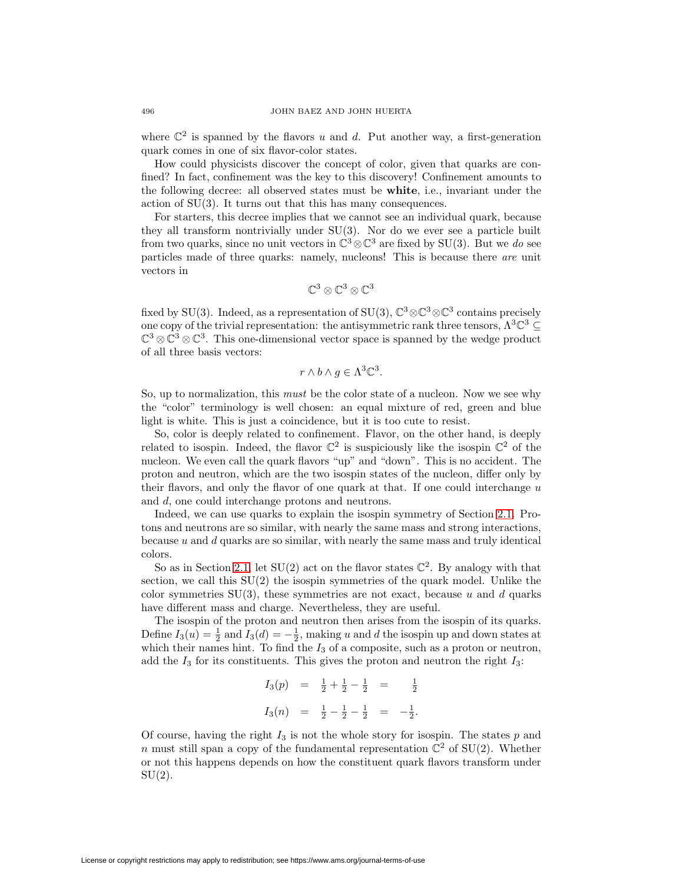where $\mathbb{C}^2$ is spanned by the flavors $u$ and $d$. Put another way, a first-generation quark comes in one of six flavor-color states.

How could physicists discover the concept of color, given that quarks are confined? In fact, confinement was the key to this discovery! Confinement amounts to the following decree: all observed states must be **white**, i.e., invariant under the action of SU(3). It turns out that this has many consequences.

For starters, this decree implies that we cannot see an individual quark, because they all transform nontrivially under SU(3). Nor do we ever see a particle built from two quarks, since no unit vectors in $\mathbb{C}^3 \otimes \mathbb{C}^3$ are fixed by SU(3). But we *do* see particles made of three quarks: namely, nucleons! This is because there *are* unit vectors in

$$\mathbb{C}^3 \otimes \mathbb{C}^3 \otimes \mathbb{C}^3$$

fixed by SU(3). Indeed, as a representation of SU(3), $\mathbb{C}^3 \otimes \mathbb{C}^3 \otimes \mathbb{C}^3$ contains precisely one copy of the trivial representation: the antisymmetric rank three tensors, $\Lambda^3\mathbb{C}^3 \subseteq \mathbb{C}^3 \otimes \mathbb{C}^3 \otimes \mathbb{C}^3$. This one-dimensional vector space is spanned by the wedge product of all three basis vectors:

$$r \wedge b \wedge g \in \Lambda^3\mathbb{C}^3.$$

So, up to normalization, this *must* be the color state of a nucleon. Now we see why the "color" terminology is well chosen: an equal mixture of red, green and blue light is white. This is just a coincidence, but it is too cute to resist.

So, color is deeply related to confinement. Flavor, on the other hand, is deeply related to isospin. Indeed, the flavor $\mathbb{C}^2$ is suspiciously like the isospin $\mathbb{C}^2$ of the nucleon. We even call the quark flavors "up" and "down". This is no accident. The proton and neutron, which are the two isospin states of the nucleon, differ only by their flavors, and only the flavor of one quark at that. If one could interchange $u$ and $d$, one could interchange protons and neutrons.

Indeed, we can use quarks to explain the isospin symmetry of Section 2.1. Protons and neutrons are so similar, with nearly the same mass and strong interactions, because $u$ and $d$ quarks are so similar, with nearly the same mass and truly identical colors.

So as in Section 2.1, let SU(2) act on the flavor states $\mathbb{C}^2$. By analogy with that section, we call this SU(2) the isospin symmetries of the quark model. Unlike the color symmetries SU(3), these symmetries are not exact, because $u$ and $d$ quarks have different mass and charge. Nevertheless, they are useful.

The isospin of the proton and neutron then arises from the isospin of its quarks. Define $I_3(u) = \frac{1}{2}$ and $I_3(d) = -\frac{1}{2}$, making $u$ and $d$ the isospin up and down states at which their names hint. To find the $I_3$ of a composite, such as a proton or neutron, add the $I_3$ for its constituents. This gives the proton and neutron the right $I_3$:

$$\begin{aligned} I_3(p) &= \tfrac{1}{2} + \tfrac{1}{2} - \tfrac{1}{2} &= \tfrac{1}{2} \\ I_3(n) &= \tfrac{1}{2} - \tfrac{1}{2} - \tfrac{1}{2} &= -\tfrac{1}{2}. \end{aligned}$$

Of course, having the right $I_3$ is not the whole story for isospin. The states $p$ and $n$ must still span a copy of the fundamental representation $\mathbb{C}^2$ of SU(2). Whether or not this happens depends on how the constituent quark flavors transform under SU(2).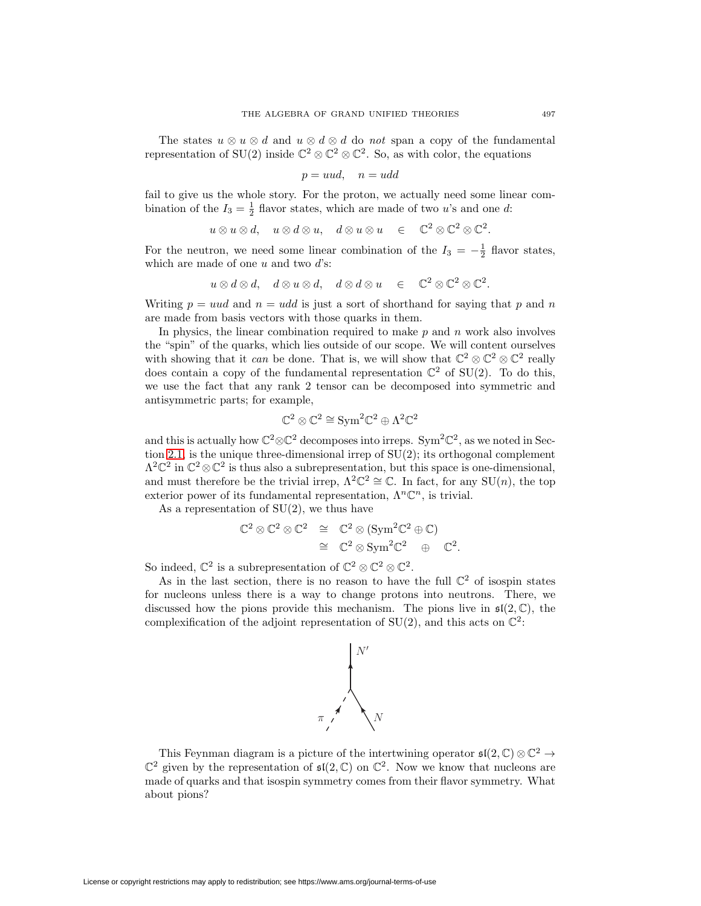The states $u \otimes u \otimes d$ and $u \otimes d \otimes d$ do *not* span a copy of the fundamental representation of SU(2) inside $\mathbb{C}^2 \otimes \mathbb{C}^2 \otimes \mathbb{C}^2$. So, as with color, the equations

$$p = uud, \quad n = udd$$

fail to give us the whole story. For the proton, we actually need some linear combination of the $I_3 = \frac{1}{2}$ flavor states, which are made of two $u$'s and one $d$:

$$u \otimes u \otimes d, \quad u \otimes d \otimes u, \quad d \otimes u \otimes u \quad \in \quad \mathbb{C}^2 \otimes \mathbb{C}^2 \otimes \mathbb{C}^2.$$

For the neutron, we need some linear combination of the $I_3 = -\frac{1}{2}$ flavor states, which are made of one $u$ and two $d$'s:

$$u \otimes d \otimes d, \quad d \otimes u \otimes d, \quad d \otimes d \otimes u \quad \in \quad \mathbb{C}^2 \otimes \mathbb{C}^2 \otimes \mathbb{C}^2.$$

Writing $p = uud$ and $n = udd$ is just a sort of shorthand for saying that $p$ and $n$ are made from basis vectors with those quarks in them.

In physics, the linear combination required to make $p$ and $n$ work also involves the "spin" of the quarks, which lies outside of our scope. We will content ourselves with showing that it *can* be done. That is, we will show that $\mathbb{C}^2 \otimes \mathbb{C}^2 \otimes \mathbb{C}^2$ really does contain a copy of the fundamental representation $\mathbb{C}^2$ of SU(2). To do this, we use the fact that any rank 2 tensor can be decomposed into symmetric and antisymmetric parts; for example,

$$\mathbb{C}^2 \otimes \mathbb{C}^2 \cong \mathrm{Sym}^2\mathbb{C}^2 \oplus \Lambda^2\mathbb{C}^2$$

and this is actually how $\mathbb{C}^2 \otimes \mathbb{C}^2$ decomposes into irreps. $\mathrm{Sym}^2\mathbb{C}^2$, as we noted in Section 2.1, is the unique three-dimensional irrep of SU(2); its orthogonal complement $\Lambda^2\mathbb{C}^2$ in $\mathbb{C}^2 \otimes \mathbb{C}^2$ is thus also a subrepresentation, but this space is one-dimensional, and must therefore be the trivial irrep, $\Lambda^2\mathbb{C}^2 \cong \mathbb{C}$. In fact, for any SU($n$), the top exterior power of its fundamental representation, $\Lambda^n\mathbb{C}^n$, is trivial.

As a representation of SU(2), we thus have

$$\begin{aligned} \mathbb{C}^2 \otimes \mathbb{C}^2 \otimes \mathbb{C}^2 &\cong \mathbb{C}^2 \otimes (\mathrm{Sym}^2\mathbb{C}^2 \oplus \mathbb{C}) \\ &\cong \mathbb{C}^2 \otimes \mathrm{Sym}^2\mathbb{C}^2 \quad \oplus \quad \mathbb{C}^2. \end{aligned}$$

So indeed, $\mathbb{C}^2$ is a subrepresentation of $\mathbb{C}^2 \otimes \mathbb{C}^2 \otimes \mathbb{C}^2$.

As in the last section, there is no reason to have the full $\mathbb{C}^2$ of isospin states for nucleons unless there is a way to change protons into neutrons. There, we discussed how the pions provide this mechanism. The pions live in $\mathfrak{sl}(2, \mathbb{C})$, the complexification of the adjoint representation of SU(2), and this acts on $\mathbb{C}^2$:

This Feynman diagram is a picture of the intertwining operator $\mathfrak{sl}(2, \mathbb{C}) \otimes \mathbb{C}^2 \to \mathbb{C}^2$ given by the representation of $\mathfrak{sl}(2, \mathbb{C})$ on $\mathbb{C}^2$. Now we know that nucleons are made of quarks and that isospin symmetry comes from their flavor symmetry. What about pions?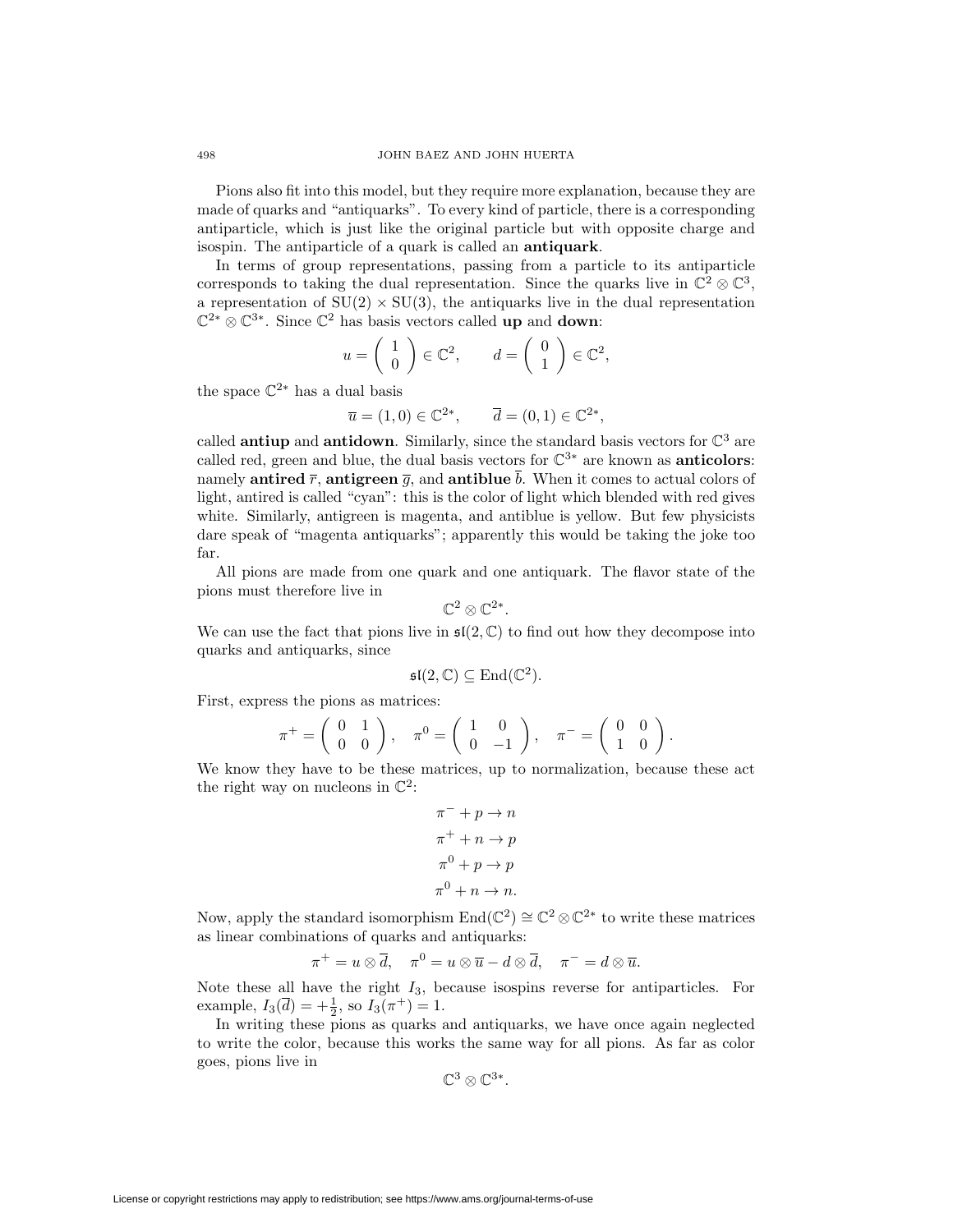Pions also fit into this model, but they require more explanation, because they are made of quarks and "antiquarks". To every kind of particle, there is a corresponding antiparticle, which is just like the original particle but with opposite charge and isospin. The antiparticle of a quark is called an **antiquark**.

In terms of group representations, passing from a particle to its antiparticle corresponds to taking the dual representation. Since the quarks live in $\mathbb{C}^2 \otimes \mathbb{C}^3$, a representation of $\mathrm{SU}(2) \times \mathrm{SU}(3)$, the antiquarks live in the dual representation $\mathbb{C}^{2*} \otimes \mathbb{C}^{3*}$. Since $\mathbb{C}^2$ has basis vectors called **up** and **down**:

$$u = \begin{pmatrix} 1 \\ 0 \end{pmatrix} \in \mathbb{C}^2, \qquad d = \begin{pmatrix} 0 \\ 1 \end{pmatrix} \in \mathbb{C}^2,$$

the space $\mathbb{C}^{2*}$ has a dual basis

$$\overline{u} = (1,0) \in \mathbb{C}^{2*}, \qquad \overline{d} = (0,1) \in \mathbb{C}^{2*},$$

called **antiup** and **antidown**. Similarly, since the standard basis vectors for $\mathbb{C}^3$ are called red, green and blue, the dual basis vectors for $\mathbb{C}^{3*}$ are known as **anticolors**: namely **antired** $\overline{r}$, **antigreen** $\overline{g}$, and **antiblue** $\overline{b}$. When it comes to actual colors of light, antired is called "cyan": this is the color of light which blended with red gives white. Similarly, antigreen is magenta, and antiblue is yellow. But few physicists dare speak of "magenta antiquarks"; apparently this would be taking the joke too far.

All pions are made from one quark and one antiquark. The flavor state of the pions must therefore live in

$$\mathbb{C}^2 \otimes \mathbb{C}^{2*}.$$

We can use the fact that pions live in $\mathfrak{sl}(2,\mathbb{C})$ to find out how they decompose into quarks and antiquarks, since

$$\mathfrak{sl}(2,\mathbb{C}) \subseteq \mathrm{End}(\mathbb{C}^2).$$

First, express the pions as matrices:

$$\pi^+ = \begin{pmatrix} 0 & 1 \\ 0 & 0 \end{pmatrix}, \quad \pi^0 = \begin{pmatrix} 1 & 0 \\ 0 & -1 \end{pmatrix}, \quad \pi^- = \begin{pmatrix} 0 & 0 \\ 1 & 0 \end{pmatrix}.$$

We know they have to be these matrices, up to normalization, because these act the right way on nucleons in $\mathbb{C}^2$:

$$\begin{aligned}
\pi^- + p &\to n \\
\pi^+ + n &\to p \\
\pi^0 + p &\to p \\
\pi^0 + n &\to n.
\end{aligned}$$

Now, apply the standard isomorphism $\mathrm{End}(\mathbb{C}^2) \cong \mathbb{C}^2 \otimes \mathbb{C}^{2*}$ to write these matrices as linear combinations of quarks and antiquarks:

$$\pi^+ = u \otimes \overline{d}, \quad \pi^0 = u \otimes \overline{u} - d \otimes \overline{d}, \quad \pi^- = d \otimes \overline{u}.$$

Note these all have the right $I_3$, because isospins reverse for antiparticles. For example, $I_3(\overline{d}) = +\frac{1}{2}$, so $I_3(\pi^+) = 1$.

In writing these pions as quarks and antiquarks, we have once again neglected to write the color, because this works the same way for all pions. As far as color goes, pions live in

$$\mathbb{C}^3 \otimes \mathbb{C}^{3*}.$$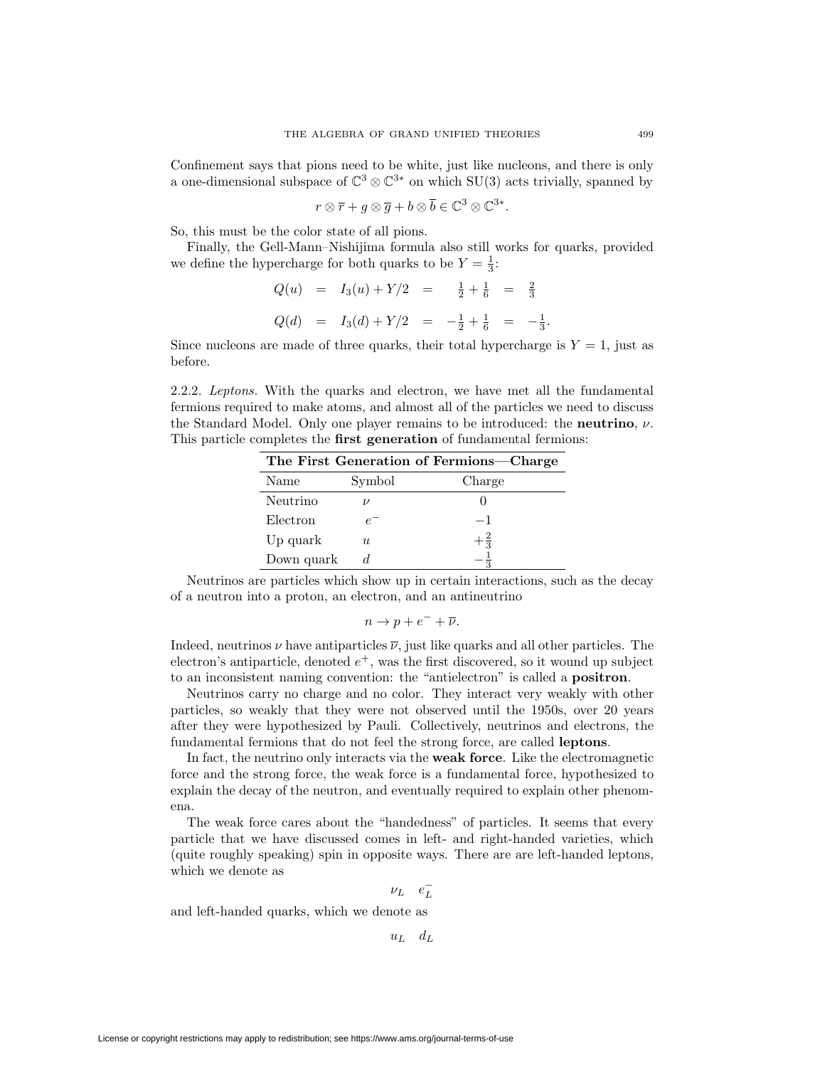Confinement says that pions need to be white, just like nucleons, and there is only a one-dimensional subspace of $\mathbb{C}^3 \otimes \mathbb{C}^{3*}$ on which SU(3) acts trivially, spanned by

$$r \otimes \overline{r} + g \otimes \overline{g} + b \otimes \overline{b} \in \mathbb{C}^3 \otimes \mathbb{C}^{3*}.$$

So, this must be the color state of all pions.

Finally, the Gell-Mann–Nishijima formula also still works for quarks, provided we define the hypercharge for both quarks to be $Y = \frac{1}{3}$:

$$\begin{aligned} Q(u) &= I_3(u) + Y/2 = \frac{1}{2} + \frac{1}{6} = \frac{2}{3} \\ Q(d) &= I_3(d) + Y/2 = -\frac{1}{2} + \frac{1}{6} = -\frac{1}{3}. \end{aligned}$$

Since nucleons are made of three quarks, their total hypercharge is $Y = 1$, just as before.

2.2.2. *Leptons.* With the quarks and electron, we have met all the fundamental fermions required to make atoms, and almost all of the particles we need to discuss the Standard Model. Only one player remains to be introduced: the **neutrino**, $\nu$. This particle completes the **first generation** of fundamental fermions:

**The First Generation of Fermions—Charge**

| Name | Symbol | Charge |
|---|---|---|
| Neutrino | $\nu$ | $0$ |
| Electron | $e^-$ | $-1$ |
| Up quark | $u$ | $+\frac{2}{3}$ |
| Down quark | $d$ | $-\frac{1}{3}$ |

Neutrinos are particles which show up in certain interactions, such as the decay of a neutron into a proton, an electron, and an antineutrino

$$n \to p + e^- + \overline{\nu}.$$

Indeed, neutrinos $\nu$ have antiparticles $\overline{\nu}$, just like quarks and all other particles. The electron's antiparticle, denoted $e^+$, was the first discovered, so it wound up subject to an inconsistent naming convention: the "antielectron" is called a **positron**.

Neutrinos carry no charge and no color. They interact very weakly with other particles, so weakly that they were not observed until the 1950s, over 20 years after they were hypothesized by Pauli. Collectively, neutrinos and electrons, the fundamental fermions that do not feel the strong force, are called **leptons**.

In fact, the neutrino only interacts via the **weak force**. Like the electromagnetic force and the strong force, the weak force is a fundamental force, hypothesized to explain the decay of the neutron, and eventually required to explain other phenomena.

The weak force cares about the "handedness" of particles. It seems that every particle that we have discussed comes in left- and right-handed varieties, which (quite roughly speaking) spin in opposite ways. There are are left-handed leptons, which we denote as

$$\nu_L \quad e^-_L$$

and left-handed quarks, which we denote as

$$u_L \quad d_L$$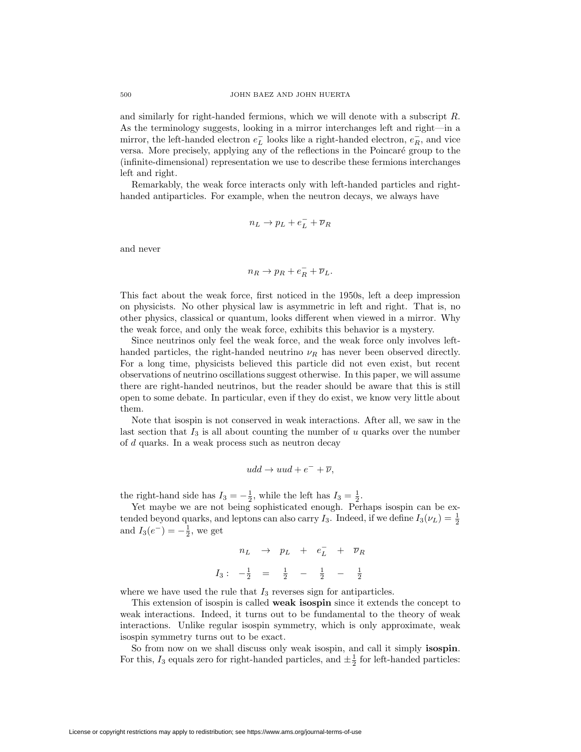and similarly for right-handed fermions, which we will denote with a subscript $R$. As the terminology suggests, looking in a mirror interchanges left and right—in a mirror, the left-handed electron $e_L^-$ looks like a right-handed electron, $e_R^-$, and vice versa. More precisely, applying any of the reflections in the Poincaré group to the (infinite-dimensional) representation we use to describe these fermions interchanges left and right.

Remarkably, the weak force interacts only with left-handed particles and right-handed antiparticles. For example, when the neutron decays, we always have

$$n_L \to p_L + e_L^- + \overline{\nu}_R$$

and never

$$n_R \to p_R + e_R^- + \overline{\nu}_L.$$

This fact about the weak force, first noticed in the 1950s, left a deep impression on physicists. No other physical law is asymmetric in left and right. That is, no other physics, classical or quantum, looks different when viewed in a mirror. Why the weak force, and only the weak force, exhibits this behavior is a mystery.

Since neutrinos only feel the weak force, and the weak force only involves left-handed particles, the right-handed neutrino $\nu_R$ has never been observed directly. For a long time, physicists believed this particle did not even exist, but recent observations of neutrino oscillations suggest otherwise. In this paper, we will assume there are right-handed neutrinos, but the reader should be aware that this is still open to some debate. In particular, even if they do exist, we know very little about them.

Note that isospin is not conserved in weak interactions. After all, we saw in the last section that $I_3$ is all about counting the number of $u$ quarks over the number of $d$ quarks. In a weak process such as neutron decay

$$udd \to uud + e^- + \overline{\nu},$$

the right-hand side has $I_3 = -\frac{1}{2}$, while the left has $I_3 = \frac{1}{2}$.

Yet maybe we are not being sophisticated enough. Perhaps isospin can be extended beyond quarks, and leptons can also carry $I_3$. Indeed, if we define $I_3(\nu_L) = \frac{1}{2}$ and $I_3(e^-) = -\frac{1}{2}$, we get

$$\begin{array}{ccccccccc} & n_L & \to & p_L & + & e_L^- & + & \overline{\nu}_R \\ I_3: & -\frac{1}{2} & = & \frac{1}{2} & - & \frac{1}{2} & - & \frac{1}{2} \end{array}$$

where we have used the rule that $I_3$ reverses sign for antiparticles.

This extension of isospin is called **weak isospin** since it extends the concept to weak interactions. Indeed, it turns out to be fundamental to the theory of weak interactions. Unlike regular isospin symmetry, which is only approximate, weak isospin symmetry turns out to be exact.

So from now on we shall discuss only weak isospin, and call it simply **isospin**. For this, $I_3$ equals zero for right-handed particles, and $\pm\frac{1}{2}$ for left-handed particles: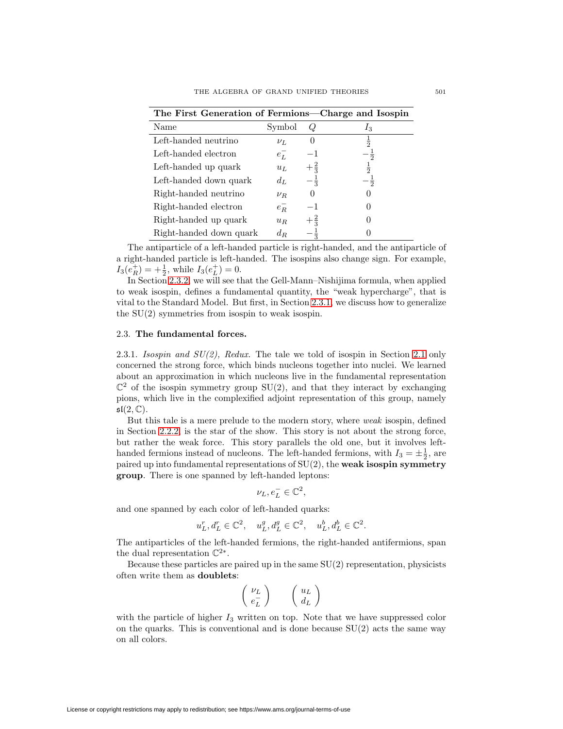| The First Generation of Fermions—Charge and Isospin | | | |
|---|---|---|---|
| Name | Symbol | $Q$ | $I_3$ |
| Left-handed neutrino | $\nu_L$ | $0$ | $\frac{1}{2}$ |
| Left-handed electron | $e^-_L$ | $-1$ | $-\frac{1}{2}$ |
| Left-handed up quark | $u_L$ | $+\frac{2}{3}$ | $\frac{1}{2}$ |
| Left-handed down quark | $d_L$ | $-\frac{1}{3}$ | $-\frac{1}{2}$ |
| Right-handed neutrino | $\nu_R$ | $0$ | $0$ |
| Right-handed electron | $e^-_R$ | $-1$ | $0$ |
| Right-handed up quark | $u_R$ | $+\frac{2}{3}$ | $0$ |
| Right-handed down quark | $d_R$ | $-\frac{1}{3}$ | $0$ |

The antiparticle of a left-handed particle is right-handed, and the antiparticle of a right-handed particle is left-handed. The isospins also change sign. For example, $I_3(e^+_R) = +\frac{1}{2}$, while $I_3(e^+_L) = 0$.

In Section 2.3.2, we will see that the Gell-Mann–Nishijima formula, when applied to weak isospin, defines a fundamental quantity, the "weak hypercharge", that is vital to the Standard Model. But first, in Section 2.3.1, we discuss how to generalize the SU(2) symmetries from isospin to weak isospin.

## 2.3. **The fundamental forces.**

2.3.1. *Isospin and SU(2), Redux.* The tale we told of isospin in Section 2.1 only concerned the strong force, which binds nucleons together into nuclei. We learned about an approximation in which nucleons live in the fundamental representation $\mathbb{C}^2$ of the isospin symmetry group SU(2), and that they interact by exchanging pions, which live in the complexified adjoint representation of this group, namely $\mathfrak{sl}(2, \mathbb{C})$.

But this tale is a mere prelude to the modern story, where *weak* isospin, defined in Section 2.2.2, is the star of the show. This story is not about the strong force, but rather the weak force. This story parallels the old one, but it involves left-handed fermions instead of nucleons. The left-handed fermions, with $I_3 = \pm\frac{1}{2}$, are paired up into fundamental representations of SU(2), the **weak isospin symmetry group**. There is one spanned by left-handed leptons:

$$\nu_L, e^-_L \in \mathbb{C}^2,$$

and one spanned by each color of left-handed quarks:

$$u^r_L, d^r_L \in \mathbb{C}^2, \quad u^g_L, d^g_L \in \mathbb{C}^2, \quad u^b_L, d^b_L \in \mathbb{C}^2.$$

The antiparticles of the left-handed fermions, the right-handed antifermions, span the dual representation $\mathbb{C}^{2*}$.

Because these particles are paired up in the same SU(2) representation, physicists often write them as **doublets**:

$$\begin{pmatrix} \nu_L \\ e^-_L \end{pmatrix} \qquad \begin{pmatrix} u_L \\ d_L \end{pmatrix}$$

with the particle of higher $I_3$ written on top. Note that we have suppressed color on the quarks. This is conventional and is done because SU(2) acts the same way on all colors.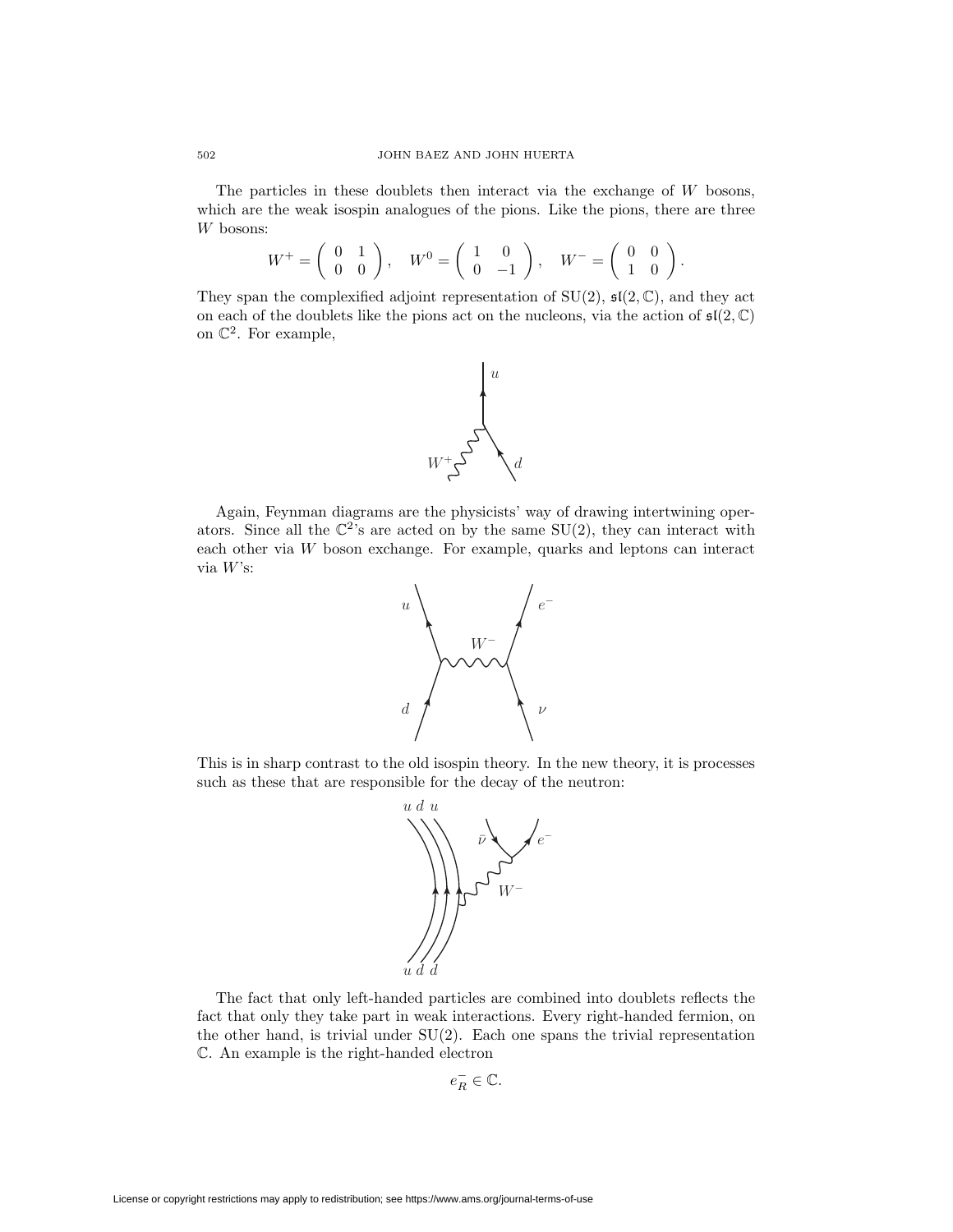The particles in these doublets then interact via the exchange of $W$ bosons, which are the weak isospin analogues of the pions. Like the pions, there are three $W$ bosons:

$$W^+ = \begin{pmatrix} 0 & 1 \\ 0 & 0 \end{pmatrix}, \quad W^0 = \begin{pmatrix} 1 & 0 \\ 0 & -1 \end{pmatrix}, \quad W^- = \begin{pmatrix} 0 & 0 \\ 1 & 0 \end{pmatrix}.$$

They span the complexified adjoint representation of $\mathrm{SU}(2)$, $\mathfrak{sl}(2, \mathbb{C})$, and they act on each of the doublets like the pions act on the nucleons, via the action of $\mathfrak{sl}(2, \mathbb{C})$ on $\mathbb{C}^2$. For example,

u

$W^+$ d

Again, Feynman diagrams are the physicists' way of drawing intertwining operators. Since all the $\mathbb{C}^2$'s are acted on by the same $\mathrm{SU}(2)$, they can interact with each other via $W$ boson exchange. For example, quarks and leptons can interact via $W$'s:

u $e^-$

$W^-$

d $\nu$

This is in sharp contrast to the old isospin theory. In the new theory, it is processes such as these that are responsible for the decay of the neutron:

u d u

$\bar{\nu}$ $e^-$

$W^-$

u d d

The fact that only left-handed particles are combined into doublets reflects the fact that only they take part in weak interactions. Every right-handed fermion, on the other hand, is trivial under $\mathrm{SU}(2)$. Each one spans the trivial representation $\mathbb{C}$. An example is the right-handed electron

$$e_R^- \in \mathbb{C}.$$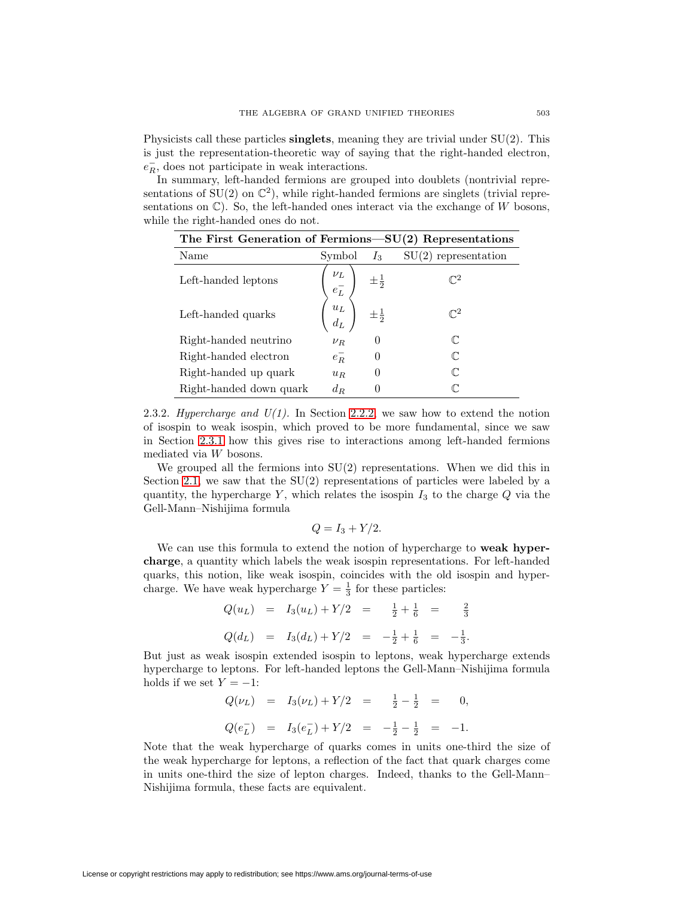Physicists call these particles **singlets**, meaning they are trivial under SU(2). This is just the representation-theoretic way of saying that the right-handed electron, $e_R^-$, does not participate in weak interactions.

In summary, left-handed fermions are grouped into doublets (nontrivial representations of SU(2) on $\mathbb{C}^2$), while right-handed fermions are singlets (trivial representations on $\mathbb{C}$). So, the left-handed ones interact via the exchange of $W$ bosons, while the right-handed ones do not.

| **The First Generation of Fermions—SU(2) Representations** | | | |
|---|---|---|---|
| Name | Symbol | $I_3$ | SU(2) representation |
| Left-handed leptons | $\begin{pmatrix} \nu_L \\ e_L^- \end{pmatrix}$ | $\pm\frac{1}{2}$ | $\mathbb{C}^2$ |
| Left-handed quarks | $\begin{pmatrix} u_L \\ d_L \end{pmatrix}$ | $\pm\frac{1}{2}$ | $\mathbb{C}^2$ |
| Right-handed neutrino | $\nu_R$ | 0 | $\mathbb{C}$ |
| Right-handed electron | $e_R^-$ | 0 | $\mathbb{C}$ |
| Right-handed up quark | $u_R$ | 0 | $\mathbb{C}$ |
| Right-handed down quark | $d_R$ | 0 | $\mathbb{C}$ |

2.3.2. *Hypercharge and U(1).* In Section 2.2.2, we saw how to extend the notion of isospin to weak isospin, which proved to be more fundamental, since we saw in Section 2.3.1 how this gives rise to interactions among left-handed fermions mediated via $W$ bosons.

We grouped all the fermions into SU(2) representations. When we did this in Section 2.1, we saw that the SU(2) representations of particles were labeled by a quantity, the hypercharge $Y$, which relates the isospin $I_3$ to the charge $Q$ via the Gell-Mann–Nishijima formula

$$Q = I_3 + Y/2.$$

We can use this formula to extend the notion of hypercharge to **weak hypercharge**, a quantity which labels the weak isospin representations. For left-handed quarks, this notion, like weak isospin, coincides with the old isospin and hypercharge. We have weak hypercharge $Y = \frac{1}{3}$ for these particles:

$$\begin{aligned} Q(u_L) &= I_3(u_L) + Y/2 = \tfrac{1}{2} + \tfrac{1}{6} = \tfrac{2}{3} \\ Q(d_L) &= I_3(d_L) + Y/2 = -\tfrac{1}{2} + \tfrac{1}{6} = -\tfrac{1}{3}. \end{aligned}$$

But just as weak isospin extended isospin to leptons, weak hypercharge extends hypercharge to leptons. For left-handed leptons the Gell-Mann–Nishijima formula holds if we set $Y = -1$:

$$\begin{aligned} Q(\nu_L) &= I_3(\nu_L) + Y/2 = \tfrac{1}{2} - \tfrac{1}{2} = 0, \\ Q(e_L^-) &= I_3(e_L^-) + Y/2 = -\tfrac{1}{2} - \tfrac{1}{2} = -1. \end{aligned}$$

Note that the weak hypercharge of quarks comes in units one-third the size of the weak hypercharge for leptons, a reflection of the fact that quark charges come in units one-third the size of lepton charges. Indeed, thanks to the Gell-Mann–Nishijima formula, these facts are equivalent.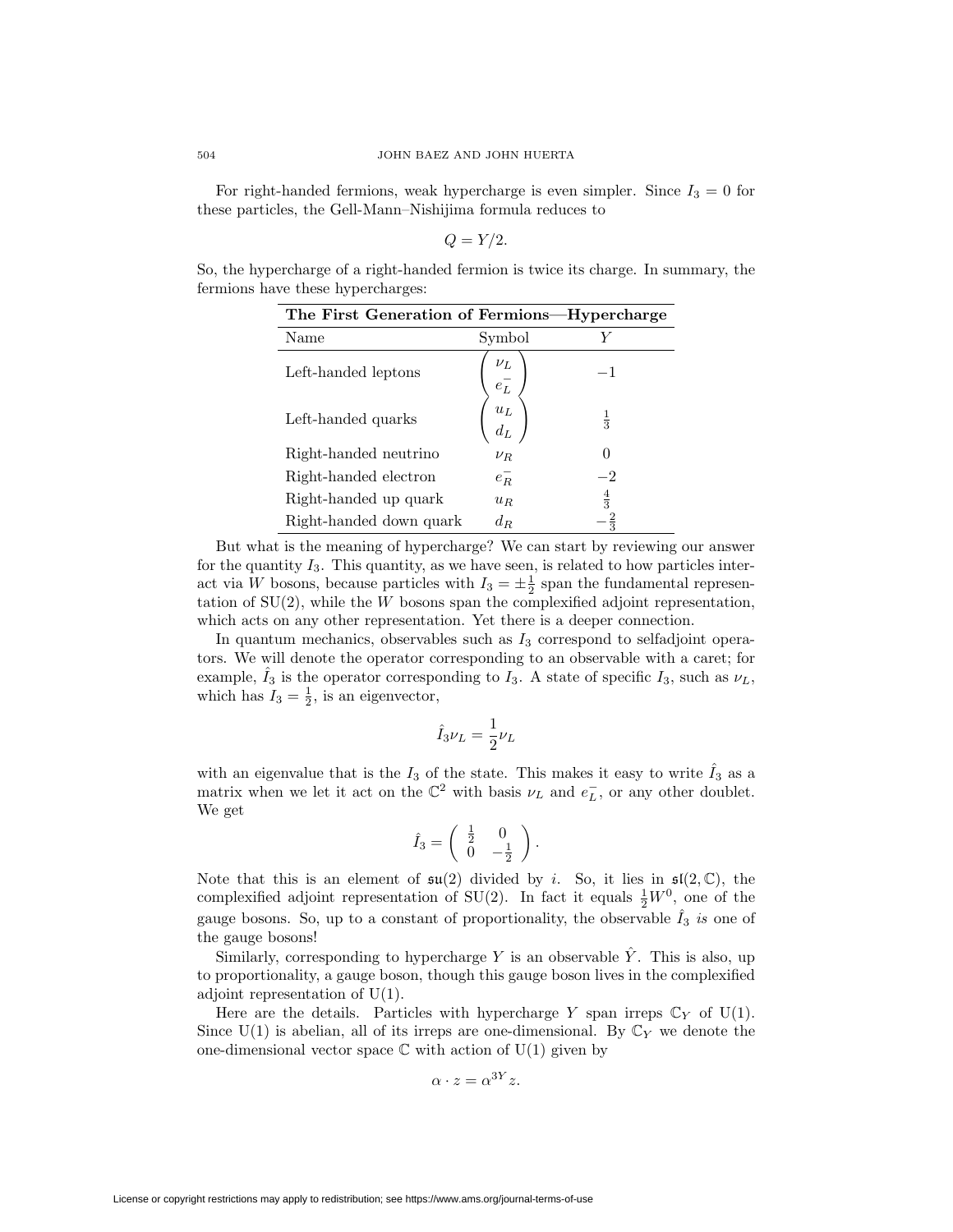For right-handed fermions, weak hypercharge is even simpler. Since $I_3 = 0$ for these particles, the Gell-Mann–Nishijima formula reduces to

$$Q = Y/2.$$

So, the hypercharge of a right-handed fermion is twice its charge. In summary, the fermions have these hypercharges:

| **The First Generation of Fermions—Hypercharge** | | |
|---|---|---|
| Name | Symbol | $Y$ |
| Left-handed leptons | $\begin{pmatrix} \nu_L \\ e_L^- \end{pmatrix}$ | $-1$ |
| Left-handed quarks | $\begin{pmatrix} u_L \\ d_L \end{pmatrix}$ | $\frac{1}{3}$ |
| Right-handed neutrino | $\nu_R$ | $0$ |
| Right-handed electron | $e_R^-$ | $-2$ |
| Right-handed up quark | $u_R$ | $\frac{4}{3}$ |
| Right-handed down quark | $d_R$ | $-\frac{2}{3}$ |

But what is the meaning of hypercharge? We can start by reviewing our answer for the quantity $I_3$. This quantity, as we have seen, is related to how particles interact via $W$ bosons, because particles with $I_3 = \pm\frac{1}{2}$ span the fundamental representation of $\mathrm{SU}(2)$, while the $W$ bosons span the complexified adjoint representation, which acts on any other representation. Yet there is a deeper connection.

In quantum mechanics, observables such as $I_3$ correspond to selfadjoint operators. We will denote the operator corresponding to an observable with a caret; for example, $\hat{I}_3$ is the operator corresponding to $I_3$. A state of specific $I_3$, such as $\nu_L$, which has $I_3 = \frac{1}{2}$, is an eigenvector,

$$\hat{I}_3 \nu_L = \frac{1}{2}\nu_L$$

with an eigenvalue that is the $I_3$ of the state. This makes it easy to write $\hat{I}_3$ as a matrix when we let it act on the $\mathbb{C}^2$ with basis $\nu_L$ and $e_L^-$, or any other doublet. We get

$$\hat{I}_3 = \begin{pmatrix} \frac{1}{2} & 0 \\ 0 & -\frac{1}{2} \end{pmatrix}.$$

Note that this is an element of $\mathfrak{su}(2)$ divided by $i$. So, it lies in $\mathfrak{sl}(2,\mathbb{C})$, the complexified adjoint representation of $\mathrm{SU}(2)$. In fact it equals $\frac{1}{2}W^0$, one of the gauge bosons. So, up to a constant of proportionality, the observable $\hat{I}_3$ *is* one of the gauge bosons!

Similarly, corresponding to hypercharge $Y$ is an observable $\hat{Y}$. This is also, up to proportionality, a gauge boson, though this gauge boson lives in the complexified adjoint representation of $\mathrm{U}(1)$.

Here are the details. Particles with hypercharge $Y$ span irreps $\mathbb{C}_Y$ of $\mathrm{U}(1)$. Since $\mathrm{U}(1)$ is abelian, all of its irreps are one-dimensional. By $\mathbb{C}_Y$ we denote the one-dimensional vector space $\mathbb{C}$ with action of $\mathrm{U}(1)$ given by

$$\alpha \cdot z = \alpha^{3Y} z.$$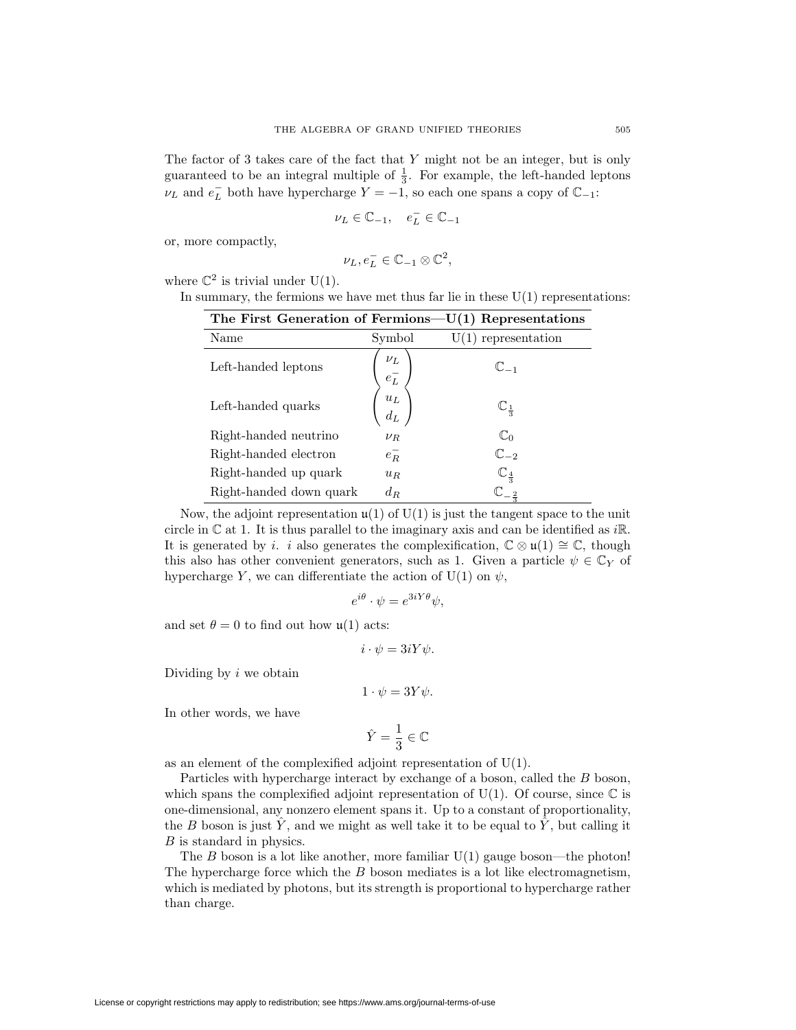The factor of 3 takes care of the fact that $Y$ might not be an integer, but is only guaranteed to be an integral multiple of $\frac{1}{3}$. For example, the left-handed leptons $\nu_L$ and $e^-_L$ both have hypercharge $Y = -1$, so each one spans a copy of $\mathbb{C}_{-1}$:

$$\nu_L \in \mathbb{C}_{-1}, \quad e^-_L \in \mathbb{C}_{-1}$$

or, more compactly,

$$\nu_L, e^-_L \in \mathbb{C}_{-1} \otimes \mathbb{C}^2,$$

where $\mathbb{C}^2$ is trivial under U(1).

In summary, the fermions we have met thus far lie in these U(1) representations:

**The First Generation of Fermions—U(1) Representations**

| Name | Symbol | U(1) representation |
|---|---|---|
| Left-handed leptons | $\begin{pmatrix} \nu_L \\ e^-_L \end{pmatrix}$ | $\mathbb{C}_{-1}$ |
| Left-handed quarks | $\begin{pmatrix} u_L \\ d_L \end{pmatrix}$ | $\mathbb{C}_{\frac{1}{3}}$ |
| Right-handed neutrino | $\nu_R$ | $\mathbb{C}_0$ |
| Right-handed electron | $e^-_R$ | $\mathbb{C}_{-2}$ |
| Right-handed up quark | $u_R$ | $\mathbb{C}_{\frac{4}{3}}$ |
| Right-handed down quark | $d_R$ | $\mathbb{C}_{-\frac{2}{3}}$ |

Now, the adjoint representation $\mathfrak{u}(1)$ of U(1) is just the tangent space to the unit circle in $\mathbb{C}$ at 1. It is thus parallel to the imaginary axis and can be identified as $i\mathbb{R}$. It is generated by $i$. $i$ also generates the complexification, $\mathbb{C} \otimes \mathfrak{u}(1) \cong \mathbb{C}$, though this also has other convenient generators, such as 1. Given a particle $\psi \in \mathbb{C}_Y$ of hypercharge $Y$, we can differentiate the action of U(1) on $\psi$,

$$e^{i\theta} \cdot \psi = e^{3iY\theta}\psi,$$

and set $\theta = 0$ to find out how $\mathfrak{u}(1)$ acts:

$$i \cdot \psi = 3iY\psi.$$

Dividing by $i$ we obtain

$$1 \cdot \psi = 3Y\psi.$$

In other words, we have

$$\hat{Y} = \frac{1}{3} \in \mathbb{C}$$

as an element of the complexified adjoint representation of U(1).

Particles with hypercharge interact by exchange of a boson, called the $B$ boson, which spans the complexified adjoint representation of U(1). Of course, since $\mathbb{C}$ is one-dimensional, any nonzero element spans it. Up to a constant of proportionality, the $B$ boson is just $\hat{Y}$, and we might as well take it to be equal to $\hat{Y}$, but calling it $B$ is standard in physics.

The $B$ boson is a lot like another, more familiar U(1) gauge boson—the photon! The hypercharge force which the $B$ boson mediates is a lot like electromagnetism, which is mediated by photons, but its strength is proportional to hypercharge rather than charge.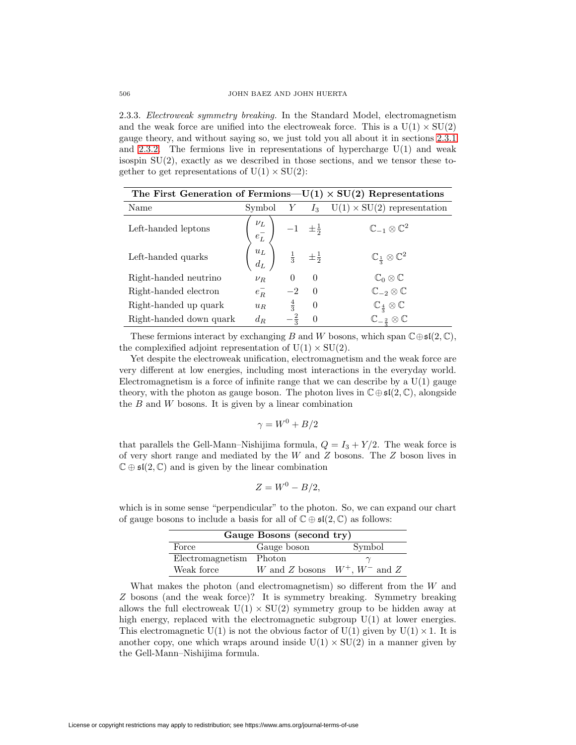2.3.3. *Electroweak symmetry breaking.* In the Standard Model, electromagnetism and the weak force are unified into the electroweak force. This is a $\mathrm{U}(1) \times \mathrm{SU}(2)$ gauge theory, and without saying so, we just told you all about it in sections 2.3.1 and 2.3.2. The fermions live in representations of hypercharge $\mathrm{U}(1)$ and weak isospin $\mathrm{SU}(2)$, exactly as we described in those sections, and we tensor these together to get representations of $\mathrm{U}(1) \times \mathrm{SU}(2)$:

| **The First Generation of Fermions—$\mathrm{U}(1) \times \mathrm{SU}(2)$ Representations** | | | | |
|---|---|---|---|---|
| Name | Symbol | $Y$ | $I_3$ | $\mathrm{U}(1) \times \mathrm{SU}(2)$ representation |
| Left-handed leptons | $\begin{pmatrix} \nu_L \\ e^-_L \end{pmatrix}$ | $-1$ | $\pm\frac{1}{2}$ | $\mathbb{C}_{-1} \otimes \mathbb{C}^2$ |
| Left-handed quarks | $\begin{pmatrix} u_L \\ d_L \end{pmatrix}$ | $\frac{1}{3}$ | $\pm\frac{1}{2}$ | $\mathbb{C}_{\frac{1}{3}} \otimes \mathbb{C}^2$ |
| Right-handed neutrino | $\nu_R$ | $0$ | $0$ | $\mathbb{C}_0 \otimes \mathbb{C}$ |
| Right-handed electron | $e^-_R$ | $-2$ | $0$ | $\mathbb{C}_{-2} \otimes \mathbb{C}$ |
| Right-handed up quark | $u_R$ | $\frac{4}{3}$ | $0$ | $\mathbb{C}_{\frac{4}{3}} \otimes \mathbb{C}$ |
| Right-handed down quark | $d_R$ | $-\frac{2}{3}$ | $0$ | $\mathbb{C}_{-\frac{2}{3}} \otimes \mathbb{C}$ |

These fermions interact by exchanging $B$ and $W$ bosons, which span $\mathbb{C} \oplus \mathfrak{sl}(2, \mathbb{C})$, the complexified adjoint representation of $\mathrm{U}(1) \times \mathrm{SU}(2)$.

Yet despite the electroweak unification, electromagnetism and the weak force are very different at low energies, including most interactions in the everyday world. Electromagnetism is a force of infinite range that we can describe by a $\mathrm{U}(1)$ gauge theory, with the photon as gauge boson. The photon lives in $\mathbb{C} \oplus \mathfrak{sl}(2, \mathbb{C})$, alongside the $B$ and $W$ bosons. It is given by a linear combination

$$\gamma = W^0 + B/2$$

that parallels the Gell-Mann–Nishijima formula, $Q = I_3 + Y/2$. The weak force is of very short range and mediated by the $W$ and $Z$ bosons. The $Z$ boson lives in $\mathbb{C} \oplus \mathfrak{sl}(2, \mathbb{C})$ and is given by the linear combination

$$Z = W^0 - B/2,$$

which is in some sense "perpendicular" to the photon. So, we can expand our chart of gauge bosons to include a basis for all of $\mathbb{C} \oplus \mathfrak{sl}(2, \mathbb{C})$ as follows:

| **Gauge Bosons (second try)** | | |
|---|---|---|
| Force | Gauge boson | Symbol |
| Electromagnetism | Photon | $\gamma$ |
| Weak force | $W$ and $Z$ bosons | $W^+$, $W^-$ and $Z$ |

What makes the photon (and electromagnetism) so different from the $W$ and $Z$ bosons (and the weak force)? It is symmetry breaking. Symmetry breaking allows the full electroweak $\mathrm{U}(1) \times \mathrm{SU}(2)$ symmetry group to be hidden away at high energy, replaced with the electromagnetic subgroup $\mathrm{U}(1)$ at lower energies. This electromagnetic $\mathrm{U}(1)$ is not the obvious factor of $\mathrm{U}(1)$ given by $\mathrm{U}(1) \times 1$. It is another copy, one which wraps around inside $\mathrm{U}(1) \times \mathrm{SU}(2)$ in a manner given by the Gell-Mann–Nishijima formula.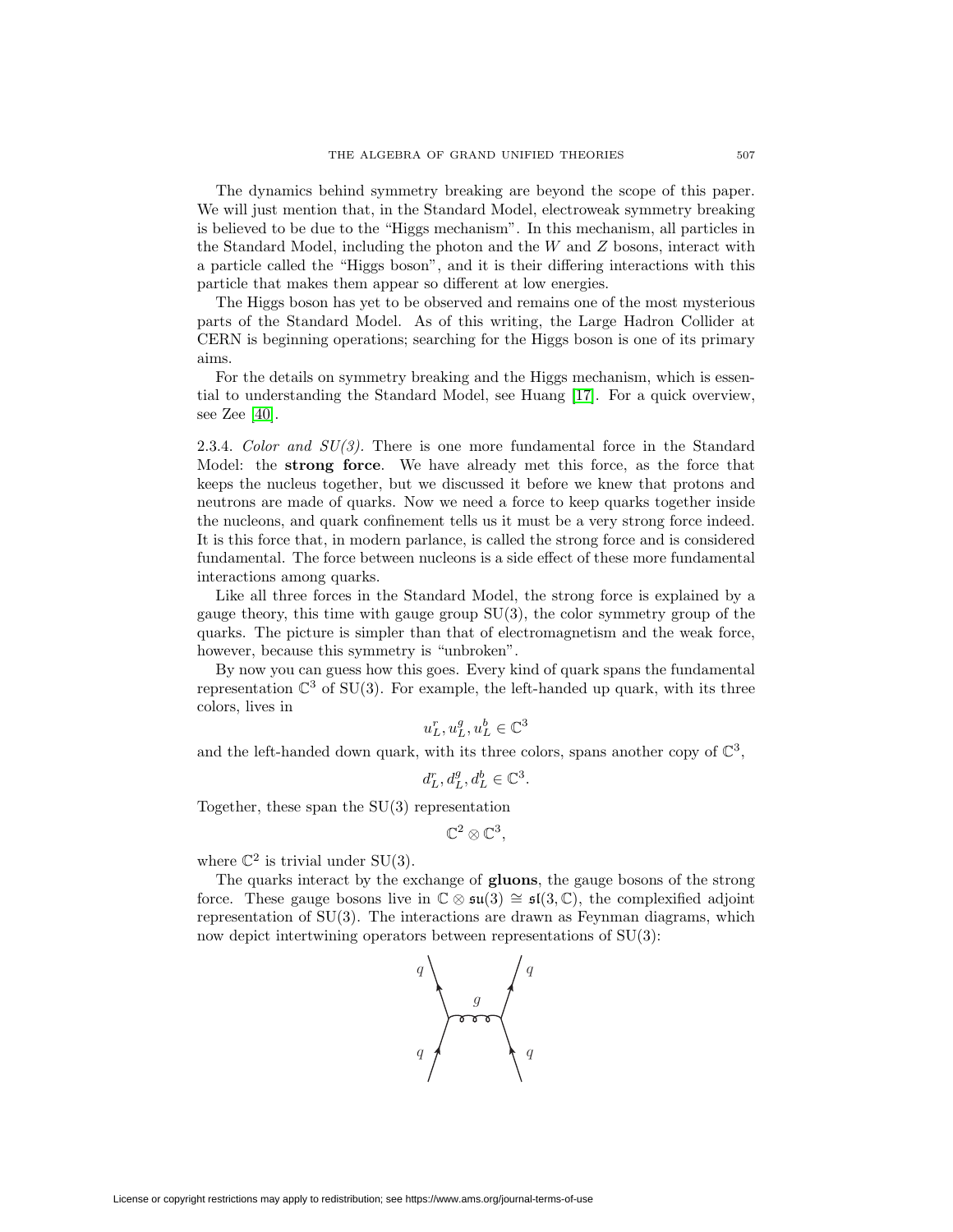The dynamics behind symmetry breaking are beyond the scope of this paper. We will just mention that, in the Standard Model, electroweak symmetry breaking is believed to be due to the "Higgs mechanism". In this mechanism, all particles in the Standard Model, including the photon and the $W$ and $Z$ bosons, interact with a particle called the "Higgs boson", and it is their differing interactions with this particle that makes them appear so different at low energies.

The Higgs boson has yet to be observed and remains one of the most mysterious parts of the Standard Model. As of this writing, the Large Hadron Collider at CERN is beginning operations; searching for the Higgs boson is one of its primary aims.

For the details on symmetry breaking and the Higgs mechanism, which is essential to understanding the Standard Model, see Huang [17]. For a quick overview, see Zee [40].

2.3.4. *Color and SU(3).* There is one more fundamental force in the Standard Model: the **strong force**. We have already met this force, as the force that keeps the nucleus together, but we discussed it before we knew that protons and neutrons are made of quarks. Now we need a force to keep quarks together inside the nucleons, and quark confinement tells us it must be a very strong force indeed. It is this force that, in modern parlance, is called the strong force and is considered fundamental. The force between nucleons is a side effect of these more fundamental interactions among quarks.

Like all three forces in the Standard Model, the strong force is explained by a gauge theory, this time with gauge group SU(3), the color symmetry group of the quarks. The picture is simpler than that of electromagnetism and the weak force, however, because this symmetry is "unbroken".

By now you can guess how this goes. Every kind of quark spans the fundamental representation $\mathbb{C}^3$ of SU(3). For example, the left-handed up quark, with its three colors, lives in

$$u_L^r, u_L^g, u_L^b \in \mathbb{C}^3$$

and the left-handed down quark, with its three colors, spans another copy of $\mathbb{C}^3$,

$$d_L^r, d_L^g, d_L^b \in \mathbb{C}^3.$$

Together, these span the SU(3) representation

$$\mathbb{C}^2 \otimes \mathbb{C}^3,$$

where $\mathbb{C}^2$ is trivial under SU(3).

The quarks interact by the exchange of **gluons**, the gauge bosons of the strong force. These gauge bosons live in $\mathbb{C} \otimes \mathfrak{su}(3) \cong \mathfrak{sl}(3, \mathbb{C})$, the complexified adjoint representation of SU(3). The interactions are drawn as Feynman diagrams, which now depict intertwining operators between representations of SU(3):

q
q
g
q
q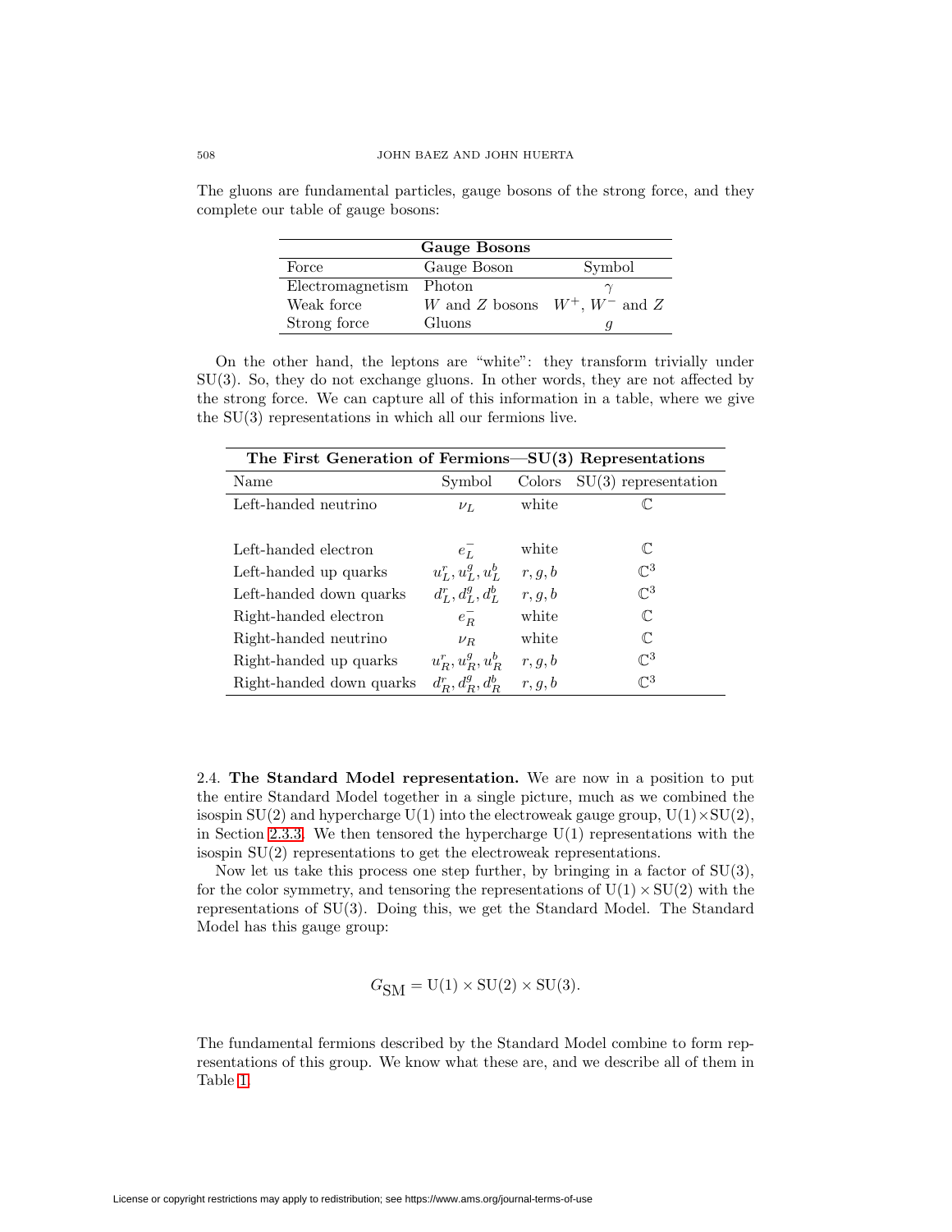The gluons are fundamental particles, gauge bosons of the strong force, and they complete our table of gauge bosons:

| **Gauge Bosons** | | |
|---|---|---|
| Force | Gauge Boson | Symbol |
| Electromagnetism | Photon | $\gamma$ |
| Weak force | $W$ and $Z$ bosons | $W^+$, $W^-$ and $Z$ |
| Strong force | Gluons | $g$ |

On the other hand, the leptons are "white": they transform trivially under SU(3). So, they do not exchange gluons. In other words, they are not affected by the strong force. We can capture all of this information in a table, where we give the SU(3) representations in which all our fermions live.

| **The First Generation of Fermions—SU(3) Representations** | | | |
|---|---|---|---|
| Name | Symbol | Colors | SU(3) representation |
| Left-handed neutrino | $\nu_L$ | white | $\mathbb{C}$ |
| Left-handed electron | $e^-_L$ | white | $\mathbb{C}$ |
| Left-handed up quarks | $u^r_L, u^g_L, u^b_L$ | $r, g, b$ | $\mathbb{C}^3$ |
| Left-handed down quarks | $d^r_L, d^g_L, d^b_L$ | $r, g, b$ | $\mathbb{C}^3$ |
| Right-handed electron | $e^-_R$ | white | $\mathbb{C}$ |
| Right-handed neutrino | $\nu_R$ | white | $\mathbb{C}$ |
| Right-handed up quarks | $u^r_R, u^g_R, u^b_R$ | $r, g, b$ | $\mathbb{C}^3$ |
| Right-handed down quarks | $d^r_R, d^g_R, d^b_R$ | $r, g, b$ | $\mathbb{C}^3$ |

2.4. **The Standard Model representation.** We are now in a position to put the entire Standard Model together in a single picture, much as we combined the isospin SU(2) and hypercharge U(1) into the electroweak gauge group, $\mathrm{U}(1)\times\mathrm{SU}(2)$, in Section 2.3.3. We then tensored the hypercharge U(1) representations with the isospin SU(2) representations to get the electroweak representations.

Now let us take this process one step further, by bringing in a factor of SU(3), for the color symmetry, and tensoring the representations of $\mathrm{U}(1)\times\mathrm{SU}(2)$ with the representations of SU(3). Doing this, we get the Standard Model. The Standard Model has this gauge group:

$$G_{\mathrm{SM}} = \mathrm{U}(1)\times\mathrm{SU}(2)\times\mathrm{SU}(3).$$

The fundamental fermions described by the Standard Model combine to form representations of this group. We know what these are, and we describe all of them in Table 1.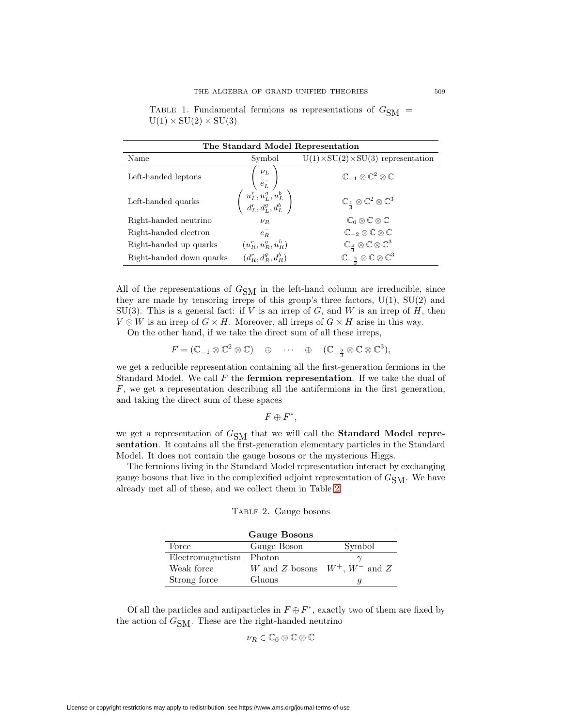Table 1. Fundamental fermions as representations of $G_{\mathrm{SM}} = \mathrm{U}(1) \times \mathrm{SU}(2) \times \mathrm{SU}(3)$

| **The Standard Model Representation** | | |
|---|---|---|
| Name | Symbol | $\mathrm{U}(1)\times\mathrm{SU}(2)\times\mathrm{SU}(3)$ representation |
| Left-handed leptons | $\begin{pmatrix} \nu_L \\ e_L^- \end{pmatrix}$ | $\mathbb{C}_{-1} \otimes \mathbb{C}^2 \otimes \mathbb{C}$ |
| Left-handed quarks | $\begin{pmatrix} u_L^r, u_L^g, u_L^b \\ d_L^r, d_L^g, d_L^b \end{pmatrix}$ | $\mathbb{C}_{\frac{1}{3}} \otimes \mathbb{C}^2 \otimes \mathbb{C}^3$ |
| Right-handed neutrino | $\nu_R$ | $\mathbb{C}_0 \otimes \mathbb{C} \otimes \mathbb{C}$ |
| Right-handed electron | $e_R^-$ | $\mathbb{C}_{-2} \otimes \mathbb{C} \otimes \mathbb{C}$ |
| Right-handed up quarks | $(u_R^r, u_R^g, u_R^b)$ | $\mathbb{C}_{\frac{4}{3}} \otimes \mathbb{C} \otimes \mathbb{C}^3$ |
| Right-handed down quarks | $(d_R^r, d_R^g, d_R^b)$ | $\mathbb{C}_{-\frac{2}{3}} \otimes \mathbb{C} \otimes \mathbb{C}^3$ |

All of the representations of $G_{\mathrm{SM}}$ in the left-hand column are irreducible, since they are made by tensoring irreps of this group's three factors, $\mathrm{U}(1)$, $\mathrm{SU}(2)$ and $\mathrm{SU}(3)$. This is a general fact: if $V$ is an irrep of $G$, and $W$ is an irrep of $H$, then $V \otimes W$ is an irrep of $G \times H$. Moreover, all irreps of $G \times H$ arise in this way.

On the other hand, if we take the direct sum of all these irreps,

$$F = (\mathbb{C}_{-1} \otimes \mathbb{C}^2 \otimes \mathbb{C}) \quad \oplus \quad \cdots \quad \oplus \quad (\mathbb{C}_{-\frac{2}{3}} \otimes \mathbb{C} \otimes \mathbb{C}^3),$$

we get a reducible representation containing all the first-generation fermions in the Standard Model. We call $F$ the **fermion representation**. If we take the dual of $F$, we get a representation describing all the antifermions in the first generation, and taking the direct sum of these spaces

$$F \oplus F^*,$$

we get a representation of $G_{\mathrm{SM}}$ that we will call the **Standard Model representation**. It contains all the first-generation elementary particles in the Standard Model. It does not contain the gauge bosons or the mysterious Higgs.

The fermions living in the Standard Model representation interact by exchanging gauge bosons that live in the complexified adjoint representation of $G_{\mathrm{SM}}$. We have already met all of these, and we collect them in Table 2.

Table 2. Gauge bosons

| **Gauge Bosons** | | |
|---|---|---|
| Force | Gauge Boson | Symbol |
| Electromagnetism | Photon | $\gamma$ |
| Weak force | $W$ and $Z$ bosons | $W^+$, $W^-$ and $Z$ |
| Strong force | Gluons | $g$ |

Of all the particles and antiparticles in $F \oplus F^*$, exactly two of them are fixed by the action of $G_{\mathrm{SM}}$. These are the right-handed neutrino

$$\nu_R \in \mathbb{C}_0 \otimes \mathbb{C} \otimes \mathbb{C}$$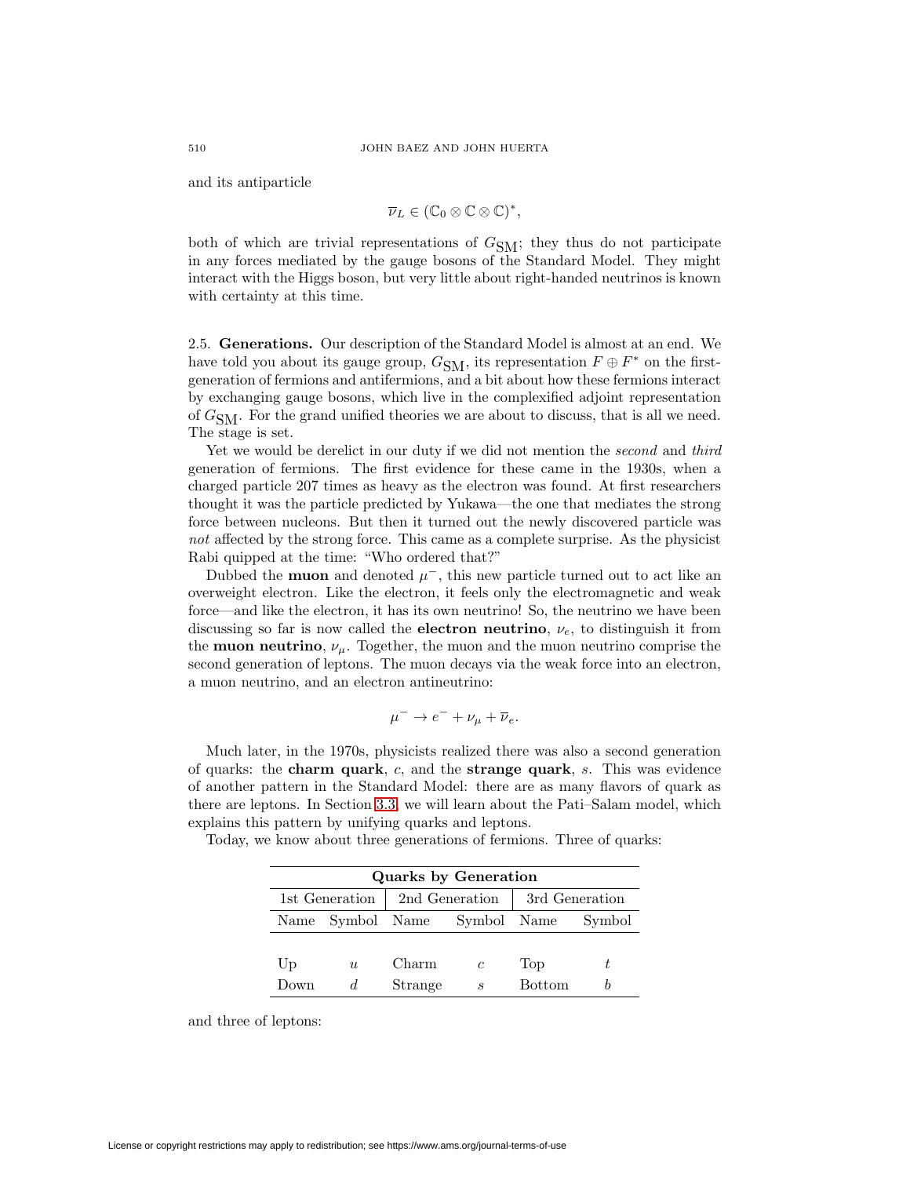and its antiparticle

$$\overline{\nu}_L \in (\mathbb{C}_0 \otimes \mathbb{C} \otimes \mathbb{C})^*,$$

both of which are trivial representations of $G_{\text{SM}}$; they thus do not participate in any forces mediated by the gauge bosons of the Standard Model. They might interact with the Higgs boson, but very little about right-handed neutrinos is known with certainty at this time.

2.5. **Generations.** Our description of the Standard Model is almost at an end. We have told you about its gauge group, $G_{\text{SM}}$, its representation $F \oplus F^*$ on the first-generation of fermions and antifermions, and a bit about how these fermions interact by exchanging gauge bosons, which live in the complexified adjoint representation of $G_{\text{SM}}$. For the grand unified theories we are about to discuss, that is all we need. The stage is set.

Yet we would be derelict in our duty if we did not mention the *second* and *third* generation of fermions. The first evidence for these came in the 1930s, when a charged particle 207 times as heavy as the electron was found. At first researchers thought it was the particle predicted by Yukawa—the one that mediates the strong force between nucleons. But then it turned out the newly discovered particle was *not* affected by the strong force. This came as a complete surprise. As the physicist Rabi quipped at the time: "Who ordered that?"

Dubbed the **muon** and denoted $\mu^-$, this new particle turned out to act like an overweight electron. Like the electron, it feels only the electromagnetic and weak force—and like the electron, it has its own neutrino! So, the neutrino we have been discussing so far is now called the **electron neutrino**, $\nu_e$, to distinguish it from the **muon neutrino**, $\nu_\mu$. Together, the muon and the muon neutrino comprise the second generation of leptons. The muon decays via the weak force into an electron, a muon neutrino, and an electron antineutrino:

$$\mu^- \to e^- + \nu_\mu + \overline{\nu}_e.$$

Much later, in the 1970s, physicists realized there was also a second generation of quarks: the **charm quark**, $c$, and the **strange quark**, $s$. This was evidence of another pattern in the Standard Model: there are as many flavors of quark as there are leptons. In Section 3.3, we will learn about the Pati–Salam model, which explains this pattern by unifying quarks and leptons.

Today, we know about three generations of fermions. Three of quarks:

**Quarks by Generation**

| 1st Generation | | 2nd Generation | | 3rd Generation | |
|---|---|---|---|---|---|
| Name | Symbol | Name | Symbol | Name | Symbol |
| Up | $u$ | Charm | $c$ | Top | $t$ |
| Down | $d$ | Strange | $s$ | Bottom | $b$ |

and three of leptons: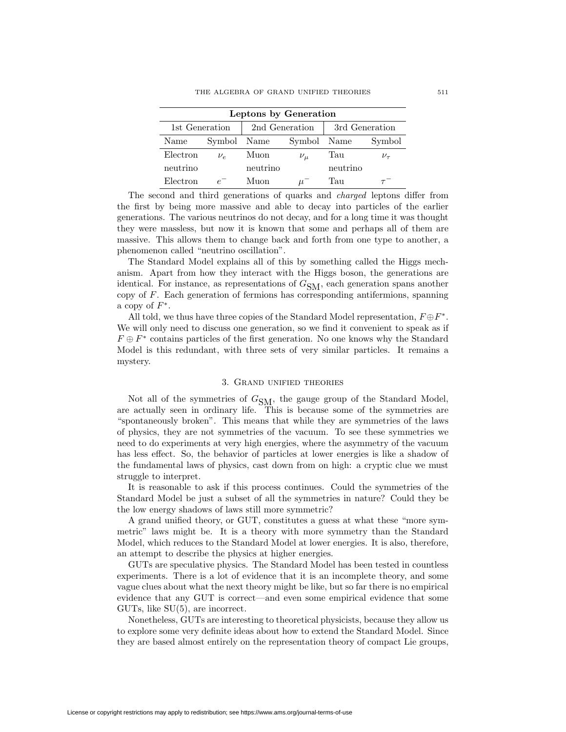| Leptons by Generation | | | | | |
|---|---|---|---|---|---|
| 1st Generation | | 2nd Generation | | 3rd Generation | |
| Name | Symbol | Name | Symbol | Name | Symbol |
| Electron neutrino | $\nu_e$ | Muon neutrino | $\nu_\mu$ | Tau neutrino | $\nu_\tau$ |
| Electron | $e^-$ | Muon | $\mu^-$ | Tau | $\tau^-$ |

The second and third generations of quarks and *charged* leptons differ from the first by being more massive and able to decay into particles of the earlier generations. The various neutrinos do not decay, and for a long time it was thought they were massless, but now it is known that some and perhaps all of them are massive. This allows them to change back and forth from one type to another, a phenomenon called "neutrino oscillation".

The Standard Model explains all of this by something called the Higgs mechanism. Apart from how they interact with the Higgs boson, the generations are identical. For instance, as representations of $G_{\text{SM}}$, each generation spans another copy of $F$. Each generation of fermions has corresponding antifermions, spanning a copy of $F^*$.

All told, we thus have three copies of the Standard Model representation, $F \oplus F^*$. We will only need to discuss one generation, so we find it convenient to speak as if $F \oplus F^*$ contains particles of the first generation. No one knows why the Standard Model is this redundant, with three sets of very similar particles. It remains a mystery.

## 3. Grand unified theories

Not all of the symmetries of $G_{\text{SM}}$, the gauge group of the Standard Model, are actually seen in ordinary life. This is because some of the symmetries are "spontaneously broken". This means that while they are symmetries of the laws of physics, they are not symmetries of the vacuum. To see these symmetries we need to do experiments at very high energies, where the asymmetry of the vacuum has less effect. So, the behavior of particles at lower energies is like a shadow of the fundamental laws of physics, cast down from on high: a cryptic clue we must struggle to interpret.

It is reasonable to ask if this process continues. Could the symmetries of the Standard Model be just a subset of all the symmetries in nature? Could they be the low energy shadows of laws still more symmetric?

A grand unified theory, or GUT, constitutes a guess at what these "more symmetric" laws might be. It is a theory with more symmetry than the Standard Model, which reduces to the Standard Model at lower energies. It is also, therefore, an attempt to describe the physics at higher energies.

GUTs are speculative physics. The Standard Model has been tested in countless experiments. There is a lot of evidence that it is an incomplete theory, and some vague clues about what the next theory might be like, but so far there is no empirical evidence that any GUT is correct—and even some empirical evidence that some GUTs, like SU(5), are incorrect.

Nonetheless, GUTs are interesting to theoretical physicists, because they allow us to explore some very definite ideas about how to extend the Standard Model. Since they are based almost entirely on the representation theory of compact Lie groups,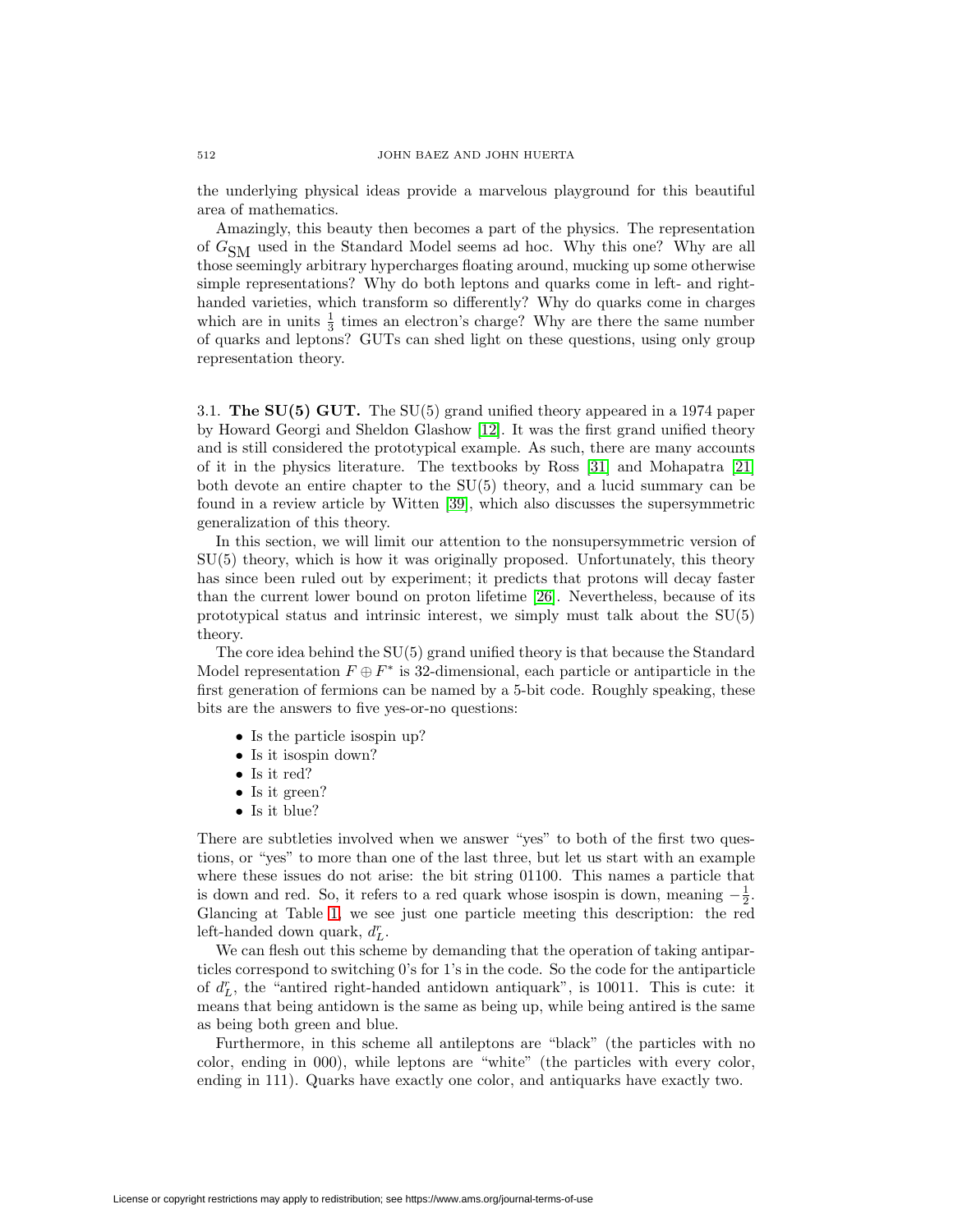the underlying physical ideas provide a marvelous playground for this beautiful area of mathematics.

Amazingly, this beauty then becomes a part of the physics. The representation of $G_{\mathrm{SM}}$ used in the Standard Model seems ad hoc. Why this one? Why are all those seemingly arbitrary hypercharges floating around, mucking up some otherwise simple representations? Why do both leptons and quarks come in left- and right-handed varieties, which transform so differently? Why do quarks come in charges which are in units $\frac{1}{3}$ times an electron's charge? Why are there the same number of quarks and leptons? GUTs can shed light on these questions, using only group representation theory.

### 3.1. The SU(5) GUT.

The SU(5) grand unified theory appeared in a 1974 paper by Howard Georgi and Sheldon Glashow [12]. It was the first grand unified theory and is still considered the prototypical example. As such, there are many accounts of it in the physics literature. The textbooks by Ross [31] and Mohapatra [21] both devote an entire chapter to the SU(5) theory, and a lucid summary can be found in a review article by Witten [39], which also discusses the supersymmetric generalization of this theory.

In this section, we will limit our attention to the nonsupersymmetric version of SU(5) theory, which is how it was originally proposed. Unfortunately, this theory has since been ruled out by experiment; it predicts that protons will decay faster than the current lower bound on proton lifetime [26]. Nevertheless, because of its prototypical status and intrinsic interest, we simply must talk about the SU(5) theory.

The core idea behind the SU(5) grand unified theory is that because the Standard Model representation $F \oplus F^*$ is 32-dimensional, each particle or antiparticle in the first generation of fermions can be named by a 5-bit code. Roughly speaking, these bits are the answers to five yes-or-no questions:

- Is the particle isospin up?
- Is it isospin down?
- Is it red?
- Is it green?
- Is it blue?

There are subtleties involved when we answer "yes" to both of the first two questions, or "yes" to more than one of the last three, but let us start with an example where these issues do not arise: the bit string 01100. This names a particle that is down and red. So, it refers to a red quark whose isospin is down, meaning $-\frac{1}{2}$. Glancing at Table 1, we see just one particle meeting this description: the red left-handed down quark, $d^r_L$.

We can flesh out this scheme by demanding that the operation of taking antiparticles correspond to switching 0's for 1's in the code. So the code for the antiparticle of $d^r_L$, the "antired right-handed antidown antiquark", is 10011. This is cute: it means that being antidown is the same as being up, while being antired is the same as being both green and blue.

Furthermore, in this scheme all antileptons are "black" (the particles with no color, ending in 000), while leptons are "white" (the particles with every color, ending in 111). Quarks have exactly one color, and antiquarks have exactly two.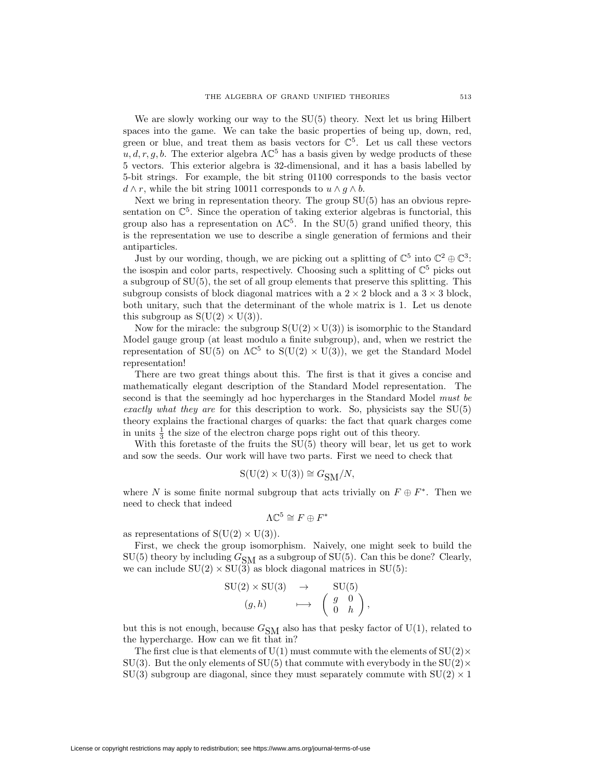We are slowly working our way to the SU(5) theory. Next let us bring Hilbert spaces into the game. We can take the basic properties of being up, down, red, green or blue, and treat them as basis vectors for $\mathbb{C}^5$. Let us call these vectors $u, d, r, g, b$. The exterior algebra $\Lambda\mathbb{C}^5$ has a basis given by wedge products of these 5 vectors. This exterior algebra is 32-dimensional, and it has a basis labelled by 5-bit strings. For example, the bit string 01100 corresponds to the basis vector $d \wedge r$, while the bit string 10011 corresponds to $u \wedge g \wedge b$.

Next we bring in representation theory. The group SU(5) has an obvious representation on $\mathbb{C}^5$. Since the operation of taking exterior algebras is functorial, this group also has a representation on $\Lambda\mathbb{C}^5$. In the SU(5) grand unified theory, this is the representation we use to describe a single generation of fermions and their antiparticles.

Just by our wording, though, we are picking out a splitting of $\mathbb{C}^5$ into $\mathbb{C}^2 \oplus \mathbb{C}^3$: the isospin and color parts, respectively. Choosing such a splitting of $\mathbb{C}^5$ picks out a subgroup of SU(5), the set of all group elements that preserve this splitting. This subgroup consists of block diagonal matrices with a $2 \times 2$ block and a $3 \times 3$ block, both unitary, such that the determinant of the whole matrix is 1. Let us denote this subgroup as $\mathrm{S}(\mathrm{U}(2) \times \mathrm{U}(3))$.

Now for the miracle: the subgroup $\mathrm{S}(\mathrm{U}(2) \times \mathrm{U}(3))$ is isomorphic to the Standard Model gauge group (at least modulo a finite subgroup), and, when we restrict the representation of SU(5) on $\Lambda\mathbb{C}^5$ to $\mathrm{S}(\mathrm{U}(2) \times \mathrm{U}(3))$, we get the Standard Model representation!

There are two great things about this. The first is that it gives a concise and mathematically elegant description of the Standard Model representation. The second is that the seemingly ad hoc hypercharges in the Standard Model *must be exactly what they are* for this description to work. So, physicists say the SU(5) theory explains the fractional charges of quarks: the fact that quark charges come in units $\frac{1}{3}$ the size of the electron charge pops right out of this theory.

With this foretaste of the fruits the SU(5) theory will bear, let us get to work and sow the seeds. Our work will have two parts. First we need to check that

$$\mathrm{S}(\mathrm{U}(2) \times \mathrm{U}(3)) \cong G_{\mathrm{SM}}/N,$$

where $N$ is some finite normal subgroup that acts trivially on $F \oplus F^*$. Then we need to check that indeed

$$\Lambda\mathbb{C}^5 \cong F \oplus F^*$$

as representations of $\mathrm{S}(\mathrm{U}(2) \times \mathrm{U}(3))$.

First, we check the group isomorphism. Naively, one might seek to build the SU(5) theory by including $G_{\mathrm{SM}}$ as a subgroup of SU(5). Can this be done? Clearly, we can include $\mathrm{SU}(2) \times \mathrm{SU}(3)$ as block diagonal matrices in SU(5):

$$\begin{array}{ccc} \mathrm{SU}(2) \times \mathrm{SU}(3) & \to & \mathrm{SU}(5) \\ (g, h) & \longmapsto & \begin{pmatrix} g & 0 \\ 0 & h \end{pmatrix}, \end{array}$$

but this is not enough, because $G_{\mathrm{SM}}$ also has that pesky factor of U(1), related to the hypercharge. How can we fit that in?

The first clue is that elements of U(1) must commute with the elements of $\mathrm{SU}(2) \times \mathrm{SU}(3)$. But the only elements of SU(5) that commute with everybody in the $\mathrm{SU}(2) \times \mathrm{SU}(3)$ subgroup are diagonal, since they must separately commute with $\mathrm{SU}(2) \times 1$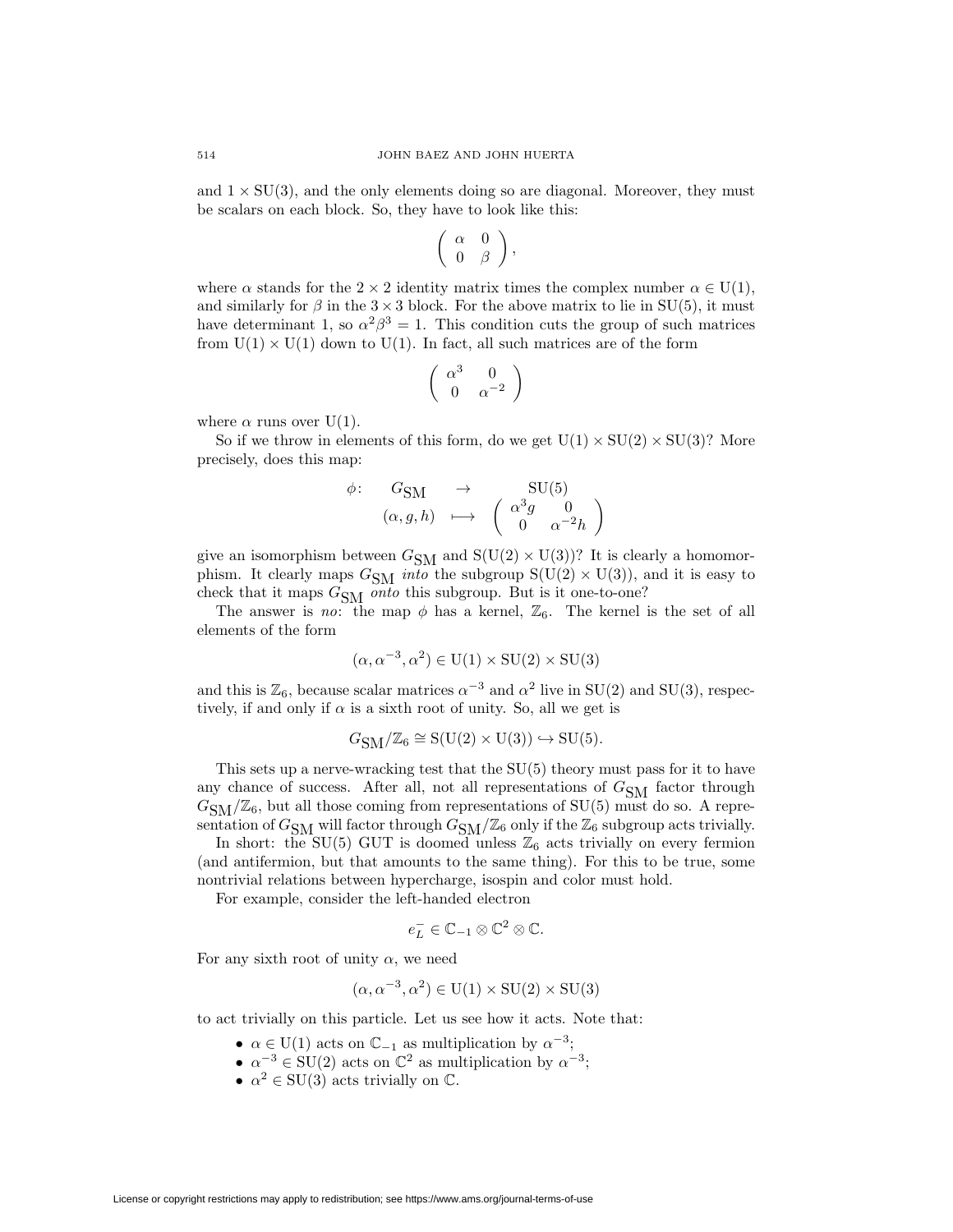and $1 \times \mathrm{SU}(3)$, and the only elements doing so are diagonal. Moreover, they must be scalars on each block. So, they have to look like this:

$$\begin{pmatrix} \alpha & 0 \\ 0 & \beta \end{pmatrix},$$

where $\alpha$ stands for the $2 \times 2$ identity matrix times the complex number $\alpha \in \mathrm{U}(1)$, and similarly for $\beta$ in the $3 \times 3$ block. For the above matrix to lie in $\mathrm{SU}(5)$, it must have determinant 1, so $\alpha^2\beta^3 = 1$. This condition cuts the group of such matrices from $\mathrm{U}(1) \times \mathrm{U}(1)$ down to $\mathrm{U}(1)$. In fact, all such matrices are of the form

$$\begin{pmatrix} \alpha^3 & 0 \\ 0 & \alpha^{-2} \end{pmatrix}$$

where $\alpha$ runs over $\mathrm{U}(1)$.

So if we throw in elements of this form, do we get $\mathrm{U}(1) \times \mathrm{SU}(2) \times \mathrm{SU}(3)$? More precisely, does this map:

$$\begin{array}{rccc} \phi\colon & G_{\mathrm{SM}} & \to & \mathrm{SU}(5) \\ & (\alpha, g, h) & \longmapsto & \begin{pmatrix} \alpha^3 g & 0 \\ 0 & \alpha^{-2} h \end{pmatrix} \end{array}$$

give an isomorphism between $G_{\mathrm{SM}}$ and $\mathrm{S}(\mathrm{U}(2) \times \mathrm{U}(3))$? It is clearly a homomorphism. It clearly maps $G_{\mathrm{SM}}$ *into* the subgroup $\mathrm{S}(\mathrm{U}(2) \times \mathrm{U}(3))$, and it is easy to check that it maps $G_{\mathrm{SM}}$ *onto* this subgroup. But is it one-to-one?

The answer is *no*: the map $\phi$ has a kernel, $\mathbb{Z}_6$. The kernel is the set of all elements of the form

$$(\alpha, \alpha^{-3}, \alpha^2) \in \mathrm{U}(1) \times \mathrm{SU}(2) \times \mathrm{SU}(3)$$

and this is $\mathbb{Z}_6$, because scalar matrices $\alpha^{-3}$ and $\alpha^2$ live in $\mathrm{SU}(2)$ and $\mathrm{SU}(3)$, respectively, if and only if $\alpha$ is a sixth root of unity. So, all we get is

$$G_{\mathrm{SM}}/\mathbb{Z}_6 \cong \mathrm{S}(\mathrm{U}(2) \times \mathrm{U}(3)) \hookrightarrow \mathrm{SU}(5).$$

This sets up a nerve-wracking test that the $\mathrm{SU}(5)$ theory must pass for it to have any chance of success. After all, not all representations of $G_{\mathrm{SM}}$ factor through $G_{\mathrm{SM}}/\mathbb{Z}_6$, but all those coming from representations of $\mathrm{SU}(5)$ must do so. A representation of $G_{\mathrm{SM}}$ will factor through $G_{\mathrm{SM}}/\mathbb{Z}_6$ only if the $\mathbb{Z}_6$ subgroup acts trivially.

In short: the $\mathrm{SU}(5)$ GUT is doomed unless $\mathbb{Z}_6$ acts trivially on every fermion (and antifermion, but that amounts to the same thing). For this to be true, some nontrivial relations between hypercharge, isospin and color must hold.

For example, consider the left-handed electron

$$e_L^- \in \mathbb{C}_{-1} \otimes \mathbb{C}^2 \otimes \mathbb{C}.$$

For any sixth root of unity $\alpha$, we need

$$(\alpha, \alpha^{-3}, \alpha^2) \in \mathrm{U}(1) \times \mathrm{SU}(2) \times \mathrm{SU}(3)$$

to act trivially on this particle. Let us see how it acts. Note that:

- $\alpha \in \mathrm{U}(1)$ acts on $\mathbb{C}_{-1}$ as multiplication by $\alpha^{-3}$;
- $\alpha^{-3} \in \mathrm{SU}(2)$ acts on $\mathbb{C}^2$ as multiplication by $\alpha^{-3}$;
- $\alpha^2 \in \mathrm{SU}(3)$ acts trivially on $\mathbb{C}$.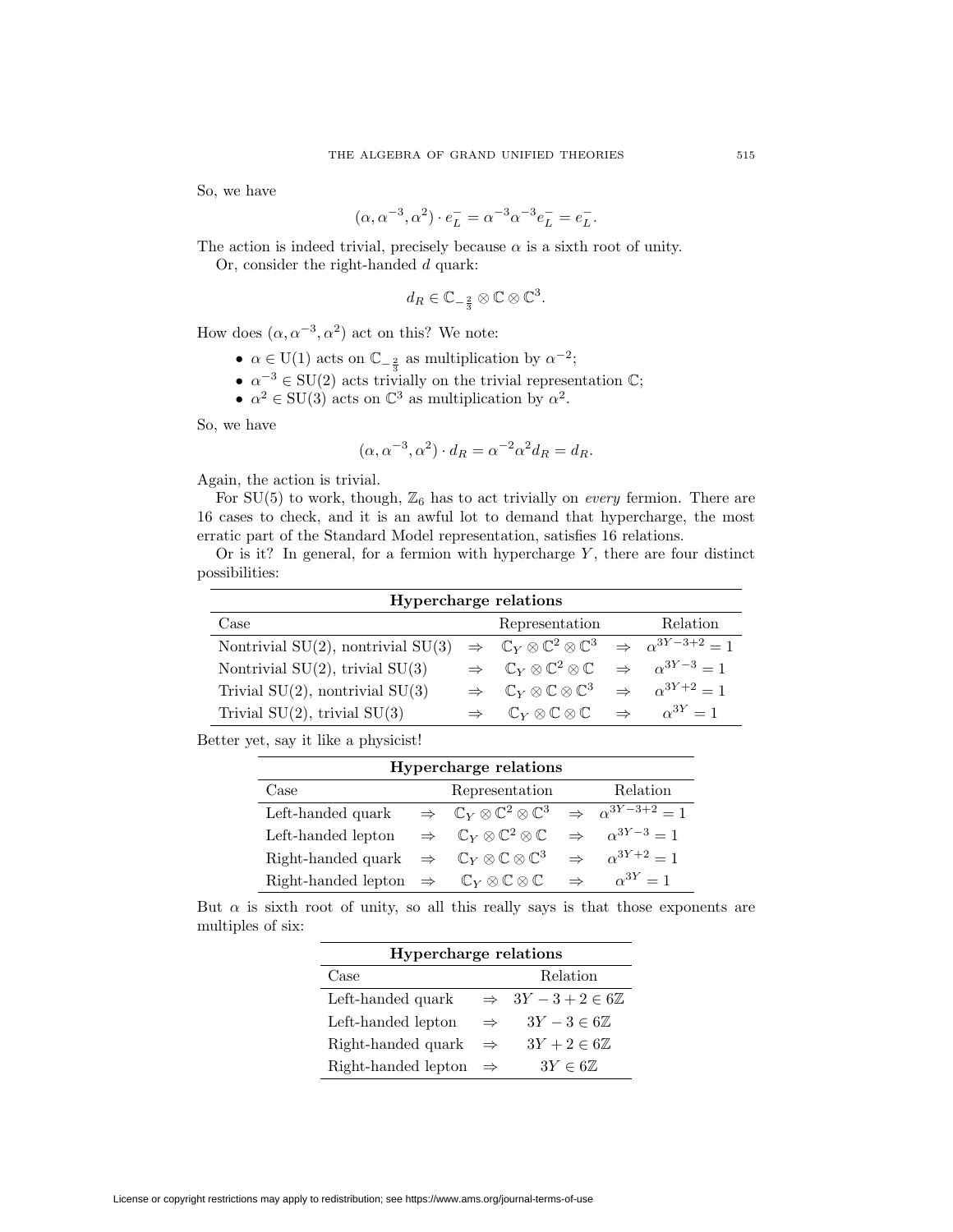So, we have

$$(\alpha, \alpha^{-3}, \alpha^2) \cdot e_L^- = \alpha^{-3}\alpha^{-3} e_L^- = e_L^-.$$

The action is indeed trivial, precisely because $\alpha$ is a sixth root of unity.

Or, consider the right-handed $d$ quark:

$$d_R \in \mathbb{C}_{-\frac{2}{3}} \otimes \mathbb{C} \otimes \mathbb{C}^3.$$

How does $(\alpha, \alpha^{-3}, \alpha^2)$ act on this? We note:

- $\alpha \in \mathrm{U}(1)$ acts on $\mathbb{C}_{-\frac{2}{3}}$ as multiplication by $\alpha^{-2}$;
- $\alpha^{-3} \in \mathrm{SU}(2)$ acts trivially on the trivial representation $\mathbb{C}$;
- $\alpha^2 \in \mathrm{SU}(3)$ acts on $\mathbb{C}^3$ as multiplication by $\alpha^2$.

So, we have

$$(\alpha, \alpha^{-3}, \alpha^2) \cdot d_R = \alpha^{-2}\alpha^2 d_R = d_R.$$

Again, the action is trivial.

For SU(5) to work, though, $\mathbb{Z}_6$ has to act trivially on *every* fermion. There are 16 cases to check, and it is an awful lot to demand that hypercharge, the most erratic part of the Standard Model representation, satisfies 16 relations.

Or is it? In general, for a fermion with hypercharge $Y$, there are four distinct possibilities:

**Hypercharge relations**

| Case | | Representation | | Relation |
|---|---|---|---|---|
| Nontrivial SU(2), nontrivial SU(3) | $\Rightarrow$ | $\mathbb{C}_Y \otimes \mathbb{C}^2 \otimes \mathbb{C}^3$ | $\Rightarrow$ | $\alpha^{3Y-3+2} = 1$ |
| Nontrivial SU(2), trivial SU(3) | $\Rightarrow$ | $\mathbb{C}_Y \otimes \mathbb{C}^2 \otimes \mathbb{C}$ | $\Rightarrow$ | $\alpha^{3Y-3} = 1$ |
| Trivial SU(2), nontrivial SU(3) | $\Rightarrow$ | $\mathbb{C}_Y \otimes \mathbb{C} \otimes \mathbb{C}^3$ | $\Rightarrow$ | $\alpha^{3Y+2} = 1$ |
| Trivial SU(2), trivial SU(3) | $\Rightarrow$ | $\mathbb{C}_Y \otimes \mathbb{C} \otimes \mathbb{C}$ | $\Rightarrow$ | $\alpha^{3Y} = 1$ |

Better yet, say it like a physicist!

**Hypercharge relations**

| Case | | Representation | | Relation |
|---|---|---|---|---|
| Left-handed quark | $\Rightarrow$ | $\mathbb{C}_Y \otimes \mathbb{C}^2 \otimes \mathbb{C}^3$ | $\Rightarrow$ | $\alpha^{3Y-3+2} = 1$ |
| Left-handed lepton | $\Rightarrow$ | $\mathbb{C}_Y \otimes \mathbb{C}^2 \otimes \mathbb{C}$ | $\Rightarrow$ | $\alpha^{3Y-3} = 1$ |
| Right-handed quark | $\Rightarrow$ | $\mathbb{C}_Y \otimes \mathbb{C} \otimes \mathbb{C}^3$ | $\Rightarrow$ | $\alpha^{3Y+2} = 1$ |
| Right-handed lepton | $\Rightarrow$ | $\mathbb{C}_Y \otimes \mathbb{C} \otimes \mathbb{C}$ | $\Rightarrow$ | $\alpha^{3Y} = 1$ |

But $\alpha$ is sixth root of unity, so all this really says is that those exponents are multiples of six:

**Hypercharge relations**

| Case | | Relation |
|---|---|---|
| Left-handed quark | $\Rightarrow$ | $3Y - 3 + 2 \in 6\mathbb{Z}$ |
| Left-handed lepton | $\Rightarrow$ | $3Y - 3 \in 6\mathbb{Z}$ |
| Right-handed quark | $\Rightarrow$ | $3Y + 2 \in 6\mathbb{Z}$ |
| Right-handed lepton | $\Rightarrow$ | $3Y \in 6\mathbb{Z}$ |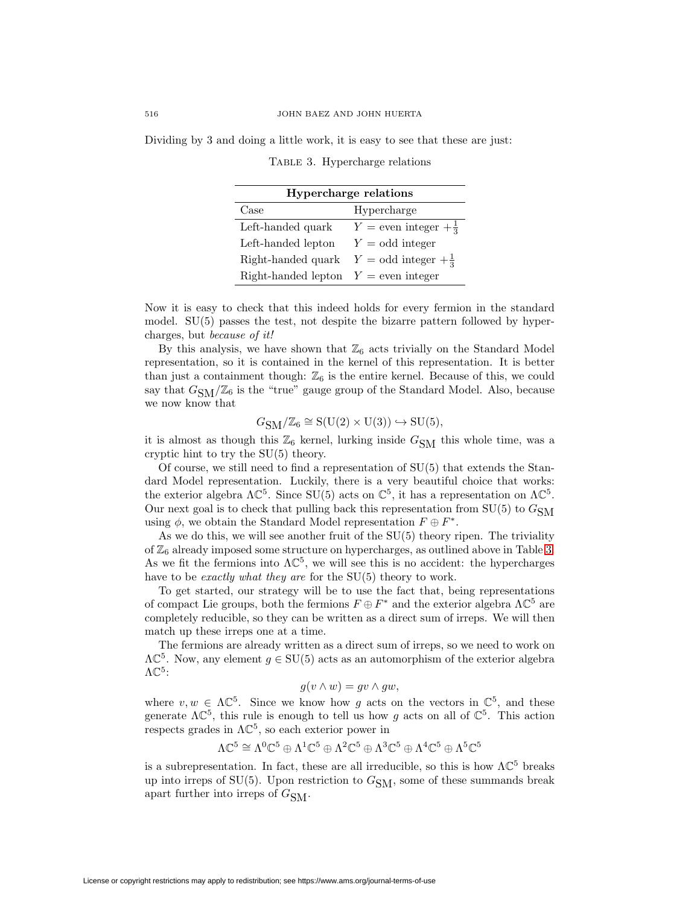Dividing by 3 and doing a little work, it is easy to see that these are just:

Table 3. Hypercharge relations

| **Hypercharge relations** | |
|---|---|
| Case | Hypercharge |
| Left-handed quark | $Y =$ even integer $+\frac{1}{3}$ |
| Left-handed lepton | $Y =$ odd integer |
| Right-handed quark | $Y =$ odd integer $+\frac{1}{3}$ |
| Right-handed lepton | $Y =$ even integer |

Now it is easy to check that this indeed holds for every fermion in the standard model. SU(5) passes the test, not despite the bizarre pattern followed by hypercharges, but *because of it!*

By this analysis, we have shown that $\mathbb{Z}_6$ acts trivially on the Standard Model representation, so it is contained in the kernel of this representation. It is better than just a containment though: $\mathbb{Z}_6$ is the entire kernel. Because of this, we could say that $G_{\mathrm{SM}}/\mathbb{Z}_6$ is the "true" gauge group of the Standard Model. Also, because we now know that

$$G_{\mathrm{SM}}/\mathbb{Z}_6 \cong \mathrm{S}(\mathrm{U}(2) \times \mathrm{U}(3)) \hookrightarrow \mathrm{SU}(5),$$

it is almost as though this $\mathbb{Z}_6$ kernel, lurking inside $G_{\mathrm{SM}}$ this whole time, was a cryptic hint to try the SU(5) theory.

Of course, we still need to find a representation of SU(5) that extends the Standard Model representation. Luckily, there is a very beautiful choice that works: the exterior algebra $\Lambda\mathbb{C}^5$. Since SU(5) acts on $\mathbb{C}^5$, it has a representation on $\Lambda\mathbb{C}^5$. Our next goal is to check that pulling back this representation from SU(5) to $G_{\mathrm{SM}}$ using $\phi$, we obtain the Standard Model representation $F \oplus F^*$.

As we do this, we will see another fruit of the SU(5) theory ripen. The triviality of $\mathbb{Z}_6$ already imposed some structure on hypercharges, as outlined above in Table 3. As we fit the fermions into $\Lambda\mathbb{C}^5$, we will see this is no accident: the hypercharges have to be *exactly what they are* for the SU(5) theory to work.

To get started, our strategy will be to use the fact that, being representations of compact Lie groups, both the fermions $F \oplus F^*$ and the exterior algebra $\Lambda\mathbb{C}^5$ are completely reducible, so they can be written as a direct sum of irreps. We will then match up these irreps one at a time.

The fermions are already written as a direct sum of irreps, so we need to work on $\Lambda\mathbb{C}^5$. Now, any element $g \in \mathrm{SU}(5)$ acts as an automorphism of the exterior algebra $\Lambda\mathbb{C}^5$:

$$g(v \wedge w) = gv \wedge gw,$$

where $v, w \in \Lambda\mathbb{C}^5$. Since we know how $g$ acts on the vectors in $\mathbb{C}^5$, and these generate $\Lambda\mathbb{C}^5$, this rule is enough to tell us how $g$ acts on all of $\mathbb{C}^5$. This action respects grades in $\Lambda\mathbb{C}^5$, so each exterior power in

$$\Lambda\mathbb{C}^5 \cong \Lambda^0\mathbb{C}^5 \oplus \Lambda^1\mathbb{C}^5 \oplus \Lambda^2\mathbb{C}^5 \oplus \Lambda^3\mathbb{C}^5 \oplus \Lambda^4\mathbb{C}^5 \oplus \Lambda^5\mathbb{C}^5$$

is a subrepresentation. In fact, these are all irreducible, so this is how $\Lambda\mathbb{C}^5$ breaks up into irreps of SU(5). Upon restriction to $G_{\mathrm{SM}}$, some of these summands break apart further into irreps of $G_{\mathrm{SM}}$.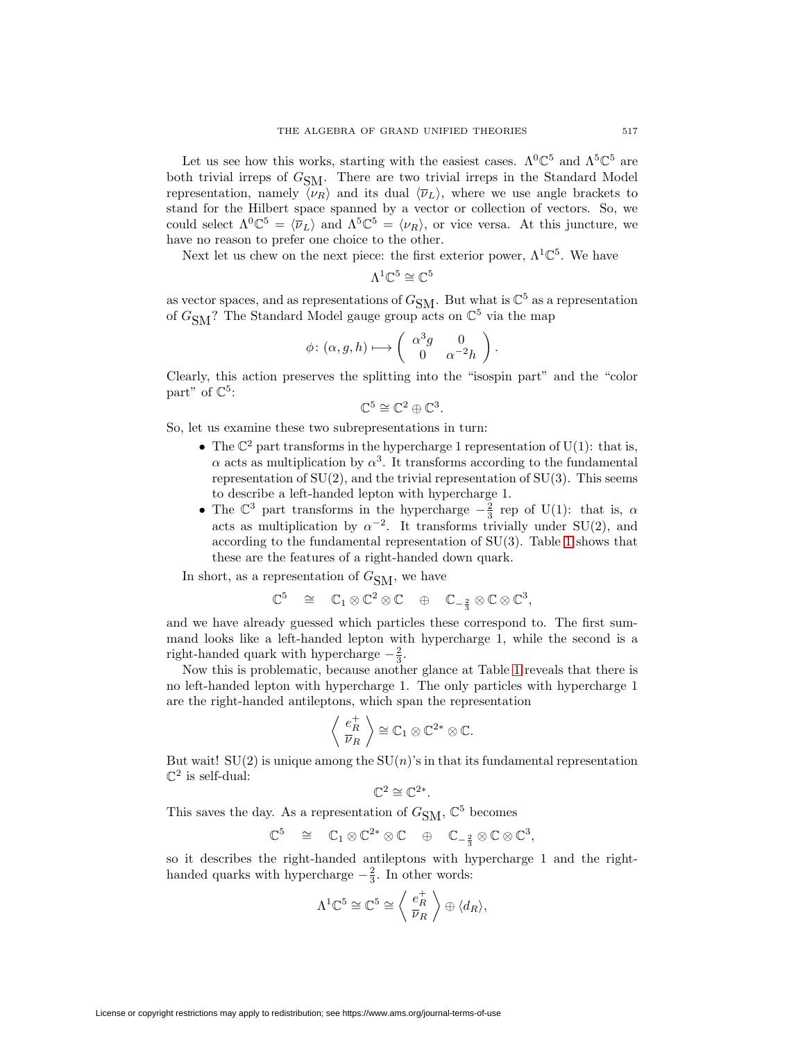Let us see how this works, starting with the easiest cases. $\Lambda^0\mathbb{C}^5$ and $\Lambda^5\mathbb{C}^5$ are both trivial irreps of $G_{\mathrm{SM}}$. There are two trivial irreps in the Standard Model representation, namely $\langle \nu_R \rangle$ and its dual $\langle \overline{\nu}_L \rangle$, where we use angle brackets to stand for the Hilbert space spanned by a vector or collection of vectors. So, we could select $\Lambda^0\mathbb{C}^5 = \langle \overline{\nu}_L \rangle$ and $\Lambda^5\mathbb{C}^5 = \langle \nu_R \rangle$, or vice versa. At this juncture, we have no reason to prefer one choice to the other.

Next let us chew on the next piece: the first exterior power, $\Lambda^1\mathbb{C}^5$. We have

$$\Lambda^1\mathbb{C}^5 \cong \mathbb{C}^5$$

as vector spaces, and as representations of $G_{\mathrm{SM}}$. But what is $\mathbb{C}^5$ as a representation of $G_{\mathrm{SM}}$? The Standard Model gauge group acts on $\mathbb{C}^5$ via the map

$$\phi\colon (\alpha, g, h) \longmapsto \left( \begin{array}{cc} \alpha^3 g & 0 \\ 0 & \alpha^{-2} h \end{array} \right).$$

Clearly, this action preserves the splitting into the "isospin part" and the "color part" of $\mathbb{C}^5$:

$$\mathbb{C}^5 \cong \mathbb{C}^2 \oplus \mathbb{C}^3.$$

So, let us examine these two subrepresentations in turn:

- The $\mathbb{C}^2$ part transforms in the hypercharge 1 representation of $\mathrm{U}(1)$: that is, $\alpha$ acts as multiplication by $\alpha^3$. It transforms according to the fundamental representation of $\mathrm{SU}(2)$, and the trivial representation of $\mathrm{SU}(3)$. This seems to describe a left-handed lepton with hypercharge 1.
- The $\mathbb{C}^3$ part transforms in the hypercharge $-\frac{2}{3}$ rep of $\mathrm{U}(1)$: that is, $\alpha$ acts as multiplication by $\alpha^{-2}$. It transforms trivially under $\mathrm{SU}(2)$, and according to the fundamental representation of $\mathrm{SU}(3)$. Table 1 shows that these are the features of a right-handed down quark.

In short, as a representation of $G_{\mathrm{SM}}$, we have

$$\mathbb{C}^5 \quad \cong \quad \mathbb{C}_1 \otimes \mathbb{C}^2 \otimes \mathbb{C} \quad \oplus \quad \mathbb{C}_{-\frac{2}{3}} \otimes \mathbb{C} \otimes \mathbb{C}^3,$$

and we have already guessed which particles these correspond to. The first summand looks like a left-handed lepton with hypercharge 1, while the second is a right-handed quark with hypercharge $-\frac{2}{3}$.

Now this is problematic, because another glance at Table 1 reveals that there is no left-handed lepton with hypercharge 1. The only particles with hypercharge 1 are the right-handed antileptons, which span the representation

$$\left\langle \begin{array}{c} e_R^+ \\ \overline{\nu}_R \end{array} \right\rangle \cong \mathbb{C}_1 \otimes \mathbb{C}^{2*} \otimes \mathbb{C}.$$

But wait! $\mathrm{SU}(2)$ is unique among the $\mathrm{SU}(n)$'s in that its fundamental representation $\mathbb{C}^2$ is self-dual:

$$\mathbb{C}^2 \cong \mathbb{C}^{2*}.$$

This saves the day. As a representation of $G_{\mathrm{SM}}$, $\mathbb{C}^5$ becomes

$$\mathbb{C}^5 \quad \cong \quad \mathbb{C}_1 \otimes \mathbb{C}^{2*} \otimes \mathbb{C} \quad \oplus \quad \mathbb{C}_{-\frac{2}{3}} \otimes \mathbb{C} \otimes \mathbb{C}^3,$$

so it describes the right-handed antileptons with hypercharge 1 and the right-handed quarks with hypercharge $-\frac{2}{3}$. In other words:

$$\Lambda^1\mathbb{C}^5 \cong \mathbb{C}^5 \cong \left\langle \begin{array}{c} e_R^+ \\ \overline{\nu}_R \end{array} \right\rangle \oplus \langle d_R \rangle,$$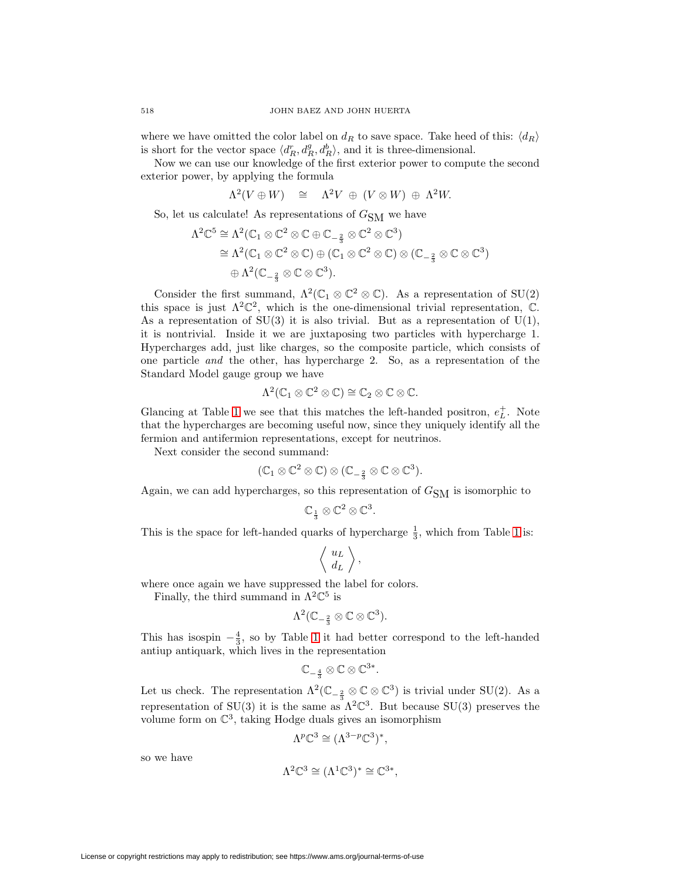where we have omitted the color label on $d_R$ to save space. Take heed of this: $\langle d_R \rangle$ is short for the vector space $\langle d_R^r, d_R^g, d_R^b \rangle$, and it is three-dimensional.

Now we can use our knowledge of the first exterior power to compute the second exterior power, by applying the formula

$$\Lambda^2(V \oplus W) \quad \cong \quad \Lambda^2 V \ \oplus \ (V \otimes W) \ \oplus \ \Lambda^2 W.$$

So, let us calculate! As representations of $G_{\mathrm{SM}}$ we have

$$\begin{aligned}
\Lambda^2\mathbb{C}^5 &\cong \Lambda^2(\mathbb{C}_1 \otimes \mathbb{C}^2 \otimes \mathbb{C} \oplus \mathbb{C}_{-\frac{2}{3}} \otimes \mathbb{C}^2 \otimes \mathbb{C}^3) \\
&\cong \Lambda^2(\mathbb{C}_1 \otimes \mathbb{C}^2 \otimes \mathbb{C}) \oplus (\mathbb{C}_1 \otimes \mathbb{C}^2 \otimes \mathbb{C}) \otimes (\mathbb{C}_{-\frac{2}{3}} \otimes \mathbb{C} \otimes \mathbb{C}^3) \\
&\quad \oplus \Lambda^2(\mathbb{C}_{-\frac{2}{3}} \otimes \mathbb{C} \otimes \mathbb{C}^3).
\end{aligned}$$

Consider the first summand, $\Lambda^2(\mathbb{C}_1 \otimes \mathbb{C}^2 \otimes \mathbb{C})$. As a representation of SU(2) this space is just $\Lambda^2\mathbb{C}^2$, which is the one-dimensional trivial representation, $\mathbb{C}$. As a representation of SU(3) it is also trivial. But as a representation of U(1), it is nontrivial. Inside it we are juxtaposing two particles with hypercharge 1. Hypercharges add, just like charges, so the composite particle, which consists of one particle *and* the other, has hypercharge 2. So, as a representation of the Standard Model gauge group we have

$$\Lambda^2(\mathbb{C}_1 \otimes \mathbb{C}^2 \otimes \mathbb{C}) \cong \mathbb{C}_2 \otimes \mathbb{C} \otimes \mathbb{C}.$$

Glancing at Table 1 we see that this matches the left-handed positron, $e_L^+$. Note that the hypercharges are becoming useful now, since they uniquely identify all the fermion and antifermion representations, except for neutrinos.

Next consider the second summand:

$$(\mathbb{C}_1 \otimes \mathbb{C}^2 \otimes \mathbb{C}) \otimes (\mathbb{C}_{-\frac{2}{3}} \otimes \mathbb{C} \otimes \mathbb{C}^3).$$

Again, we can add hypercharges, so this representation of $G_{\mathrm{SM}}$ is isomorphic to

$$\mathbb{C}_{\frac{1}{3}} \otimes \mathbb{C}^2 \otimes \mathbb{C}^3.$$

This is the space for left-handed quarks of hypercharge $\frac{1}{3}$, which from Table 1 is:

$$\left\langle \begin{array}{c} u_L \\ d_L \end{array} \right\rangle,$$

where once again we have suppressed the label for colors.

Finally, the third summand in $\Lambda^2\mathbb{C}^5$ is

$$\Lambda^2(\mathbb{C}_{-\frac{2}{3}} \otimes \mathbb{C} \otimes \mathbb{C}^3).$$

This has isospin $-\frac{4}{3}$, so by Table 1 it had better correspond to the left-handed antiup antiquark, which lives in the representation

$$\mathbb{C}_{-\frac{4}{3}} \otimes \mathbb{C} \otimes \mathbb{C}^{3*}.$$

Let us check. The representation $\Lambda^2(\mathbb{C}_{-\frac{2}{3}} \otimes \mathbb{C} \otimes \mathbb{C}^3)$ is trivial under SU(2). As a representation of SU(3) it is the same as $\Lambda^2\mathbb{C}^3$. But because SU(3) preserves the volume form on $\mathbb{C}^3$, taking Hodge duals gives an isomorphism

$$\Lambda^p\mathbb{C}^3 \cong (\Lambda^{3-p}\mathbb{C}^3)^*,$$

so we have

$$\Lambda^2\mathbb{C}^3 \cong (\Lambda^1\mathbb{C}^3)^* \cong \mathbb{C}^{3*},$$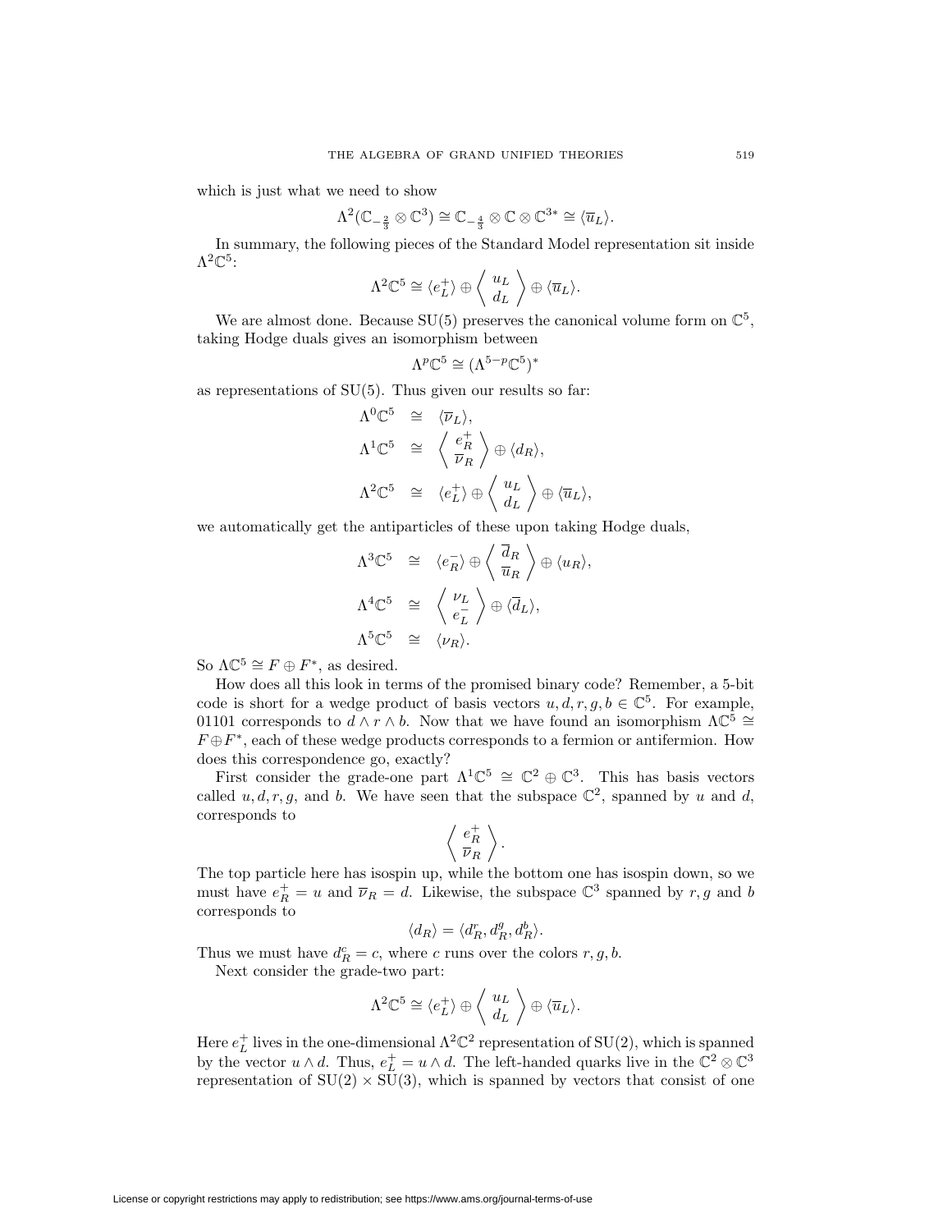which is just what we need to show

$$\Lambda^2(\mathbb{C}_{-\frac{2}{3}} \otimes \mathbb{C}^3) \cong \mathbb{C}_{-\frac{4}{3}} \otimes \mathbb{C} \otimes \mathbb{C}^{3*} \cong \langle \overline{u}_L \rangle.$$

In summary, the following pieces of the Standard Model representation sit inside $\Lambda^2\mathbb{C}^5$:

$$\Lambda^2\mathbb{C}^5 \cong \langle e_L^+ \rangle \oplus \left\langle \begin{array}{c} u_L \\ d_L \end{array} \right\rangle \oplus \langle \overline{u}_L \rangle.$$

We are almost done. Because SU(5) preserves the canonical volume form on $\mathbb{C}^5$, taking Hodge duals gives an isomorphism between

$$\Lambda^p\mathbb{C}^5 \cong (\Lambda^{5-p}\mathbb{C}^5)^*$$

as representations of SU(5). Thus given our results so far:

$$\begin{array}{rcl} \Lambda^0\mathbb{C}^5 & \cong & \langle \overline{\nu}_L \rangle, \\ \Lambda^1\mathbb{C}^5 & \cong & \left\langle \begin{array}{c} e_R^+ \\ \overline{\nu}_R \end{array} \right\rangle \oplus \langle d_R \rangle, \\ \Lambda^2\mathbb{C}^5 & \cong & \langle e_L^+ \rangle \oplus \left\langle \begin{array}{c} u_L \\ d_L \end{array} \right\rangle \oplus \langle \overline{u}_L \rangle, \end{array}$$

we automatically get the antiparticles of these upon taking Hodge duals,

$$\begin{array}{rcl} \Lambda^3\mathbb{C}^5 & \cong & \langle e_R^- \rangle \oplus \left\langle \begin{array}{c} \overline{d}_R \\ \overline{u}_R \end{array} \right\rangle \oplus \langle u_R \rangle, \\ \Lambda^4\mathbb{C}^5 & \cong & \left\langle \begin{array}{c} \nu_L \\ e_L^- \end{array} \right\rangle \oplus \langle \overline{d}_L \rangle, \\ \Lambda^5\mathbb{C}^5 & \cong & \langle \nu_R \rangle. \end{array}$$

So $\Lambda\mathbb{C}^5 \cong F \oplus F^*$, as desired.

How does all this look in terms of the promised binary code? Remember, a 5-bit code is short for a wedge product of basis vectors $u, d, r, g, b \in \mathbb{C}^5$. For example, 01101 corresponds to $d \wedge r \wedge b$. Now that we have found an isomorphism $\Lambda\mathbb{C}^5 \cong F \oplus F^*$, each of these wedge products corresponds to a fermion or antifermion. How does this correspondence go, exactly?

First consider the grade-one part $\Lambda^1\mathbb{C}^5 \cong \mathbb{C}^2 \oplus \mathbb{C}^3$. This has basis vectors called $u, d, r, g$, and $b$. We have seen that the subspace $\mathbb{C}^2$, spanned by $u$ and $d$, corresponds to

$$\left\langle \begin{array}{c} e_R^+ \\ \overline{\nu}_R \end{array} \right\rangle.$$

The top particle here has isospin up, while the bottom one has isospin down, so we must have $e_R^+ = u$ and $\overline{\nu}_R = d$. Likewise, the subspace $\mathbb{C}^3$ spanned by $r, g$ and $b$ corresponds to

$$\langle d_R \rangle = \langle d_R^r, d_R^g, d_R^b \rangle.$$

Thus we must have $d_R^c = c$, where $c$ runs over the colors $r, g, b$.

Next consider the grade-two part:

$$\Lambda^2\mathbb{C}^5 \cong \langle e_L^+ \rangle \oplus \left\langle \begin{array}{c} u_L \\ d_L \end{array} \right\rangle \oplus \langle \overline{u}_L \rangle.$$

Here $e_L^+$ lives in the one-dimensional $\Lambda^2\mathbb{C}^2$ representation of SU(2), which is spanned by the vector $u \wedge d$. Thus, $e_L^+ = u \wedge d$. The left-handed quarks live in the $\mathbb{C}^2 \otimes \mathbb{C}^3$ representation of $\mathrm{SU}(2) \times \mathrm{SU}(3)$, which is spanned by vectors that consist of one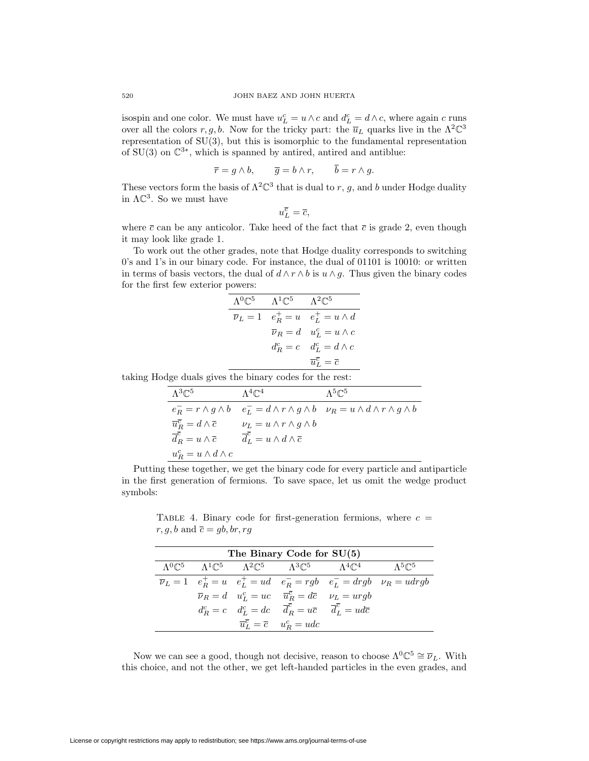isospin and one color. We must have $u_L^c = u \wedge c$ and $d_L^c = d \wedge c$, where again $c$ runs over all the colors $r, g, b$. Now for the tricky part: the $\overline{u}_L$ quarks live in the $\Lambda^2\mathbb{C}^3$ representation of SU(3), but this is isomorphic to the fundamental representation of SU(3) on $\mathbb{C}^{3*}$, which is spanned by antired, antired and antiblue:

$$\overline{r} = g \wedge b, \qquad \overline{g} = b \wedge r, \qquad \overline{b} = r \wedge g.$$

These vectors form the basis of $\Lambda^2\mathbb{C}^3$ that is dual to $r$, $g$, and $b$ under Hodge duality in $\Lambda\mathbb{C}^3$. So we must have

$$u_L^{\overline{c}} = \overline{c},$$

where $\overline{c}$ can be any anticolor. Take heed of the fact that $\overline{c}$ is grade 2, even though it may look like grade 1.

To work out the other grades, note that Hodge duality corresponds to switching 0's and 1's in our binary code. For instance, the dual of 01101 is 10010: or written in terms of basis vectors, the dual of $d \wedge r \wedge b$ is $u \wedge g$. Thus given the binary codes for the first few exterior powers:

| $\Lambda^0\mathbb{C}^5$ | $\Lambda^1\mathbb{C}^5$ | $\Lambda^2\mathbb{C}^5$ |
|---|---|---|
| $\overline{\nu}_L = 1$ | $e_R^+ = u$ | $e_L^+ = u \wedge d$ |
| | $\overline{\nu}_R = d$ | $u_L^c = u \wedge c$ |
| | $d_R^c = c$ | $d_L^c = d \wedge c$ |
| | | $\overline{u}_L^{\overline{c}} = \overline{c}$ |

taking Hodge duals gives the binary codes for the rest:

| $\Lambda^3\mathbb{C}^5$ | $\Lambda^4\mathbb{C}^4$ | $\Lambda^5\mathbb{C}^5$ |
|---|---|---|
| $e_R^- = r \wedge g \wedge b$ | $e_L^- = d \wedge r \wedge g \wedge b$ | $\nu_R = u \wedge d \wedge r \wedge g \wedge b$ |
| $\overline{u}_R^{\overline{c}} = d \wedge \overline{c}$ | $\nu_L = u \wedge r \wedge g \wedge b$ | |
| $\overline{d}_R^{\overline{c}} = u \wedge \overline{c}$ | $\overline{d}_L^{\overline{c}} = u \wedge d \wedge \overline{c}$ | |
| $u_R^c = u \wedge d \wedge c$ | | |

Putting these together, we get the binary code for every particle and antiparticle in the first generation of fermions. To save space, let us omit the wedge product symbols:

Table 4. Binary code for first-generation fermions, where $c = r, g, b$ and $\overline{c} = gb, br, rg$

| **The Binary Code for SU(5)** | | | | | |
|---|---|---|---|---|---|
| $\Lambda^0\mathbb{C}^5$ | $\Lambda^1\mathbb{C}^5$ | $\Lambda^2\mathbb{C}^5$ | $\Lambda^3\mathbb{C}^5$ | $\Lambda^4\mathbb{C}^4$ | $\Lambda^5\mathbb{C}^5$ |
| $\overline{\nu}_L = 1$ | $e_R^+ = u$ | $e_L^+ = ud$ | $e_R^- = rgb$ | $e_L^- = drgb$ | $\nu_R = udrgb$ |
| | $\overline{\nu}_R = d$ | $u_L^c = uc$ | $\overline{u}_R^{\overline{c}} = d\overline{c}$ | $\nu_L = urgb$ | |
| | $d_R^c = c$ | $d_L^c = dc$ | $\overline{d}_R^{\overline{c}} = u\overline{c}$ | $\overline{d}_L^{\overline{c}} = ud\overline{c}$ | |
| | | $\overline{u}_L^{\overline{c}} = \overline{c}$ | $u_R^c = udc$ | | |

Now we can see a good, though not decisive, reason to choose $\Lambda^0\mathbb{C}^5 \cong \overline{\nu}_L$. With this choice, and not the other, we get left-handed particles in the even grades, and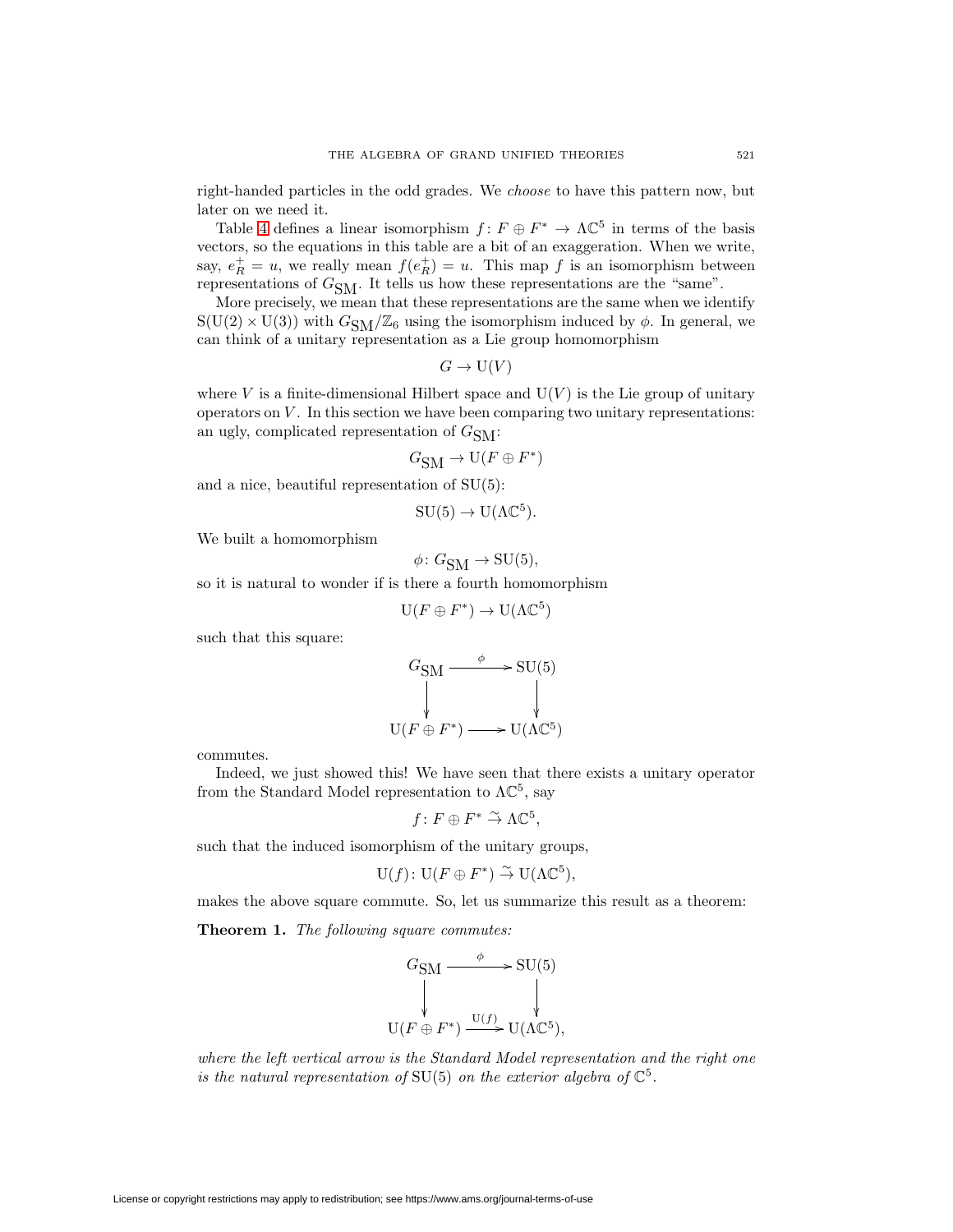right-handed particles in the odd grades. We *choose* to have this pattern now, but later on we need it.

Table 4 defines a linear isomorphism $f\colon F \oplus F^* \to \Lambda\mathbb{C}^5$ in terms of the basis vectors, so the equations in this table are a bit of an exaggeration. When we write, say, $e_R^+ = u$, we really mean $f(e_R^+) = u$. This map $f$ is an isomorphism between representations of $G_{\mathrm{SM}}$. It tells us how these representations are the "same".

More precisely, we mean that these representations are the same when we identify $\mathrm{S}(\mathrm{U}(2) \times \mathrm{U}(3))$ with $G_{\mathrm{SM}}/\mathbb{Z}_6$ using the isomorphism induced by $\phi$. In general, we can think of a unitary representation as a Lie group homomorphism

$$G \to \mathrm{U}(V)$$

where $V$ is a finite-dimensional Hilbert space and $\mathrm{U}(V)$ is the Lie group of unitary operators on $V$. In this section we have been comparing two unitary representations: an ugly, complicated representation of $G_{\mathrm{SM}}$:

$$G_{\mathrm{SM}} \to \mathrm{U}(F \oplus F^*)$$

and a nice, beautiful representation of $\mathrm{SU}(5)$:

$$\mathrm{SU}(5) \to \mathrm{U}(\Lambda\mathbb{C}^5).$$

We built a homomorphism

$$\phi\colon G_{\mathrm{SM}} \to \mathrm{SU}(5),$$

so it is natural to wonder if is there a fourth homomorphism

$$\mathrm{U}(F \oplus F^*) \to \mathrm{U}(\Lambda\mathbb{C}^5)$$

such that this square:

$$\begin{array}{ccc} G_{\mathrm{SM}} & \xrightarrow{\ \phi\ } & \mathrm{SU}(5) \\ \downarrow & & \downarrow \\ \mathrm{U}(F \oplus F^*) & \longrightarrow & \mathrm{U}(\Lambda\mathbb{C}^5) \end{array}$$

commutes.

Indeed, we just showed this! We have seen that there exists a unitary operator from the Standard Model representation to $\Lambda\mathbb{C}^5$, say

$$f\colon F \oplus F^* \xrightarrow{\sim} \Lambda\mathbb{C}^5,$$

such that the induced isomorphism of the unitary groups,

$$\mathrm{U}(f)\colon \mathrm{U}(F \oplus F^*) \xrightarrow{\sim} \mathrm{U}(\Lambda\mathbb{C}^5),$$

makes the above square commute. So, let us summarize this result as a theorem:

**Theorem 1.** *The following square commutes:*

$$\begin{array}{ccc} G_{\mathrm{SM}} & \xrightarrow{\ \phi\ } & \mathrm{SU}(5) \\ \downarrow & & \downarrow \\ \mathrm{U}(F \oplus F^*) & \xrightarrow{\ \mathrm{U}(f)\ } & \mathrm{U}(\Lambda\mathbb{C}^5), \end{array}$$

*where the left vertical arrow is the Standard Model representation and the right one is the natural representation of* $\mathrm{SU}(5)$ *on the exterior algebra of* $\mathbb{C}^5$.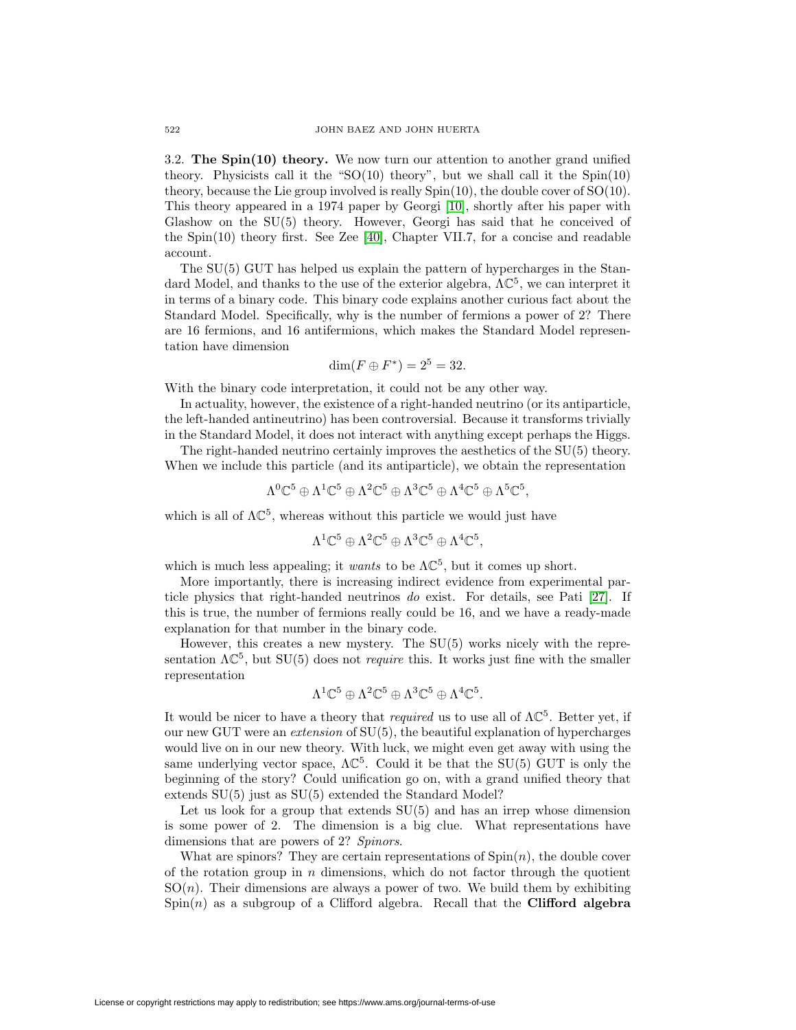3.2. **The Spin(10) theory.** We now turn our attention to another grand unified theory. Physicists call it the "SO(10) theory", but we shall call it the Spin(10) theory, because the Lie group involved is really Spin(10), the double cover of SO(10). This theory appeared in a 1974 paper by Georgi [10], shortly after his paper with Glashow on the SU(5) theory. However, Georgi has said that he conceived of the Spin(10) theory first. See Zee [40], Chapter VII.7, for a concise and readable account.

The SU(5) GUT has helped us explain the pattern of hypercharges in the Standard Model, and thanks to the use of the exterior algebra, $\Lambda\mathbb{C}^5$, we can interpret it in terms of a binary code. This binary code explains another curious fact about the Standard Model. Specifically, why is the number of fermions a power of 2? There are 16 fermions, and 16 antifermions, which makes the Standard Model representation have dimension

$$\dim(F \oplus F^*) = 2^5 = 32.$$

With the binary code interpretation, it could not be any other way.

In actuality, however, the existence of a right-handed neutrino (or its antiparticle, the left-handed antineutrino) has been controversial. Because it transforms trivially in the Standard Model, it does not interact with anything except perhaps the Higgs.

The right-handed neutrino certainly improves the aesthetics of the SU(5) theory. When we include this particle (and its antiparticle), we obtain the representation

$$\Lambda^0\mathbb{C}^5 \oplus \Lambda^1\mathbb{C}^5 \oplus \Lambda^2\mathbb{C}^5 \oplus \Lambda^3\mathbb{C}^5 \oplus \Lambda^4\mathbb{C}^5 \oplus \Lambda^5\mathbb{C}^5,$$

which is all of $\Lambda\mathbb{C}^5$, whereas without this particle we would just have

$$\Lambda^1\mathbb{C}^5 \oplus \Lambda^2\mathbb{C}^5 \oplus \Lambda^3\mathbb{C}^5 \oplus \Lambda^4\mathbb{C}^5,$$

which is much less appealing; it *wants* to be $\Lambda\mathbb{C}^5$, but it comes up short.

More importantly, there is increasing indirect evidence from experimental particle physics that right-handed neutrinos *do* exist. For details, see Pati [27]. If this is true, the number of fermions really could be 16, and we have a ready-made explanation for that number in the binary code.

However, this creates a new mystery. The SU(5) works nicely with the representation $\Lambda\mathbb{C}^5$, but SU(5) does not *require* this. It works just fine with the smaller representation

$$\Lambda^1\mathbb{C}^5 \oplus \Lambda^2\mathbb{C}^5 \oplus \Lambda^3\mathbb{C}^5 \oplus \Lambda^4\mathbb{C}^5.$$

It would be nicer to have a theory that *required* us to use all of $\Lambda\mathbb{C}^5$. Better yet, if our new GUT were an *extension* of SU(5), the beautiful explanation of hypercharges would live on in our new theory. With luck, we might even get away with using the same underlying vector space, $\Lambda\mathbb{C}^5$. Could it be that the SU(5) GUT is only the beginning of the story? Could unification go on, with a grand unified theory that extends SU(5) just as SU(5) extended the Standard Model?

Let us look for a group that extends SU(5) and has an irrep whose dimension is some power of 2. The dimension is a big clue. What representations have dimensions that are powers of 2? *Spinors*.

What are spinors? They are certain representations of $\mathrm{Spin}(n)$, the double cover of the rotation group in $n$ dimensions, which do not factor through the quotient $\mathrm{SO}(n)$. Their dimensions are always a power of two. We build them by exhibiting $\mathrm{Spin}(n)$ as a subgroup of a Clifford algebra. Recall that the **Clifford algebra**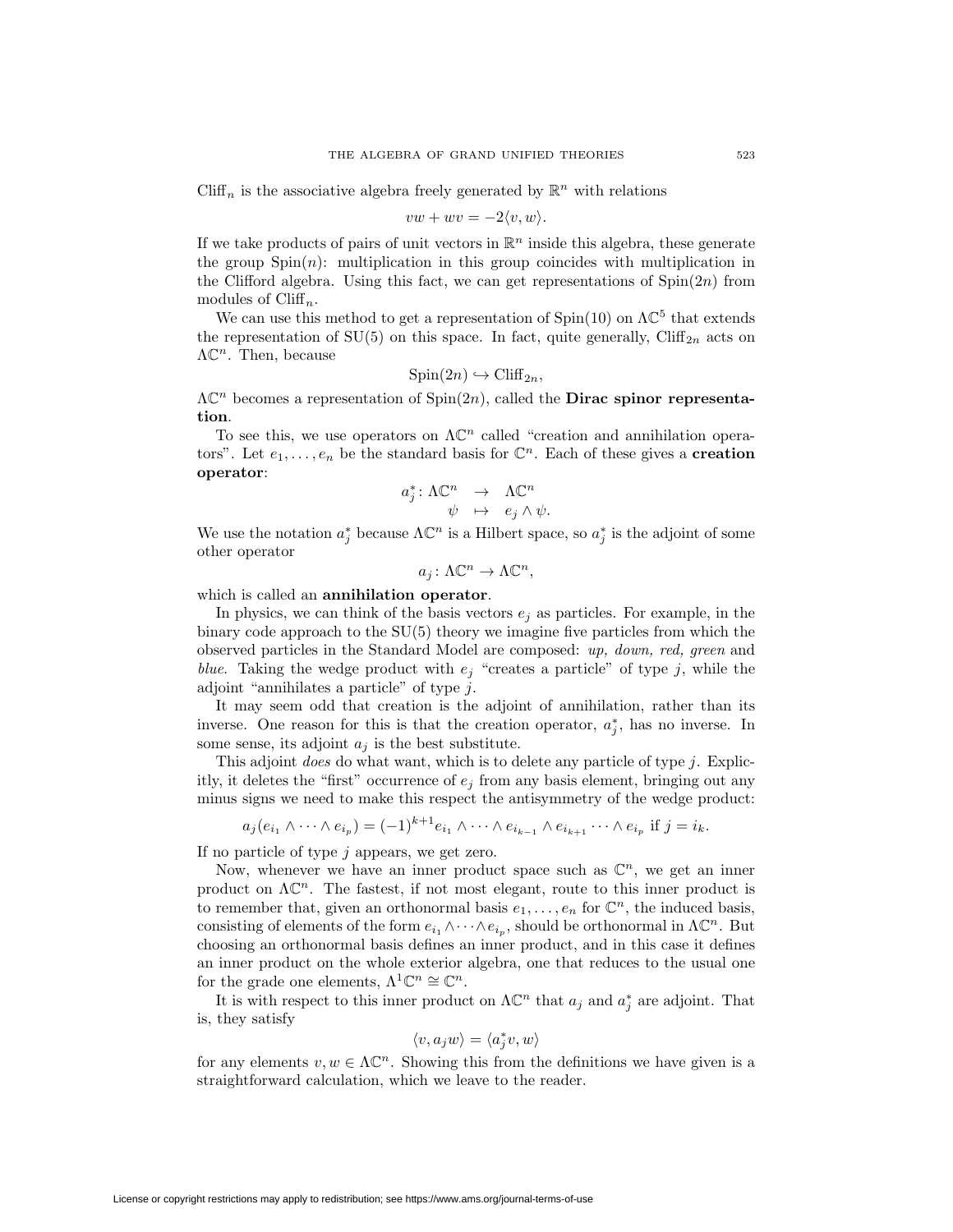$\mathrm{Cliff}_n$ is the associative algebra freely generated by $\mathbb{R}^n$ with relations

$$vw + wv = -2\langle v, w\rangle.$$

If we take products of pairs of unit vectors in $\mathbb{R}^n$ inside this algebra, these generate the group $\mathrm{Spin}(n)$: multiplication in this group coincides with multiplication in the Clifford algebra. Using this fact, we can get representations of $\mathrm{Spin}(2n)$ from modules of $\mathrm{Cliff}_n$.

We can use this method to get a representation of $\mathrm{Spin}(10)$ on $\Lambda\mathbb{C}^5$ that extends the representation of $\mathrm{SU}(5)$ on this space. In fact, quite generally, $\mathrm{Cliff}_{2n}$ acts on $\Lambda\mathbb{C}^n$. Then, because

$$\mathrm{Spin}(2n) \hookrightarrow \mathrm{Cliff}_{2n},$$

$\Lambda\mathbb{C}^n$ becomes a representation of $\mathrm{Spin}(2n)$, called the **Dirac spinor representation**.

To see this, we use operators on $\Lambda\mathbb{C}^n$ called "creation and annihilation operators". Let $e_1, \ldots, e_n$ be the standard basis for $\mathbb{C}^n$. Each of these gives a **creation operator**:

$$\begin{array}{rccl} a_j^* \colon & \Lambda\mathbb{C}^n & \to & \Lambda\mathbb{C}^n \\ & \psi & \mapsto & e_j \wedge \psi. \end{array}$$

We use the notation $a_j^*$ because $\Lambda\mathbb{C}^n$ is a Hilbert space, so $a_j^*$ is the adjoint of some other operator

$$a_j \colon \Lambda\mathbb{C}^n \to \Lambda\mathbb{C}^n,$$

which is called an **annihilation operator**.

In physics, we can think of the basis vectors $e_j$ as particles. For example, in the binary code approach to the SU(5) theory we imagine five particles from which the observed particles in the Standard Model are composed: *up, down, red, green* and *blue*. Taking the wedge product with $e_j$ "creates a particle" of type $j$, while the adjoint "annihilates a particle" of type $j$.

It may seem odd that creation is the adjoint of annihilation, rather than its inverse. One reason for this is that the creation operator, $a_j^*$, has no inverse. In some sense, its adjoint $a_j$ is the best substitute.

This adjoint *does* do what want, which is to delete any particle of type $j$. Explicitly, it deletes the "first" occurrence of $e_j$ from any basis element, bringing out any minus signs we need to make this respect the antisymmetry of the wedge product:

$$a_j(e_{i_1} \wedge \cdots \wedge e_{i_p}) = (-1)^{k+1} e_{i_1} \wedge \cdots \wedge e_{i_{k-1}} \wedge e_{i_{k+1}} \cdots \wedge e_{i_p} \text{ if } j = i_k.$$

If no particle of type $j$ appears, we get zero.

Now, whenever we have an inner product space such as $\mathbb{C}^n$, we get an inner product on $\Lambda\mathbb{C}^n$. The fastest, if not most elegant, route to this inner product is to remember that, given an orthonormal basis $e_1, \ldots, e_n$ for $\mathbb{C}^n$, the induced basis, consisting of elements of the form $e_{i_1} \wedge \cdots \wedge e_{i_p}$, should be orthonormal in $\Lambda\mathbb{C}^n$. But choosing an orthonormal basis defines an inner product, and in this case it defines an inner product on the whole exterior algebra, one that reduces to the usual one for the grade one elements, $\Lambda^1\mathbb{C}^n \cong \mathbb{C}^n$.

It is with respect to this inner product on $\Lambda\mathbb{C}^n$ that $a_j$ and $a_j^*$ are adjoint. That is, they satisfy

$$\langle v, a_j w\rangle = \langle a_j^* v, w\rangle$$

for any elements $v, w \in \Lambda\mathbb{C}^n$. Showing this from the definitions we have given is a straightforward calculation, which we leave to the reader.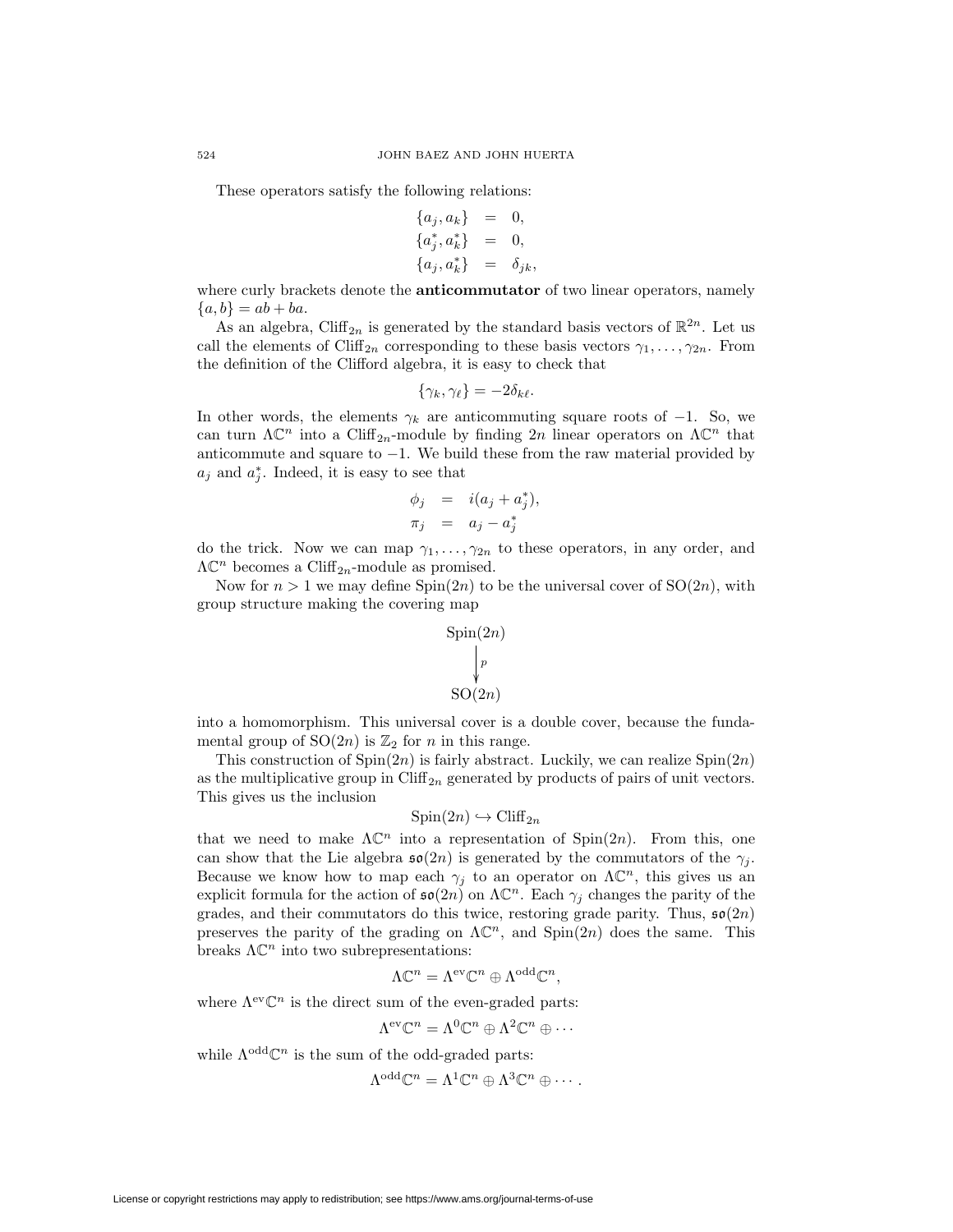These operators satisfy the following relations:

$$
\begin{aligned}
\{a_j, a_k\} &= 0, \\
\{a_j^*, a_k^*\} &= 0, \\
\{a_j, a_k^*\} &= \delta_{jk},
\end{aligned}
$$

where curly brackets denote the **anticommutator** of two linear operators, namely $\{a, b\} = ab + ba$.

As an algebra, $\mathrm{Cliff}_{2n}$ is generated by the standard basis vectors of $\mathbb{R}^{2n}$. Let us call the elements of $\mathrm{Cliff}_{2n}$ corresponding to these basis vectors $\gamma_1, \ldots, \gamma_{2n}$. From the definition of the Clifford algebra, it is easy to check that

$$
\{\gamma_k, \gamma_\ell\} = -2\delta_{k\ell}.
$$

In other words, the elements $\gamma_k$ are anticommuting square roots of $-1$. So, we can turn $\Lambda\mathbb{C}^n$ into a $\mathrm{Cliff}_{2n}$-module by finding $2n$ linear operators on $\Lambda\mathbb{C}^n$ that anticommute and square to $-1$. We build these from the raw material provided by $a_j$ and $a_j^*$. Indeed, it is easy to see that

$$
\begin{aligned}
\phi_j &= i(a_j + a_j^*), \\
\pi_j &= a_j - a_j^*
\end{aligned}
$$

do the trick. Now we can map $\gamma_1, \ldots, \gamma_{2n}$ to these operators, in any order, and $\Lambda\mathbb{C}^n$ becomes a $\mathrm{Cliff}_{2n}$-module as promised.

Now for $n > 1$ we may define $\mathrm{Spin}(2n)$ to be the universal cover of $\mathrm{SO}(2n)$, with group structure making the covering map

$$
\mathrm{Spin}(2n) \xrightarrow{\;p\;} \mathrm{SO}(2n)
$$

into a homomorphism. This universal cover is a double cover, because the fundamental group of $\mathrm{SO}(2n)$ is $\mathbb{Z}_2$ for $n$ in this range.

This construction of $\mathrm{Spin}(2n)$ is fairly abstract. Luckily, we can realize $\mathrm{Spin}(2n)$ as the multiplicative group in $\mathrm{Cliff}_{2n}$ generated by products of pairs of unit vectors. This gives us the inclusion

$$
\mathrm{Spin}(2n) \hookrightarrow \mathrm{Cliff}_{2n}
$$

that we need to make $\Lambda\mathbb{C}^n$ into a representation of $\mathrm{Spin}(2n)$. From this, one can show that the Lie algebra $\mathfrak{so}(2n)$ is generated by the commutators of the $\gamma_j$. Because we know how to map each $\gamma_j$ to an operator on $\Lambda\mathbb{C}^n$, this gives us an explicit formula for the action of $\mathfrak{so}(2n)$ on $\Lambda\mathbb{C}^n$. Each $\gamma_j$ changes the parity of the grades, and their commutators do this twice, restoring grade parity. Thus, $\mathfrak{so}(2n)$ preserves the parity of the grading on $\Lambda\mathbb{C}^n$, and $\mathrm{Spin}(2n)$ does the same. This breaks $\Lambda\mathbb{C}^n$ into two subrepresentations:

$$
\Lambda\mathbb{C}^n = \Lambda^{\mathrm{ev}}\mathbb{C}^n \oplus \Lambda^{\mathrm{odd}}\mathbb{C}^n,
$$

where $\Lambda^{\mathrm{ev}}\mathbb{C}^n$ is the direct sum of the even-graded parts:

$$
\Lambda^{\mathrm{ev}}\mathbb{C}^n = \Lambda^0\mathbb{C}^n \oplus \Lambda^2\mathbb{C}^n \oplus \cdots
$$

while $\Lambda^{\mathrm{odd}}\mathbb{C}^n$ is the sum of the odd-graded parts:

$$
\Lambda^{\mathrm{odd}}\mathbb{C}^n = \Lambda^1\mathbb{C}^n \oplus \Lambda^3\mathbb{C}^n \oplus \cdots .
$$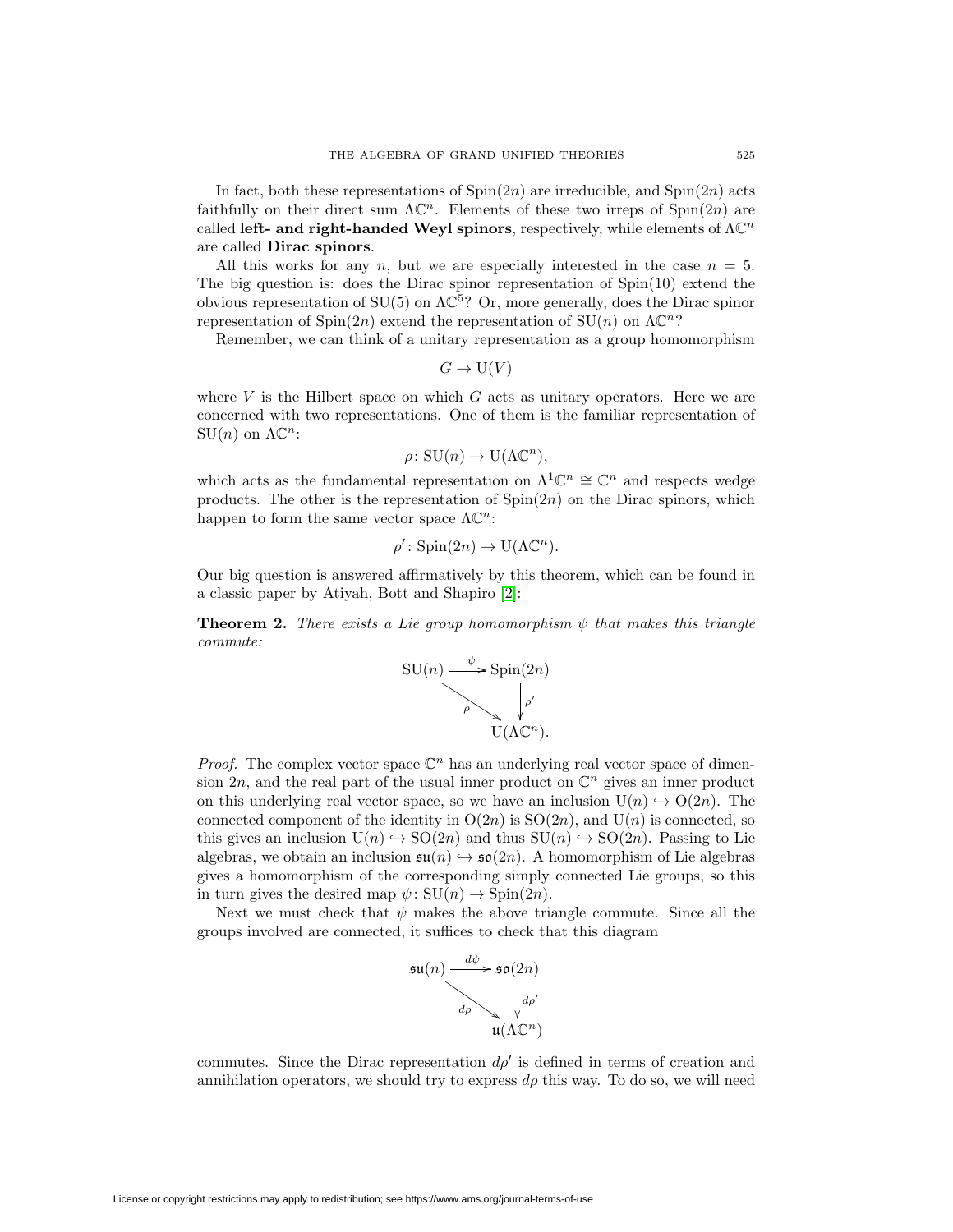In fact, both these representations of $\mathrm{Spin}(2n)$ are irreducible, and $\mathrm{Spin}(2n)$ acts faithfully on their direct sum $\Lambda\mathbb{C}^n$. Elements of these two irreps of $\mathrm{Spin}(2n)$ are called **left- and right-handed Weyl spinors**, respectively, while elements of $\Lambda\mathbb{C}^n$ are called **Dirac spinors**.

All this works for any $n$, but we are especially interested in the case $n = 5$. The big question is: does the Dirac spinor representation of $\mathrm{Spin}(10)$ extend the obvious representation of $\mathrm{SU}(5)$ on $\Lambda\mathbb{C}^5$? Or, more generally, does the Dirac spinor representation of $\mathrm{Spin}(2n)$ extend the representation of $\mathrm{SU}(n)$ on $\Lambda\mathbb{C}^n$?

Remember, we can think of a unitary representation as a group homomorphism

$$G \to \mathrm{U}(V)$$

where $V$ is the Hilbert space on which $G$ acts as unitary operators. Here we are concerned with two representations. One of them is the familiar representation of $\mathrm{SU}(n)$ on $\Lambda\mathbb{C}^n$:

$$\rho\colon \mathrm{SU}(n) \to \mathrm{U}(\Lambda\mathbb{C}^n),$$

which acts as the fundamental representation on $\Lambda^1\mathbb{C}^n \cong \mathbb{C}^n$ and respects wedge products. The other is the representation of $\mathrm{Spin}(2n)$ on the Dirac spinors, which happen to form the same vector space $\Lambda\mathbb{C}^n$:

$$\rho'\colon \mathrm{Spin}(2n) \to \mathrm{U}(\Lambda\mathbb{C}^n).$$

Our big question is answered affirmatively by this theorem, which can be found in a classic paper by Atiyah, Bott and Shapiro [2]:

**Theorem 2.** *There exists a Lie group homomorphism $\psi$ that makes this triangle commute:*

$$\begin{array}{ccc} \mathrm{SU}(n) & \xrightarrow{\ \psi\ } & \mathrm{Spin}(2n) \\ & \searrow^{\rho} & \downarrow{\rho'} \\ & & \mathrm{U}(\Lambda\mathbb{C}^n). \end{array}$$

*Proof.* The complex vector space $\mathbb{C}^n$ has an underlying real vector space of dimension $2n$, and the real part of the usual inner product on $\mathbb{C}^n$ gives an inner product on this underlying real vector space, so we have an inclusion $\mathrm{U}(n) \hookrightarrow \mathrm{O}(2n)$. The connected component of the identity in $\mathrm{O}(2n)$ is $\mathrm{SO}(2n)$, and $\mathrm{U}(n)$ is connected, so this gives an inclusion $\mathrm{U}(n) \hookrightarrow \mathrm{SO}(2n)$ and thus $\mathrm{SU}(n) \hookrightarrow \mathrm{SO}(2n)$. Passing to Lie algebras, we obtain an inclusion $\mathfrak{su}(n) \hookrightarrow \mathfrak{so}(2n)$. A homomorphism of Lie algebras gives a homomorphism of the corresponding simply connected Lie groups, so this in turn gives the desired map $\psi\colon \mathrm{SU}(n) \to \mathrm{Spin}(2n)$.

Next we must check that $\psi$ makes the above triangle commute. Since all the groups involved are connected, it suffices to check that this diagram

$$\begin{array}{ccc} \mathfrak{su}(n) & \xrightarrow{\ d\psi\ } & \mathfrak{so}(2n) \\ & \searrow^{d\rho} & \downarrow{d\rho'} \\ & & \mathfrak{u}(\Lambda\mathbb{C}^n) \end{array}$$

commutes. Since the Dirac representation $d\rho'$ is defined in terms of creation and annihilation operators, we should try to express $d\rho$ this way. To do so, we will need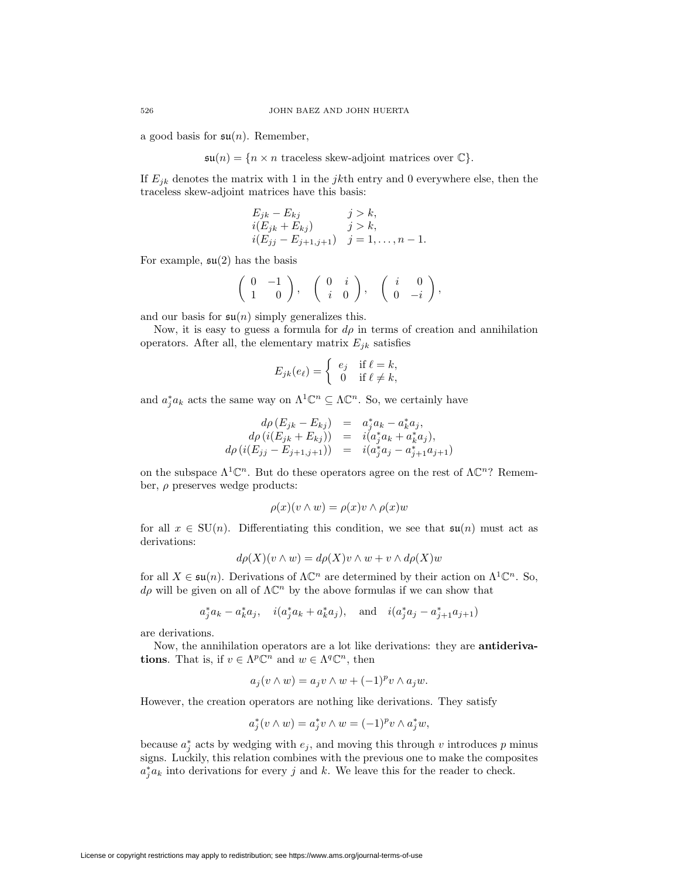a good basis for $\mathfrak{su}(n)$. Remember,

$$\mathfrak{su}(n) = \{n \times n \text{ traceless skew-adjoint matrices over } \mathbb{C}\}.$$

If $E_{jk}$ denotes the matrix with 1 in the $jk$th entry and 0 everywhere else, then the traceless skew-adjoint matrices have this basis:

$$\begin{array}{ll} E_{jk} - E_{kj} & j > k, \\ i(E_{jk} + E_{kj}) & j > k, \\ i(E_{jj} - E_{j+1,j+1}) & j = 1, \ldots, n-1. \end{array}$$

For example, $\mathfrak{su}(2)$ has the basis

$$\left( \begin{array}{cc} 0 & -1 \\ 1 & 0 \end{array} \right), \quad \left( \begin{array}{cc} 0 & i \\ i & 0 \end{array} \right), \quad \left( \begin{array}{cc} i & 0 \\ 0 & -i \end{array} \right),$$

and our basis for $\mathfrak{su}(n)$ simply generalizes this.

Now, it is easy to guess a formula for $d\rho$ in terms of creation and annihilation operators. After all, the elementary matrix $E_{jk}$ satisfies

$$E_{jk}(e_\ell) = \left\{ \begin{array}{ll} e_j & \text{if } \ell = k, \\ 0 & \text{if } \ell \neq k, \end{array} \right.$$

and $a_j^* a_k$ acts the same way on $\Lambda^1 \mathbb{C}^n \subseteq \Lambda \mathbb{C}^n$. So, we certainly have

$$\begin{array}{rcl} d\rho\,(E_{jk} - E_{kj}) & = & a_j^* a_k - a_k^* a_j, \\ d\rho\,(i(E_{jk} + E_{kj})) & = & i(a_j^* a_k + a_k^* a_j), \\ d\rho\,(i(E_{jj} - E_{j+1,j+1})) & = & i(a_j^* a_j - a_{j+1}^* a_{j+1}) \end{array}$$

on the subspace $\Lambda^1 \mathbb{C}^n$. But do these operators agree on the rest of $\Lambda \mathbb{C}^n$? Remember, $\rho$ preserves wedge products:

$$\rho(x)(v \wedge w) = \rho(x)v \wedge \rho(x)w$$

for all $x \in \mathrm{SU}(n)$. Differentiating this condition, we see that $\mathfrak{su}(n)$ must act as derivations:

$$d\rho(X)(v \wedge w) = d\rho(X)v \wedge w + v \wedge d\rho(X)w$$

for all $X \in \mathfrak{su}(n)$. Derivations of $\Lambda \mathbb{C}^n$ are determined by their action on $\Lambda^1 \mathbb{C}^n$. So, $d\rho$ will be given on all of $\Lambda \mathbb{C}^n$ by the above formulas if we can show that

$$a_j^* a_k - a_k^* a_j, \quad i(a_j^* a_k + a_k^* a_j), \quad \text{and} \quad i(a_j^* a_j - a_{j+1}^* a_{j+1})$$

are derivations.

Now, the annihilation operators are a lot like derivations: they are **antiderivations**. That is, if $v \in \Lambda^p \mathbb{C}^n$ and $w \in \Lambda^q \mathbb{C}^n$, then

$$a_j(v \wedge w) = a_j v \wedge w + (-1)^p v \wedge a_j w.$$

However, the creation operators are nothing like derivations. They satisfy

$$a_j^*(v \wedge w) = a_j^* v \wedge w = (-1)^p v \wedge a_j^* w,$$

because $a_j^*$ acts by wedging with $e_j$, and moving this through $v$ introduces $p$ minus signs. Luckily, this relation combines with the previous one to make the composites $a_j^* a_k$ into derivations for every $j$ and $k$. We leave this for the reader to check.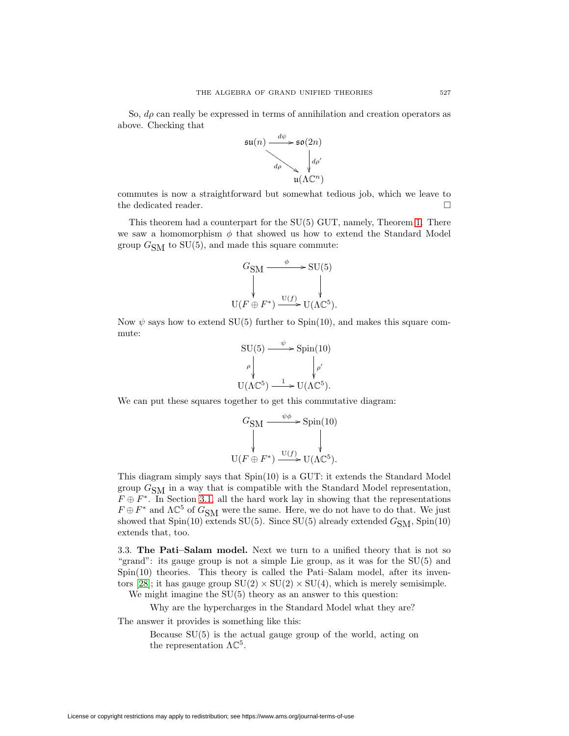So, $d\rho$ can really be expressed in terms of annihilation and creation operators as above. Checking that

$$\begin{array}{ccc} \mathfrak{su}(n) & \xrightarrow{d\psi} & \mathfrak{so}(2n) \\ & \searrow^{d\rho} & \downarrow^{d\rho'} \\ & & \mathfrak{u}(\Lambda\mathbb{C}^n) \end{array}$$

commutes is now a straightforward but somewhat tedious job, which we leave to the dedicated reader. □

This theorem had a counterpart for the SU(5) GUT, namely, Theorem 1. There we saw a homomorphism $\phi$ that showed us how to extend the Standard Model group $G_{\mathrm{SM}}$ to SU(5), and made this square commute:

$$\begin{array}{ccc} G_{\mathrm{SM}} & \xrightarrow{\phi} & \mathrm{SU}(5) \\ \downarrow & & \downarrow \\ \mathrm{U}(F \oplus F^*) & \xrightarrow{\mathrm{U}(f)} & \mathrm{U}(\Lambda\mathbb{C}^5). \end{array}$$

Now $\psi$ says how to extend SU(5) further to Spin(10), and makes this square commute:

$$\begin{array}{ccc} \mathrm{SU}(5) & \xrightarrow{\psi} & \mathrm{Spin}(10) \\ \rho\downarrow & & \downarrow\rho' \\ \mathrm{U}(\Lambda\mathbb{C}^5) & \xrightarrow{1} & \mathrm{U}(\Lambda\mathbb{C}^5). \end{array}$$

We can put these squares together to get this commutative diagram:

$$\begin{array}{ccc} G_{\mathrm{SM}} & \xrightarrow{\psi\phi} & \mathrm{Spin}(10) \\ \downarrow & & \downarrow \\ \mathrm{U}(F \oplus F^*) & \xrightarrow{\mathrm{U}(f)} & \mathrm{U}(\Lambda\mathbb{C}^5). \end{array}$$

This diagram simply says that Spin(10) is a GUT: it extends the Standard Model group $G_{\mathrm{SM}}$ in a way that is compatible with the Standard Model representation, $F \oplus F^*$. In Section 3.1, all the hard work lay in showing that the representations $F \oplus F^*$ and $\Lambda\mathbb{C}^5$ of $G_{\mathrm{SM}}$ were the same. Here, we do not have to do that. We just showed that Spin(10) extends SU(5). Since SU(5) already extended $G_{\mathrm{SM}}$, Spin(10) extends that, too.

3.3. **The Pati–Salam model.** Next we turn to a unified theory that is not so "grand": its gauge group is not a simple Lie group, as it was for the SU(5) and Spin(10) theories. This theory is called the Pati–Salam model, after its inventors [28]; it has gauge group $\mathrm{SU}(2) \times \mathrm{SU}(2) \times \mathrm{SU}(4)$, which is merely semisimple.

We might imagine the SU(5) theory as an answer to this question:

> Why are the hypercharges in the Standard Model what they are?

The answer it provides is something like this:

> Because SU(5) is the actual gauge group of the world, acting on the representation $\Lambda\mathbb{C}^5$.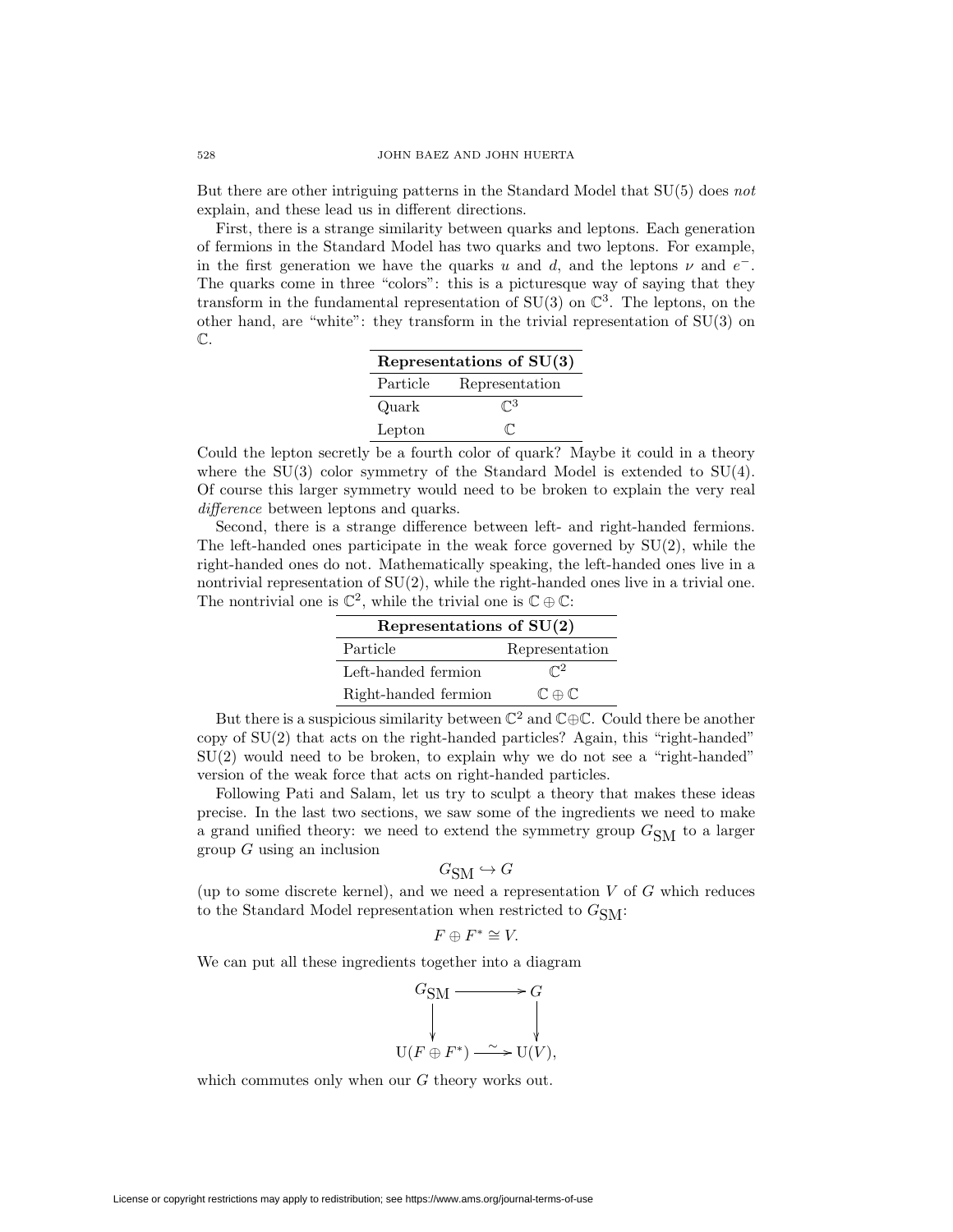But there are other intriguing patterns in the Standard Model that SU(5) does *not* explain, and these lead us in different directions.

First, there is a strange similarity between quarks and leptons. Each generation of fermions in the Standard Model has two quarks and two leptons. For example, in the first generation we have the quarks $u$ and $d$, and the leptons $\nu$ and $e^-$. The quarks come in three "colors": this is a picturesque way of saying that they transform in the fundamental representation of SU(3) on $\mathbb{C}^3$. The leptons, on the other hand, are "white": they transform in the trivial representation of SU(3) on $\mathbb{C}$.

| **Representations of SU(3)** | |
|---|---|
| Particle | Representation |
| Quark | $\mathbb{C}^3$ |
| Lepton | $\mathbb{C}$ |

Could the lepton secretly be a fourth color of quark? Maybe it could in a theory where the SU(3) color symmetry of the Standard Model is extended to SU(4). Of course this larger symmetry would need to be broken to explain the very real *difference* between leptons and quarks.

Second, there is a strange difference between left- and right-handed fermions. The left-handed ones participate in the weak force governed by SU(2), while the right-handed ones do not. Mathematically speaking, the left-handed ones live in a nontrivial representation of SU(2), while the right-handed ones live in a trivial one. The nontrivial one is $\mathbb{C}^2$, while the trivial one is $\mathbb{C} \oplus \mathbb{C}$:

| **Representations of SU(2)** | |
|---|---|
| Particle | Representation |
| Left-handed fermion | $\mathbb{C}^2$ |
| Right-handed fermion | $\mathbb{C} \oplus \mathbb{C}$ |

But there is a suspicious similarity between $\mathbb{C}^2$ and $\mathbb{C} \oplus \mathbb{C}$. Could there be another copy of SU(2) that acts on the right-handed particles? Again, this "right-handed" SU(2) would need to be broken, to explain why we do not see a "right-handed" version of the weak force that acts on right-handed particles.

Following Pati and Salam, let us try to sculpt a theory that makes these ideas precise. In the last two sections, we saw some of the ingredients we need to make a grand unified theory: we need to extend the symmetry group $G_{\mathrm{SM}}$ to a larger group $G$ using an inclusion

$$G_{\mathrm{SM}} \hookrightarrow G$$

(up to some discrete kernel), and we need a representation $V$ of $G$ which reduces to the Standard Model representation when restricted to $G_{\mathrm{SM}}$:

$$F \oplus F^* \cong V.$$

We can put all these ingredients together into a diagram

$$\begin{array}{ccc} G_{\mathrm{SM}} & \longrightarrow & G \\ \downarrow & & \downarrow \\ \mathrm{U}(F \oplus F^*) & \xrightarrow{\sim} & \mathrm{U}(V), \end{array}$$

which commutes only when our $G$ theory works out.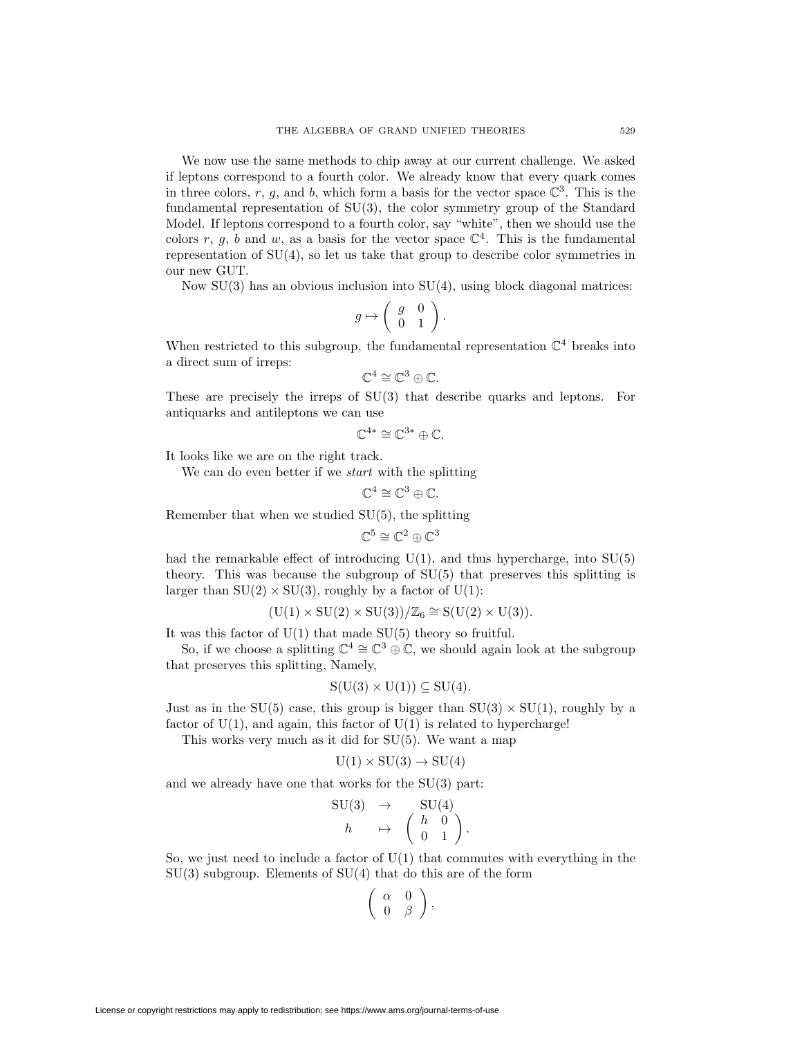We now use the same methods to chip away at our current challenge. We asked if leptons correspond to a fourth color. We already know that every quark comes in three colors, $r$, $g$, and $b$, which form a basis for the vector space $\mathbb{C}^3$. This is the fundamental representation of SU(3), the color symmetry group of the Standard Model. If leptons correspond to a fourth color, say "white", then we should use the colors $r$, $g$, $b$ and $w$, as a basis for the vector space $\mathbb{C}^4$. This is the fundamental representation of SU(4), so let us take that group to describe color symmetries in our new GUT.

Now SU(3) has an obvious inclusion into SU(4), using block diagonal matrices:

$$g \mapsto \begin{pmatrix} g & 0 \\ 0 & 1 \end{pmatrix}.$$

When restricted to this subgroup, the fundamental representation $\mathbb{C}^4$ breaks into a direct sum of irreps:

$$\mathbb{C}^4 \cong \mathbb{C}^3 \oplus \mathbb{C}.$$

These are precisely the irreps of SU(3) that describe quarks and leptons. For antiquarks and antileptons we can use

$$\mathbb{C}^{4*} \cong \mathbb{C}^{3*} \oplus \mathbb{C}.$$

It looks like we are on the right track.

We can do even better if we *start* with the splitting

$$\mathbb{C}^4 \cong \mathbb{C}^3 \oplus \mathbb{C}.$$

Remember that when we studied SU(5), the splitting

$$\mathbb{C}^5 \cong \mathbb{C}^2 \oplus \mathbb{C}^3$$

had the remarkable effect of introducing U(1), and thus hypercharge, into SU(5) theory. This was because the subgroup of SU(5) that preserves this splitting is larger than $\mathrm{SU}(2) \times \mathrm{SU}(3)$, roughly by a factor of U(1):

$$(\mathrm{U}(1) \times \mathrm{SU}(2) \times \mathrm{SU}(3))/\mathbb{Z}_6 \cong \mathrm{S}(\mathrm{U}(2) \times \mathrm{U}(3)).$$

It was this factor of U(1) that made SU(5) theory so fruitful.

So, if we choose a splitting $\mathbb{C}^4 \cong \mathbb{C}^3 \oplus \mathbb{C}$, we should again look at the subgroup that preserves this splitting, Namely,

$$\mathrm{S}(\mathrm{U}(3) \times \mathrm{U}(1)) \subseteq \mathrm{SU}(4).$$

Just as in the SU(5) case, this group is bigger than $\mathrm{SU}(3) \times \mathrm{SU}(1)$, roughly by a factor of U(1), and again, this factor of U(1) is related to hypercharge!

This works very much as it did for SU(5). We want a map

$$\mathrm{U}(1) \times \mathrm{SU}(3) \to \mathrm{SU}(4)$$

and we already have one that works for the SU(3) part:

$$\begin{array}{ccc} \mathrm{SU}(3) & \to & \mathrm{SU}(4) \\ h & \mapsto & \begin{pmatrix} h & 0 \\ 0 & 1 \end{pmatrix}. \end{array}$$

So, we just need to include a factor of U(1) that commutes with everything in the SU(3) subgroup. Elements of SU(4) that do this are of the form

$$\begin{pmatrix} \alpha & 0 \\ 0 & \beta \end{pmatrix},$$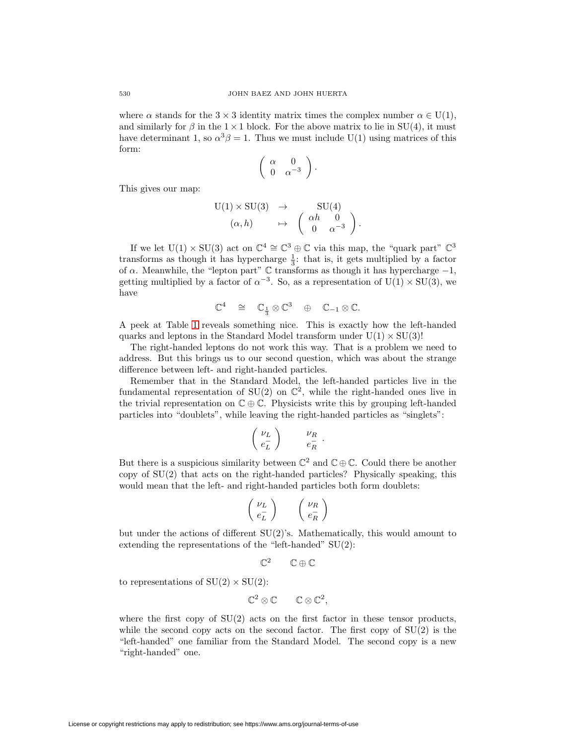where $\alpha$ stands for the $3 \times 3$ identity matrix times the complex number $\alpha \in \mathrm{U}(1)$, and similarly for $\beta$ in the $1 \times 1$ block. For the above matrix to lie in $\mathrm{SU}(4)$, it must have determinant 1, so $\alpha^3\beta = 1$. Thus we must include $\mathrm{U}(1)$ using matrices of this form:

$$\begin{pmatrix} \alpha & 0 \\ 0 & \alpha^{-3} \end{pmatrix}.$$

This gives our map:

$$\begin{array}{ccc} \mathrm{U}(1) \times \mathrm{SU}(3) & \to & \mathrm{SU}(4) \\ (\alpha, h) & \mapsto & \begin{pmatrix} \alpha h & 0 \\ 0 & \alpha^{-3} \end{pmatrix}. \end{array}$$

If we let $\mathrm{U}(1) \times \mathrm{SU}(3)$ act on $\mathbb{C}^4 \cong \mathbb{C}^3 \oplus \mathbb{C}$ via this map, the "quark part" $\mathbb{C}^3$ transforms as though it has hypercharge $\frac{1}{3}$: that is, it gets multiplied by a factor of $\alpha$. Meanwhile, the "lepton part" $\mathbb{C}$ transforms as though it has hypercharge $-1$, getting multiplied by a factor of $\alpha^{-3}$. So, as a representation of $\mathrm{U}(1) \times \mathrm{SU}(3)$, we have

$$\mathbb{C}^4 \quad \cong \quad \mathbb{C}_{\frac{1}{3}} \otimes \mathbb{C}^3 \quad \oplus \quad \mathbb{C}_{-1} \otimes \mathbb{C}.$$

A peek at Table 1 reveals something nice. This is exactly how the left-handed quarks and leptons in the Standard Model transform under $\mathrm{U}(1) \times \mathrm{SU}(3)$!

The right-handed leptons do not work this way. That is a problem we need to address. But this brings us to our second question, which was about the strange difference between left- and right-handed particles.

Remember that in the Standard Model, the left-handed particles live in the fundamental representation of $\mathrm{SU}(2)$ on $\mathbb{C}^2$, while the right-handed ones live in the trivial representation on $\mathbb{C} \oplus \mathbb{C}$. Physicists write this by grouping left-handed particles into "doublets", while leaving the right-handed particles as "singlets":

$$\begin{pmatrix} \nu_L \\ e^-_L \end{pmatrix} \qquad \begin{matrix} \nu_R \\ e^-_R \end{matrix} \;.$$

But there is a suspicious similarity between $\mathbb{C}^2$ and $\mathbb{C} \oplus \mathbb{C}$. Could there be another copy of $\mathrm{SU}(2)$ that acts on the right-handed particles? Physically speaking, this would mean that the left- and right-handed particles both form doublets:

$$\begin{pmatrix} \nu_L \\ e^-_L \end{pmatrix} \qquad \begin{pmatrix} \nu_R \\ e^-_R \end{pmatrix}$$

but under the actions of different $\mathrm{SU}(2)$'s. Mathematically, this would amount to extending the representations of the "left-handed" $\mathrm{SU}(2)$:

$$\mathbb{C}^2 \qquad \mathbb{C} \oplus \mathbb{C}$$

to representations of $\mathrm{SU}(2) \times \mathrm{SU}(2)$:

$$\mathbb{C}^2 \otimes \mathbb{C} \qquad \mathbb{C} \otimes \mathbb{C}^2,$$

where the first copy of $\mathrm{SU}(2)$ acts on the first factor in these tensor products, while the second copy acts on the second factor. The first copy of $\mathrm{SU}(2)$ is the "left-handed" one familiar from the Standard Model. The second copy is a new "right-handed" one.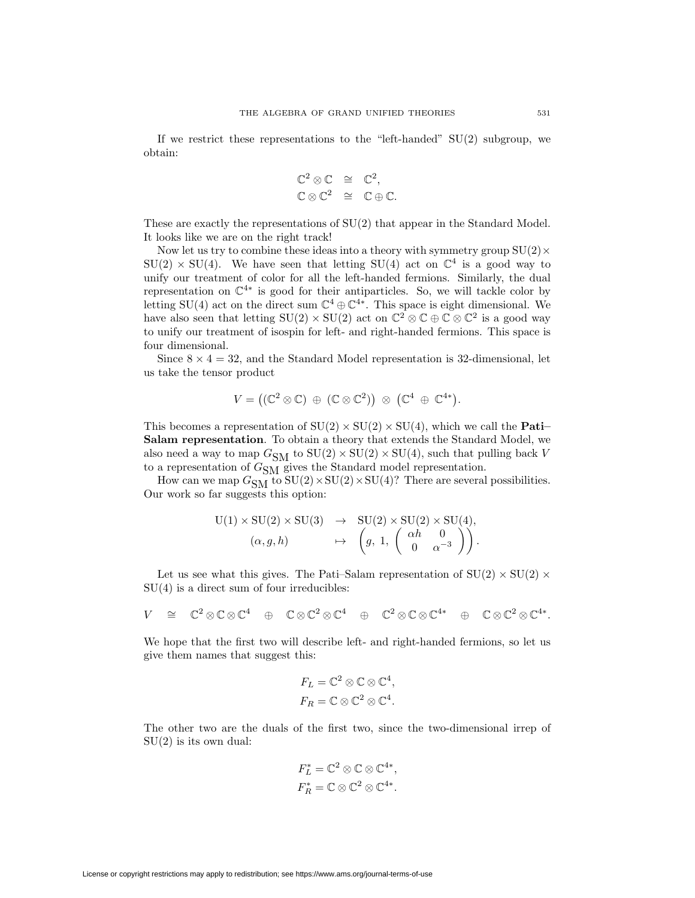If we restrict these representations to the "left-handed" SU(2) subgroup, we obtain:

$$\begin{aligned}\mathbb{C}^2 \otimes \mathbb{C} &\cong \mathbb{C}^2, \\ \mathbb{C} \otimes \mathbb{C}^2 &\cong \mathbb{C} \oplus \mathbb{C}.\end{aligned}$$

These are exactly the representations of SU(2) that appear in the Standard Model. It looks like we are on the right track!

Now let us try to combine these ideas into a theory with symmetry group $\mathrm{SU}(2) \times \mathrm{SU}(2) \times \mathrm{SU}(4)$. We have seen that letting SU(4) act on $\mathbb{C}^4$ is a good way to unify our treatment of color for all the left-handed fermions. Similarly, the dual representation on $\mathbb{C}^{4*}$ is good for their antiparticles. So, we will tackle color by letting SU(4) act on the direct sum $\mathbb{C}^4 \oplus \mathbb{C}^{4*}$. This space is eight dimensional. We have also seen that letting $\mathrm{SU}(2) \times \mathrm{SU}(2)$ act on $\mathbb{C}^2 \otimes \mathbb{C} \oplus \mathbb{C} \otimes \mathbb{C}^2$ is a good way to unify our treatment of isospin for left- and right-handed fermions. This space is four dimensional.

Since $8 \times 4 = 32$, and the Standard Model representation is 32-dimensional, let us take the tensor product

$$V = \left((\mathbb{C}^2 \otimes \mathbb{C}) \oplus (\mathbb{C} \otimes \mathbb{C}^2)\right) \otimes \left(\mathbb{C}^4 \oplus \mathbb{C}^{4*}\right).$$

This becomes a representation of $\mathrm{SU}(2) \times \mathrm{SU}(2) \times \mathrm{SU}(4)$, which we call the **Pati–Salam representation**. To obtain a theory that extends the Standard Model, we also need a way to map $G_{\mathrm{SM}}$ to $\mathrm{SU}(2) \times \mathrm{SU}(2) \times \mathrm{SU}(4)$, such that pulling back $V$ to a representation of $G_{\mathrm{SM}}$ gives the Standard model representation.

How can we map $G_{\mathrm{SM}}$ to $\mathrm{SU}(2) \times \mathrm{SU}(2) \times \mathrm{SU}(4)$? There are several possibilities. Our work so far suggests this option:

$$\begin{aligned}\mathrm{U}(1) \times \mathrm{SU}(2) \times \mathrm{SU}(3) &\to \mathrm{SU}(2) \times \mathrm{SU}(2) \times \mathrm{SU}(4), \\ (\alpha, g, h) &\mapsto \left(g,\ 1,\ \begin{pmatrix} \alpha h & 0 \\ 0 & \alpha^{-3} \end{pmatrix}\right).\end{aligned}$$

Let us see what this gives. The Pati–Salam representation of $\mathrm{SU}(2) \times \mathrm{SU}(2) \times \mathrm{SU}(4)$ is a direct sum of four irreducibles:

$$V \cong \mathbb{C}^2 \otimes \mathbb{C} \otimes \mathbb{C}^4 \oplus \mathbb{C} \otimes \mathbb{C}^2 \otimes \mathbb{C}^4 \oplus \mathbb{C}^2 \otimes \mathbb{C} \otimes \mathbb{C}^{4*} \oplus \mathbb{C} \otimes \mathbb{C}^2 \otimes \mathbb{C}^{4*}.$$

We hope that the first two will describe left- and right-handed fermions, so let us give them names that suggest this:

$$\begin{aligned}F_L &= \mathbb{C}^2 \otimes \mathbb{C} \otimes \mathbb{C}^4, \\ F_R &= \mathbb{C} \otimes \mathbb{C}^2 \otimes \mathbb{C}^4.\end{aligned}$$

The other two are the duals of the first two, since the two-dimensional irrep of SU(2) is its own dual:

$$\begin{aligned}F_L^* &= \mathbb{C}^2 \otimes \mathbb{C} \otimes \mathbb{C}^{4*}, \\ F_R^* &= \mathbb{C} \otimes \mathbb{C}^2 \otimes \mathbb{C}^{4*}.\end{aligned}$$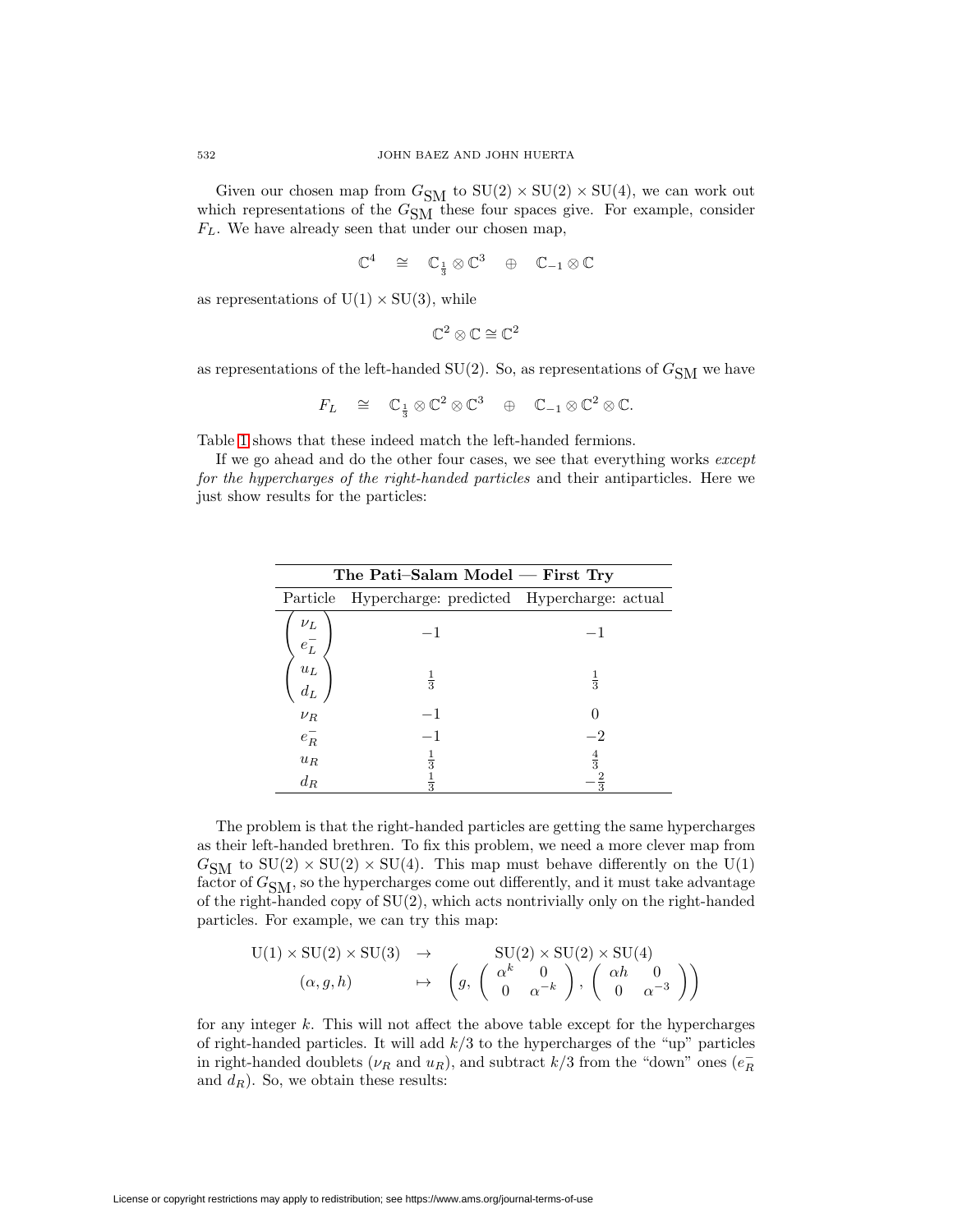Given our chosen map from $G_{\text{SM}}$ to $\text{SU}(2) \times \text{SU}(2) \times \text{SU}(4)$, we can work out which representations of the $G_{\text{SM}}$ these four spaces give. For example, consider $F_L$. We have already seen that under our chosen map,

$$\mathbb{C}^4 \quad \cong \quad \mathbb{C}_{\frac{1}{3}} \otimes \mathbb{C}^3 \quad \oplus \quad \mathbb{C}_{-1} \otimes \mathbb{C}$$

as representations of $\text{U}(1) \times \text{SU}(3)$, while

$$\mathbb{C}^2 \otimes \mathbb{C} \cong \mathbb{C}^2$$

as representations of the left-handed $\text{SU}(2)$. So, as representations of $G_{\text{SM}}$ we have

$$F_L \quad \cong \quad \mathbb{C}_{\frac{1}{3}} \otimes \mathbb{C}^2 \otimes \mathbb{C}^3 \quad \oplus \quad \mathbb{C}_{-1} \otimes \mathbb{C}^2 \otimes \mathbb{C}.$$

Table 1 shows that these indeed match the left-handed fermions.

If we go ahead and do the other four cases, we see that everything works *except for the hypercharges of the right-handed particles* and their antiparticles. Here we just show results for the particles:

**The Pati–Salam Model — First Try**

| Particle | Hypercharge: predicted | Hypercharge: actual |
|---|---|---|
| $\begin{pmatrix} \nu_L \\ e_L^- \end{pmatrix}$ | $-1$ | $-1$ |
| $\begin{pmatrix} u_L \\ d_L \end{pmatrix}$ | $\frac{1}{3}$ | $\frac{1}{3}$ |
| $\nu_R$ | $-1$ | $0$ |
| $e_R^-$ | $-1$ | $-2$ |
| $u_R$ | $\frac{1}{3}$ | $\frac{4}{3}$ |
| $d_R$ | $\frac{1}{3}$ | $-\frac{2}{3}$ |

The problem is that the right-handed particles are getting the same hypercharges as their left-handed brethren. To fix this problem, we need a more clever map from $G_{\text{SM}}$ to $\text{SU}(2) \times \text{SU}(2) \times \text{SU}(4)$. This map must behave differently on the $\text{U}(1)$ factor of $G_{\text{SM}}$, so the hypercharges come out differently, and it must take advantage of the right-handed copy of $\text{SU}(2)$, which acts nontrivially only on the right-handed particles. For example, we can try this map:

$$\begin{array}{ccc} \text{U}(1) \times \text{SU}(2) \times \text{SU}(3) & \to & \text{SU}(2) \times \text{SU}(2) \times \text{SU}(4) \\ (\alpha, g, h) & \mapsto & \left( g, \begin{pmatrix} \alpha^k & 0 \\ 0 & \alpha^{-k} \end{pmatrix}, \begin{pmatrix} \alpha h & 0 \\ 0 & \alpha^{-3} \end{pmatrix} \right) \end{array}$$

for any integer $k$. This will not affect the above table except for the hypercharges of right-handed particles. It will add $k/3$ to the hypercharges of the "up" particles in right-handed doublets ($\nu_R$ and $u_R$), and subtract $k/3$ from the "down" ones ($e_R^-$ and $d_R$). So, we obtain these results: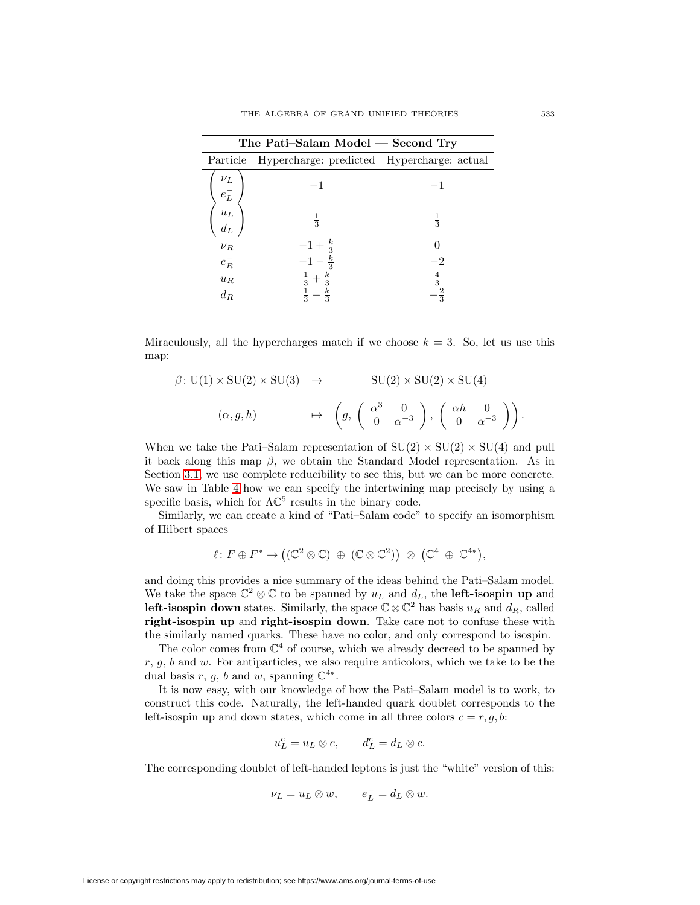| The Pati–Salam Model — Second Try | | |
|---|---|---|
| Particle | Hypercharge: predicted | Hypercharge: actual |
| $\begin{pmatrix} \nu_L \\ e_L^- \end{pmatrix}$ | $-1$ | $-1$ |
| $\begin{pmatrix} u_L \\ d_L \end{pmatrix}$ | $\frac{1}{3}$ | $\frac{1}{3}$ |
| $\nu_R$ | $-1 + \frac{k}{3}$ | $0$ |
| $e_R^-$ | $-1 - \frac{k}{3}$ | $-2$ |
| $u_R$ | $\frac{1}{3} + \frac{k}{3}$ | $\frac{4}{3}$ |
| $d_R$ | $\frac{1}{3} - \frac{k}{3}$ | $-\frac{2}{3}$ |

Miraculously, all the hypercharges match if we choose $k = 3$. So, let us use this map:

$$\begin{array}{rcl} \beta\colon \mathrm{U}(1) \times \mathrm{SU}(2) \times \mathrm{SU}(3) & \to & \mathrm{SU}(2) \times \mathrm{SU}(2) \times \mathrm{SU}(4) \\ (\alpha, g, h) & \mapsto & \left( g, \begin{pmatrix} \alpha^3 & 0 \\ 0 & \alpha^{-3} \end{pmatrix}, \begin{pmatrix} \alpha h & 0 \\ 0 & \alpha^{-3} \end{pmatrix} \right). \end{array}$$

When we take the Pati–Salam representation of $\mathrm{SU}(2) \times \mathrm{SU}(2) \times \mathrm{SU}(4)$ and pull it back along this map $\beta$, we obtain the Standard Model representation. As in Section 3.1, we use complete reducibility to see this, but we can be more concrete. We saw in Table 4 how we can specify the intertwining map precisely by using a specific basis, which for $\Lambda\mathbb{C}^5$ results in the binary code.

Similarly, we can create a kind of "Pati–Salam code" to specify an isomorphism of Hilbert spaces

$$\ell\colon F \oplus F^* \to \big((\mathbb{C}^2 \otimes \mathbb{C}) \;\oplus\; (\mathbb{C} \otimes \mathbb{C}^2)\big) \;\otimes\; \big(\mathbb{C}^4 \;\oplus\; \mathbb{C}^{4*}\big),$$

and doing this provides a nice summary of the ideas behind the Pati–Salam model. We take the space $\mathbb{C}^2 \otimes \mathbb{C}$ to be spanned by $u_L$ and $d_L$, the **left-isospin up** and **left-isospin down** states. Similarly, the space $\mathbb{C} \otimes \mathbb{C}^2$ has basis $u_R$ and $d_R$, called **right-isospin up** and **right-isospin down**. Take care not to confuse these with the similarly named quarks. These have no color, and only correspond to isospin.

The color comes from $\mathbb{C}^4$ of course, which we already decreed to be spanned by $r$, $g$, $b$ and $w$. For antiparticles, we also require anticolors, which we take to be the dual basis $\overline{r}$, $\overline{g}$, $\overline{b}$ and $\overline{w}$, spanning $\mathbb{C}^{4*}$.

It is now easy, with our knowledge of how the Pati–Salam model is to work, to construct this code. Naturally, the left-handed quark doublet corresponds to the left-isospin up and down states, which come in all three colors $c = r, g, b$:

$$u_L^c = u_L \otimes c, \qquad d_L^c = d_L \otimes c.$$

The corresponding doublet of left-handed leptons is just the "white" version of this:

$$\nu_L = u_L \otimes w, \qquad e_L^- = d_L \otimes w.$$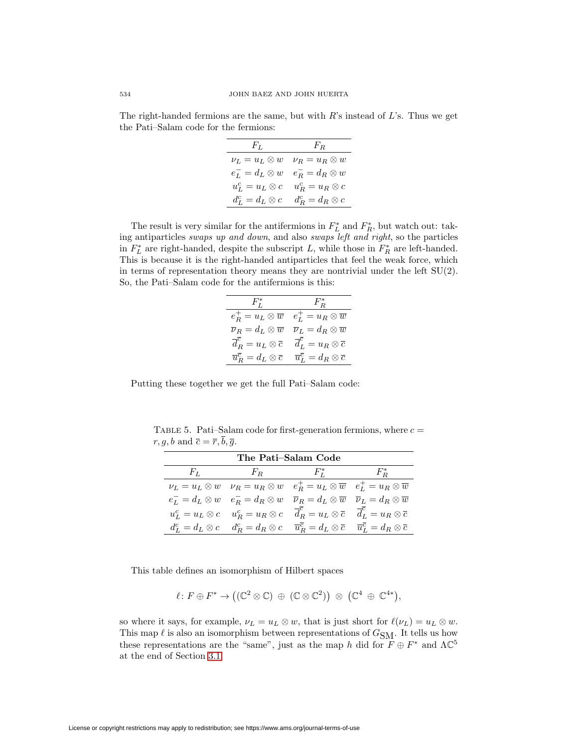The right-handed fermions are the same, but with $R$'s instead of $L$'s. Thus we get the Pati–Salam code for the fermions:

| $F_L$ | $F_R$ |
|---|---|
| $\nu_L = u_L \otimes w$ | $\nu_R = u_R \otimes w$ |
| $e^-_L = d_L \otimes w$ | $e^-_R = d_R \otimes w$ |
| $u^c_L = u_L \otimes c$ | $u^c_R = u_R \otimes c$ |
| $d^c_L = d_L \otimes c$ | $d^c_R = d_R \otimes c$ |

The result is very similar for the antifermions in $F_L^*$ and $F_R^*$, but watch out: taking antiparticles *swaps up and down*, and also *swaps left and right*, so the particles in $F_L^*$ are right-handed, despite the subscript $L$, while those in $F_R^*$ are left-handed. This is because it is the right-handed antiparticles that feel the weak force, which in terms of representation theory means they are nontrivial under the left SU(2). So, the Pati–Salam code for the antifermions is this:

| $F_L^*$ | $F_R^*$ |
|---|---|
| $e^+_R = u_L \otimes \overline{w}$ | $e^+_L = u_R \otimes \overline{w}$ |
| $\overline{\nu}_R = d_L \otimes \overline{w}$ | $\overline{\nu}_L = d_R \otimes \overline{w}$ |
| $\overline{d}^{\overline{c}}_R = u_L \otimes \overline{c}$ | $\overline{d}^{\overline{c}}_L = u_R \otimes \overline{c}$ |
| $\overline{u}^{\overline{c}}_R = d_L \otimes \overline{c}$ | $\overline{u}^{\overline{c}}_L = d_R \otimes \overline{c}$ |

Putting these together we get the full Pati–Salam code:

Table 5. Pati–Salam code for first-generation fermions, where $c = r, g, b$ and $\overline{c} = \overline{r}, \overline{b}, \overline{g}$.

| **The Pati–Salam Code** | | | |
|---|---|---|---|
| $F_L$ | $F_R$ | $F_L^*$ | $F_R^*$ |
| $\nu_L = u_L \otimes w$ | $\nu_R = u_R \otimes w$ | $e^+_R = u_L \otimes \overline{w}$ | $e^+_L = u_R \otimes \overline{w}$ |
| $e^-_L = d_L \otimes w$ | $e^-_R = d_R \otimes w$ | $\overline{\nu}_R = d_L \otimes \overline{w}$ | $\overline{\nu}_L = d_R \otimes \overline{w}$ |
| $u^c_L = u_L \otimes c$ | $u^c_R = u_R \otimes c$ | $\overline{d}^{\overline{c}}_R = u_L \otimes \overline{c}$ | $\overline{d}^{\overline{c}}_L = u_R \otimes \overline{c}$ |
| $d^c_L = d_L \otimes c$ | $d^c_R = d_R \otimes c$ | $\overline{u}^{\overline{c}}_R = d_L \otimes \overline{c}$ | $\overline{u}^{\overline{c}}_L = d_R \otimes \overline{c}$ |

This table defines an isomorphism of Hilbert spaces

$$\ell \colon F \oplus F^* \to \big((\mathbb{C}^2 \otimes \mathbb{C}) \;\oplus\; (\mathbb{C} \otimes \mathbb{C}^2)\big) \;\otimes\; \big(\mathbb{C}^4 \;\oplus\; \mathbb{C}^{4*}\big),$$

so where it says, for example, $\nu_L = u_L \otimes w$, that is just short for $\ell(\nu_L) = u_L \otimes w$. This map $\ell$ is also an isomorphism between representations of $G_{\mathrm{SM}}$. It tells us how these representations are the "same", just as the map $h$ did for $F \oplus F^*$ and $\Lambda\mathbb{C}^5$ at the end of Section 3.1.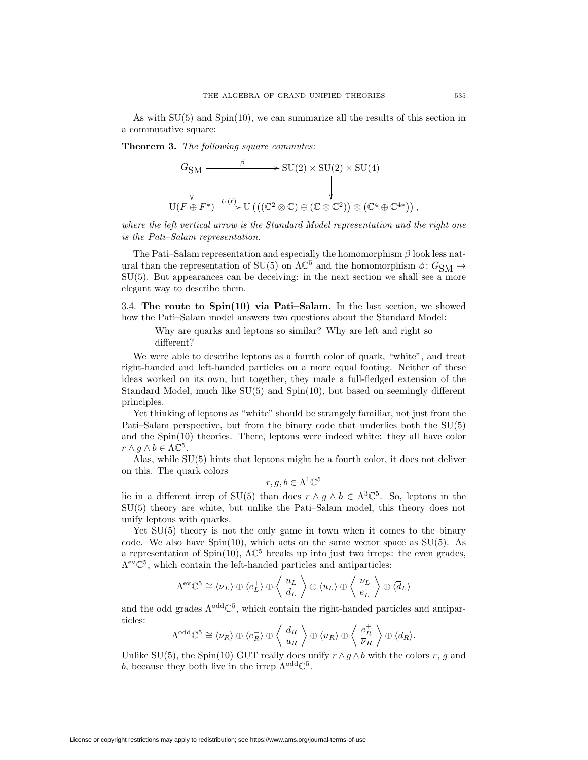As with SU(5) and Spin(10), we can summarize all the results of this section in a commutative square:

**Theorem 3.** *The following square commutes:*

$$\begin{array}{ccc} G_{\mathrm{SM}} & \xrightarrow{\quad\beta\quad} & \mathrm{SU}(2)\times\mathrm{SU}(2)\times\mathrm{SU}(4) \\ \downarrow & & \downarrow \\ \mathrm{U}(F\oplus F^*) & \xrightarrow{U(\ell)} & \mathrm{U}\left(\left((\mathbb{C}^2\otimes\mathbb{C})\oplus(\mathbb{C}\otimes\mathbb{C}^2)\right)\otimes\left(\mathbb{C}^4\oplus\mathbb{C}^{4*}\right)\right), \end{array}$$

*where the left vertical arrow is the Standard Model representation and the right one is the Pati–Salam representation.*

The Pati–Salam representation and especially the homomorphism $\beta$ look less natural than the representation of SU(5) on $\Lambda\mathbb{C}^5$ and the homomorphism $\phi\colon G_{\mathrm{SM}} \to \mathrm{SU}(5)$. But appearances can be deceiving: in the next section we shall see a more elegant way to describe them.

3.4. **The route to Spin(10) via Pati–Salam.** In the last section, we showed how the Pati–Salam model answers two questions about the Standard Model:

> Why are quarks and leptons so similar? Why are left and right so different?

We were able to describe leptons as a fourth color of quark, "white", and treat right-handed and left-handed particles on a more equal footing. Neither of these ideas worked on its own, but together, they made a full-fledged extension of the Standard Model, much like SU(5) and Spin(10), but based on seemingly different principles.

Yet thinking of leptons as "white" should be strangely familiar, not just from the Pati–Salam perspective, but from the binary code that underlies both the SU(5) and the Spin(10) theories. There, leptons were indeed white: they all have color $r \wedge g \wedge b \in \Lambda\mathbb{C}^5$.

Alas, while SU(5) hints that leptons might be a fourth color, it does not deliver on this. The quark colors

$$r, g, b \in \Lambda^1\mathbb{C}^5$$

lie in a different irrep of SU(5) than does $r \wedge g \wedge b \in \Lambda^3\mathbb{C}^5$. So, leptons in the SU(5) theory are white, but unlike the Pati–Salam model, this theory does not unify leptons with quarks.

Yet SU(5) theory is not the only game in town when it comes to the binary code. We also have Spin(10), which acts on the same vector space as SU(5). As a representation of Spin(10), $\Lambda\mathbb{C}^5$ breaks up into just two irreps: the even grades, $\Lambda^{\mathrm{ev}}\mathbb{C}^5$, which contain the left-handed particles and antiparticles:

$$\Lambda^{\mathrm{ev}}\mathbb{C}^5 \cong \langle \overline{\nu}_L \rangle \oplus \langle e_L^+ \rangle \oplus \left\langle \begin{array}{c} u_L \\ d_L \end{array} \right\rangle \oplus \langle \overline{u}_L \rangle \oplus \left\langle \begin{array}{c} \nu_L \\ e_L^- \end{array} \right\rangle \oplus \langle \overline{d}_L \rangle$$

and the odd grades $\Lambda^{\mathrm{odd}}\mathbb{C}^5$, which contain the right-handed particles and antiparticles:

$$\Lambda^{\mathrm{odd}}\mathbb{C}^5 \cong \langle \nu_R \rangle \oplus \langle e_R^- \rangle \oplus \left\langle \begin{array}{c} \overline{d}_R \\ \overline{u}_R \end{array} \right\rangle \oplus \langle u_R \rangle \oplus \left\langle \begin{array}{c} e_R^+ \\ \overline{\nu}_R \end{array} \right\rangle \oplus \langle d_R \rangle.$$

Unlike SU(5), the Spin(10) GUT really does unify $r \wedge g \wedge b$ with the colors $r$, $g$ and $b$, because they both live in the irrep $\Lambda^{\mathrm{odd}}\mathbb{C}^5$.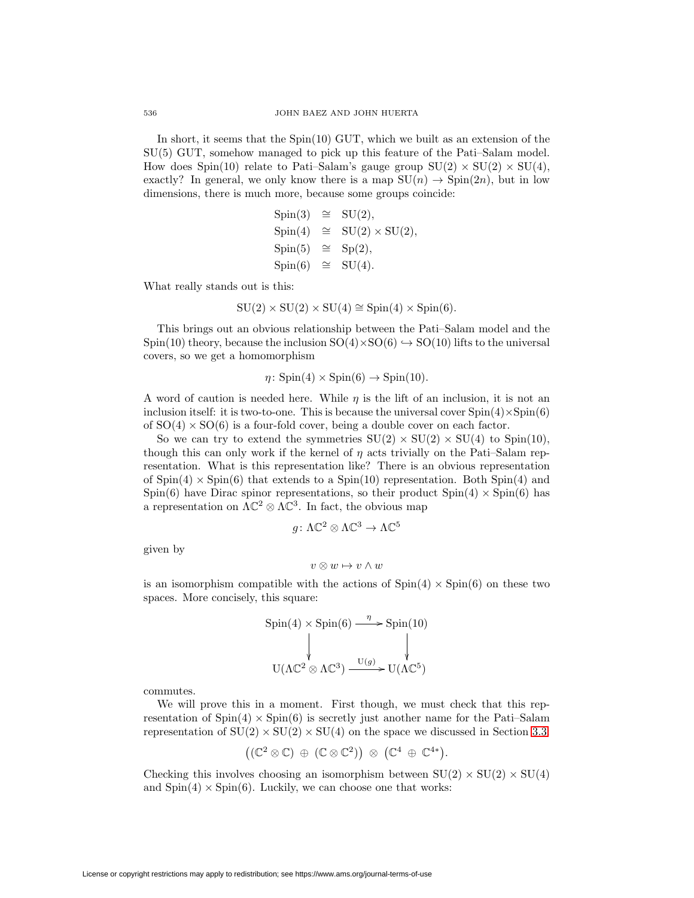In short, it seems that the $\mathrm{Spin}(10)$ GUT, which we built as an extension of the $\mathrm{SU}(5)$ GUT, somehow managed to pick up this feature of the Pati–Salam model. How does $\mathrm{Spin}(10)$ relate to Pati–Salam's gauge group $\mathrm{SU}(2) \times \mathrm{SU}(2) \times \mathrm{SU}(4)$, exactly? In general, we only know there is a map $\mathrm{SU}(n) \to \mathrm{Spin}(2n)$, but in low dimensions, there is much more, because some groups coincide:

$$
\begin{aligned}
\mathrm{Spin}(3) &\cong \mathrm{SU}(2), \\
\mathrm{Spin}(4) &\cong \mathrm{SU}(2) \times \mathrm{SU}(2), \\
\mathrm{Spin}(5) &\cong \mathrm{Sp}(2), \\
\mathrm{Spin}(6) &\cong \mathrm{SU}(4).
\end{aligned}
$$

What really stands out is this:

$$\mathrm{SU}(2) \times \mathrm{SU}(2) \times \mathrm{SU}(4) \cong \mathrm{Spin}(4) \times \mathrm{Spin}(6).$$

This brings out an obvious relationship between the Pati–Salam model and the $\mathrm{Spin}(10)$ theory, because the inclusion $\mathrm{SO}(4) \times \mathrm{SO}(6) \hookrightarrow \mathrm{SO}(10)$ lifts to the universal covers, so we get a homomorphism

$$\eta \colon \mathrm{Spin}(4) \times \mathrm{Spin}(6) \to \mathrm{Spin}(10).$$

A word of caution is needed here. While $\eta$ is the lift of an inclusion, it is not an inclusion itself: it is two-to-one. This is because the universal cover $\mathrm{Spin}(4) \times \mathrm{Spin}(6)$ of $\mathrm{SO}(4) \times \mathrm{SO}(6)$ is a four-fold cover, being a double cover on each factor.

So we can try to extend the symmetries $\mathrm{SU}(2) \times \mathrm{SU}(2) \times \mathrm{SU}(4)$ to $\mathrm{Spin}(10)$, though this can only work if the kernel of $\eta$ acts trivially on the Pati–Salam representation. What is this representation like? There is an obvious representation of $\mathrm{Spin}(4) \times \mathrm{Spin}(6)$ that extends to a $\mathrm{Spin}(10)$ representation. Both $\mathrm{Spin}(4)$ and $\mathrm{Spin}(6)$ have Dirac spinor representations, so their product $\mathrm{Spin}(4) \times \mathrm{Spin}(6)$ has a representation on $\Lambda\mathbb{C}^2 \otimes \Lambda\mathbb{C}^3$. In fact, the obvious map

$$g \colon \Lambda\mathbb{C}^2 \otimes \Lambda\mathbb{C}^3 \to \Lambda\mathbb{C}^5$$

given by

$$v \otimes w \mapsto v \wedge w$$

is an isomorphism compatible with the actions of $\mathrm{Spin}(4) \times \mathrm{Spin}(6)$ on these two spaces. More concisely, this square:

$$
\begin{array}{ccc}
\mathrm{Spin}(4) \times \mathrm{Spin}(6) & \xrightarrow{\ \eta\ } & \mathrm{Spin}(10) \\
\downarrow & & \downarrow \\
\mathrm{U}(\Lambda\mathbb{C}^2 \otimes \Lambda\mathbb{C}^3) & \xrightarrow{\ \mathrm{U}(g)\ } & \mathrm{U}(\Lambda\mathbb{C}^5)
\end{array}
$$

commutes.

We will prove this in a moment. First though, we must check that this representation of $\mathrm{Spin}(4) \times \mathrm{Spin}(6)$ is secretly just another name for the Pati–Salam representation of $\mathrm{SU}(2) \times \mathrm{SU}(2) \times \mathrm{SU}(4)$ on the space we discussed in Section 3.3:

$$\big( (\mathbb{C}^2 \otimes \mathbb{C}) \ \oplus \ (\mathbb{C} \otimes \mathbb{C}^2) \big) \ \otimes \ \big( \mathbb{C}^4 \ \oplus \ \mathbb{C}^{4*} \big).$$

Checking this involves choosing an isomorphism between $\mathrm{SU}(2) \times \mathrm{SU}(2) \times \mathrm{SU}(4)$ and $\mathrm{Spin}(4) \times \mathrm{Spin}(6)$. Luckily, we can choose one that works: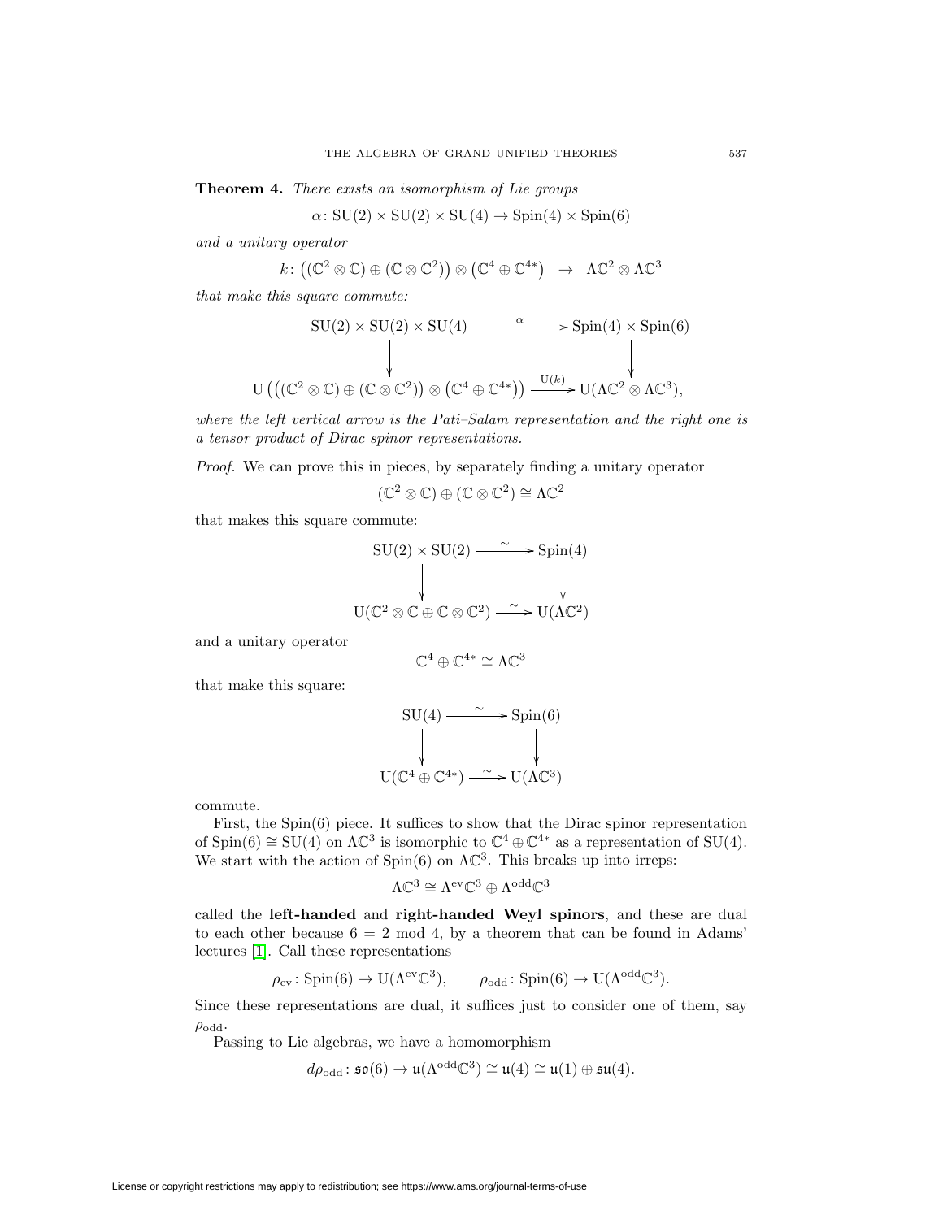**Theorem 4.** *There exists an isomorphism of Lie groups*

$$\alpha\colon \mathrm{SU}(2)\times\mathrm{SU}(2)\times\mathrm{SU}(4)\to\mathrm{Spin}(4)\times\mathrm{Spin}(6)$$

*and a unitary operator*

$$k\colon \left((\mathbb{C}^2\otimes\mathbb{C})\oplus(\mathbb{C}\otimes\mathbb{C}^2)\right)\otimes\left(\mathbb{C}^4\oplus\mathbb{C}^{4*}\right)\ \to\ \Lambda\mathbb{C}^2\otimes\Lambda\mathbb{C}^3$$

*that make this square commute:*

$$\begin{array}{ccc}
\mathrm{SU}(2)\times\mathrm{SU}(2)\times\mathrm{SU}(4) & \xrightarrow{\quad\alpha\quad} & \mathrm{Spin}(4)\times\mathrm{Spin}(6)\\
\big\downarrow & & \big\downarrow\\
\mathrm{U}\left(\left((\mathbb{C}^2\otimes\mathbb{C})\oplus(\mathbb{C}\otimes\mathbb{C}^2)\right)\otimes\left(\mathbb{C}^4\oplus\mathbb{C}^{4*}\right)\right) & \xrightarrow{\ \mathrm{U}(k)\ } & \mathrm{U}(\Lambda\mathbb{C}^2\otimes\Lambda\mathbb{C}^3),
\end{array}$$

*where the left vertical arrow is the Pati–Salam representation and the right one is a tensor product of Dirac spinor representations.*

*Proof.* We can prove this in pieces, by separately finding a unitary operator

$$(\mathbb{C}^2\otimes\mathbb{C})\oplus(\mathbb{C}\otimes\mathbb{C}^2)\cong\Lambda\mathbb{C}^2$$

that makes this square commute:

$$\begin{array}{ccc}
\mathrm{SU}(2)\times\mathrm{SU}(2) & \xrightarrow{\quad\sim\quad} & \mathrm{Spin}(4)\\
\big\downarrow & & \big\downarrow\\
\mathrm{U}(\mathbb{C}^2\otimes\mathbb{C}\oplus\mathbb{C}\otimes\mathbb{C}^2) & \xrightarrow{\quad\sim\quad} & \mathrm{U}(\Lambda\mathbb{C}^2)
\end{array}$$

and a unitary operator

$$\mathbb{C}^4\oplus\mathbb{C}^{4*}\cong\Lambda\mathbb{C}^3$$

that make this square:

$$\begin{array}{ccc}
\mathrm{SU}(4) & \xrightarrow{\quad\sim\quad} & \mathrm{Spin}(6)\\
\big\downarrow & & \big\downarrow\\
\mathrm{U}(\mathbb{C}^4\oplus\mathbb{C}^{4*}) & \xrightarrow{\quad\sim\quad} & \mathrm{U}(\Lambda\mathbb{C}^3)
\end{array}$$

commute.

First, the $\mathrm{Spin}(6)$ piece. It suffices to show that the Dirac spinor representation of $\mathrm{Spin}(6)\cong\mathrm{SU}(4)$ on $\Lambda\mathbb{C}^3$ is isomorphic to $\mathbb{C}^4\oplus\mathbb{C}^{4*}$ as a representation of $\mathrm{SU}(4)$. We start with the action of $\mathrm{Spin}(6)$ on $\Lambda\mathbb{C}^3$. This breaks up into irreps:

$$\Lambda\mathbb{C}^3\cong\Lambda^{\mathrm{ev}}\mathbb{C}^3\oplus\Lambda^{\mathrm{odd}}\mathbb{C}^3$$

called the **left-handed** and **right-handed Weyl spinors**, and these are dual to each other because $6 = 2 \bmod 4$, by a theorem that can be found in Adams' lectures [1]. Call these representations

$$\rho_{\mathrm{ev}}\colon \mathrm{Spin}(6)\to\mathrm{U}(\Lambda^{\mathrm{ev}}\mathbb{C}^3),\qquad \rho_{\mathrm{odd}}\colon \mathrm{Spin}(6)\to\mathrm{U}(\Lambda^{\mathrm{odd}}\mathbb{C}^3).$$

Since these representations are dual, it suffices just to consider one of them, say $\rho_{\mathrm{odd}}$.

Passing to Lie algebras, we have a homomorphism

$$d\rho_{\mathrm{odd}}\colon \mathfrak{so}(6)\to\mathfrak{u}(\Lambda^{\mathrm{odd}}\mathbb{C}^3)\cong\mathfrak{u}(4)\cong\mathfrak{u}(1)\oplus\mathfrak{su}(4).$$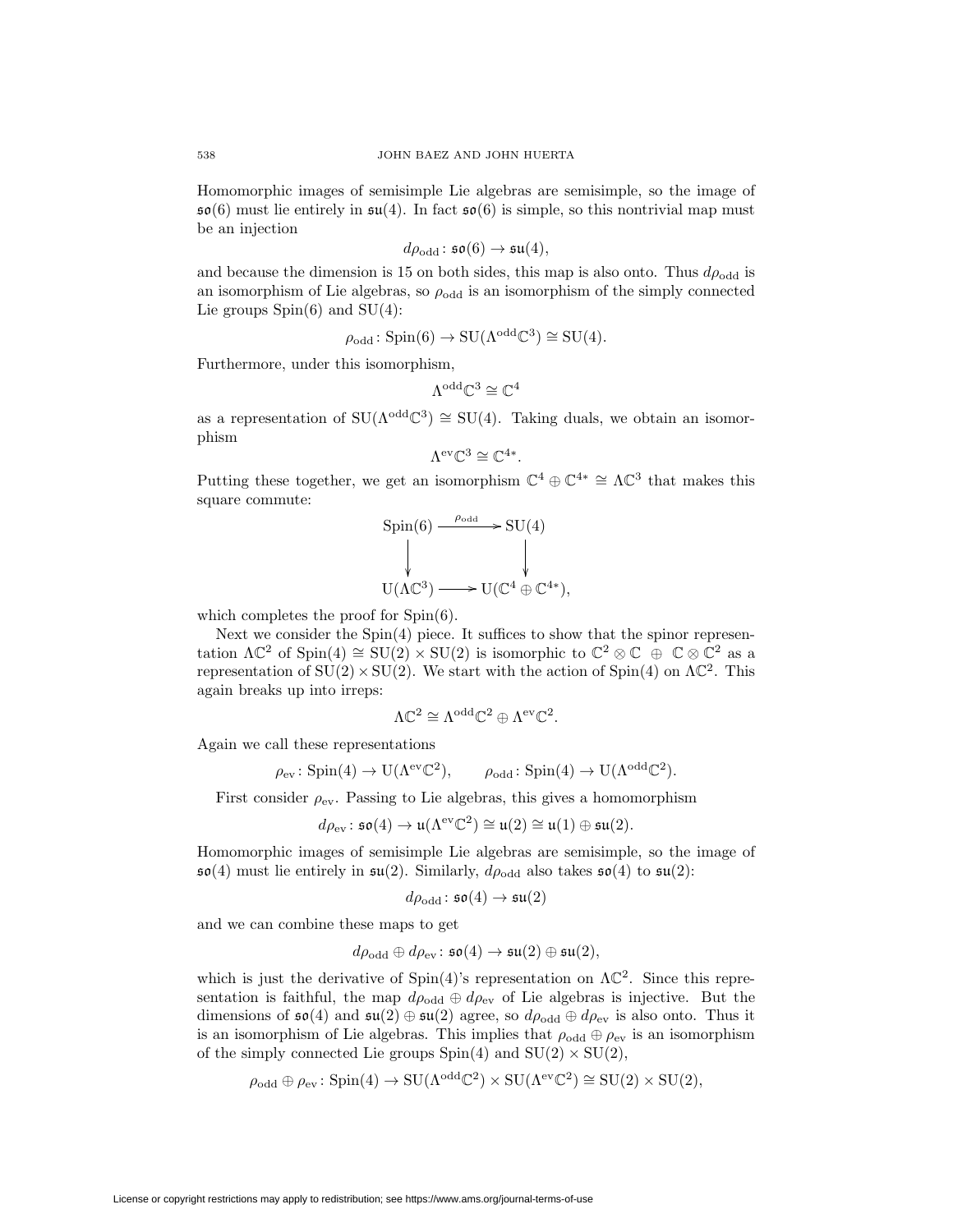Homomorphic images of semisimple Lie algebras are semisimple, so the image of $\mathfrak{so}(6)$ must lie entirely in $\mathfrak{su}(4)$. In fact $\mathfrak{so}(6)$ is simple, so this nontrivial map must be an injection

$$d\rho_{\mathrm{odd}} \colon \mathfrak{so}(6) \to \mathfrak{su}(4),$$

and because the dimension is 15 on both sides, this map is also onto. Thus $d\rho_{\mathrm{odd}}$ is an isomorphism of Lie algebras, so $\rho_{\mathrm{odd}}$ is an isomorphism of the simply connected Lie groups $\mathrm{Spin}(6)$ and $\mathrm{SU}(4)$:

$$\rho_{\mathrm{odd}} \colon \mathrm{Spin}(6) \to \mathrm{SU}(\Lambda^{\mathrm{odd}}\mathbb{C}^3) \cong \mathrm{SU}(4).$$

Furthermore, under this isomorphism,

$$\Lambda^{\mathrm{odd}}\mathbb{C}^3 \cong \mathbb{C}^4$$

as a representation of $\mathrm{SU}(\Lambda^{\mathrm{odd}}\mathbb{C}^3) \cong \mathrm{SU}(4)$. Taking duals, we obtain an isomorphism

$$\Lambda^{\mathrm{ev}}\mathbb{C}^3 \cong \mathbb{C}^{4*}.$$

Putting these together, we get an isomorphism $\mathbb{C}^4 \oplus \mathbb{C}^{4*} \cong \Lambda\mathbb{C}^3$ that makes this square commute:

$$\begin{array}{ccc} \mathrm{Spin}(6) & \xrightarrow{\rho_{\mathrm{odd}}} & \mathrm{SU}(4) \\ \downarrow & & \downarrow \\ \mathrm{U}(\Lambda\mathbb{C}^3) & \longrightarrow & \mathrm{U}(\mathbb{C}^4 \oplus \mathbb{C}^{4*}), \end{array}$$

which completes the proof for $\mathrm{Spin}(6)$.

Next we consider the $\mathrm{Spin}(4)$ piece. It suffices to show that the spinor representation $\Lambda\mathbb{C}^2$ of $\mathrm{Spin}(4) \cong \mathrm{SU}(2) \times \mathrm{SU}(2)$ is isomorphic to $\mathbb{C}^2 \otimes \mathbb{C} \;\oplus\; \mathbb{C} \otimes \mathbb{C}^2$ as a representation of $\mathrm{SU}(2) \times \mathrm{SU}(2)$. We start with the action of $\mathrm{Spin}(4)$ on $\Lambda\mathbb{C}^2$. This again breaks up into irreps:

$$\Lambda\mathbb{C}^2 \cong \Lambda^{\mathrm{odd}}\mathbb{C}^2 \oplus \Lambda^{\mathrm{ev}}\mathbb{C}^2.$$

Again we call these representations

$$\rho_{\mathrm{ev}} \colon \mathrm{Spin}(4) \to \mathrm{U}(\Lambda^{\mathrm{ev}}\mathbb{C}^2), \qquad \rho_{\mathrm{odd}} \colon \mathrm{Spin}(4) \to \mathrm{U}(\Lambda^{\mathrm{odd}}\mathbb{C}^2).$$

First consider $\rho_{\mathrm{ev}}$. Passing to Lie algebras, this gives a homomorphism

$$d\rho_{\mathrm{ev}} \colon \mathfrak{so}(4) \to \mathfrak{u}(\Lambda^{\mathrm{ev}}\mathbb{C}^2) \cong \mathfrak{u}(2) \cong \mathfrak{u}(1) \oplus \mathfrak{su}(2).$$

Homomorphic images of semisimple Lie algebras are semisimple, so the image of $\mathfrak{so}(4)$ must lie entirely in $\mathfrak{su}(2)$. Similarly, $d\rho_{\mathrm{odd}}$ also takes $\mathfrak{so}(4)$ to $\mathfrak{su}(2)$:

$$d\rho_{\mathrm{odd}} \colon \mathfrak{so}(4) \to \mathfrak{su}(2)$$

and we can combine these maps to get

$$d\rho_{\mathrm{odd}} \oplus d\rho_{\mathrm{ev}} \colon \mathfrak{so}(4) \to \mathfrak{su}(2) \oplus \mathfrak{su}(2),$$

which is just the derivative of $\mathrm{Spin}(4)$'s representation on $\Lambda\mathbb{C}^2$. Since this representation is faithful, the map $d\rho_{\mathrm{odd}} \oplus d\rho_{\mathrm{ev}}$ of Lie algebras is injective. But the dimensions of $\mathfrak{so}(4)$ and $\mathfrak{su}(2) \oplus \mathfrak{su}(2)$ agree, so $d\rho_{\mathrm{odd}} \oplus d\rho_{\mathrm{ev}}$ is also onto. Thus it is an isomorphism of Lie algebras. This implies that $\rho_{\mathrm{odd}} \oplus \rho_{\mathrm{ev}}$ is an isomorphism of the simply connected Lie groups $\mathrm{Spin}(4)$ and $\mathrm{SU}(2) \times \mathrm{SU}(2)$,

$$\rho_{\mathrm{odd}} \oplus \rho_{\mathrm{ev}} \colon \mathrm{Spin}(4) \to \mathrm{SU}(\Lambda^{\mathrm{odd}}\mathbb{C}^2) \times \mathrm{SU}(\Lambda^{\mathrm{ev}}\mathbb{C}^2) \cong \mathrm{SU}(2) \times \mathrm{SU}(2),$$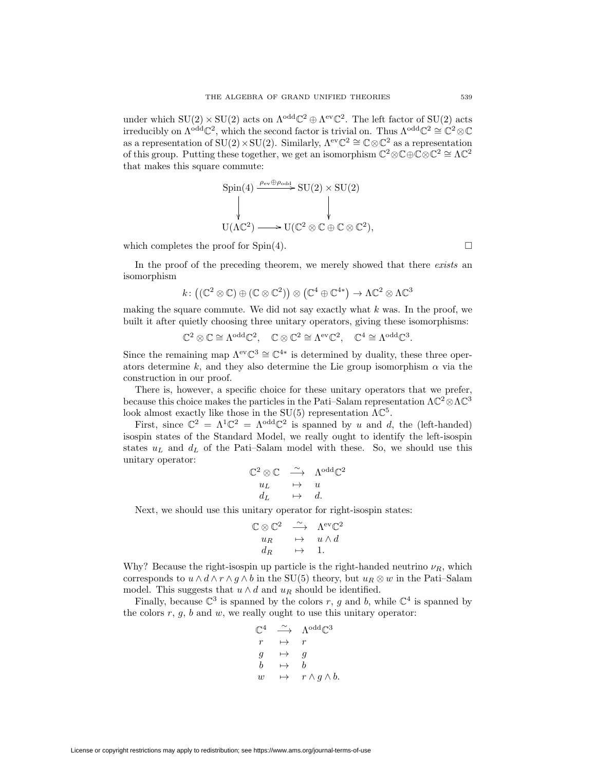under which $\mathrm{SU}(2) \times \mathrm{SU}(2)$ acts on $\Lambda^{\mathrm{odd}}\mathbb{C}^2 \oplus \Lambda^{\mathrm{ev}}\mathbb{C}^2$. The left factor of $\mathrm{SU}(2)$ acts irreducibly on $\Lambda^{\mathrm{odd}}\mathbb{C}^2$, which the second factor is trivial on. Thus $\Lambda^{\mathrm{odd}}\mathbb{C}^2 \cong \mathbb{C}^2 \otimes \mathbb{C}$ as a representation of $\mathrm{SU}(2) \times \mathrm{SU}(2)$. Similarly, $\Lambda^{\mathrm{ev}}\mathbb{C}^2 \cong \mathbb{C} \otimes \mathbb{C}^2$ as a representation of this group. Putting these together, we get an isomorphism $\mathbb{C}^2 \otimes \mathbb{C} \oplus \mathbb{C} \otimes \mathbb{C}^2 \cong \Lambda\mathbb{C}^2$ that makes this square commute:

$$
\begin{array}{ccc}
\mathrm{Spin}(4) & \xrightarrow{\rho_{\mathrm{ev}} \oplus \rho_{\mathrm{odd}}} & \mathrm{SU}(2) \times \mathrm{SU}(2) \\
\downarrow & & \downarrow \\
\mathrm{U}(\Lambda\mathbb{C}^2) & \longrightarrow & \mathrm{U}(\mathbb{C}^2 \otimes \mathbb{C} \oplus \mathbb{C} \otimes \mathbb{C}^2),
\end{array}
$$

which completes the proof for $\mathrm{Spin}(4)$. ∎

In the proof of the preceding theorem, we merely showed that there *exists* an isomorphism

$$
k \colon \big((\mathbb{C}^2 \otimes \mathbb{C}) \oplus (\mathbb{C} \otimes \mathbb{C}^2)\big) \otimes \big(\mathbb{C}^4 \oplus \mathbb{C}^{4*}\big) \to \Lambda\mathbb{C}^2 \otimes \Lambda\mathbb{C}^3
$$

making the square commute. We did not say exactly what $k$ was. In the proof, we built it after quietly choosing three unitary operators, giving these isomorphisms:

$$
\mathbb{C}^2 \otimes \mathbb{C} \cong \Lambda^{\mathrm{odd}}\mathbb{C}^2, \quad \mathbb{C} \otimes \mathbb{C}^2 \cong \Lambda^{\mathrm{ev}}\mathbb{C}^2, \quad \mathbb{C}^4 \cong \Lambda^{\mathrm{odd}}\mathbb{C}^3.
$$

Since the remaining map $\Lambda^{\mathrm{ev}}\mathbb{C}^3 \cong \mathbb{C}^{4*}$ is determined by duality, these three operators determine $k$, and they also determine the Lie group isomorphism $\alpha$ via the construction in our proof.

There is, however, a specific choice for these unitary operators that we prefer, because this choice makes the particles in the Pati–Salam representation $\Lambda\mathbb{C}^2 \otimes \Lambda\mathbb{C}^3$ look almost exactly like those in the $\mathrm{SU}(5)$ representation $\Lambda\mathbb{C}^5$.

First, since $\mathbb{C}^2 = \Lambda^1\mathbb{C}^2 = \Lambda^{\mathrm{odd}}\mathbb{C}^2$ is spanned by $u$ and $d$, the (left-handed) isospin states of the Standard Model, we really ought to identify the left-isospin states $u_L$ and $d_L$ of the Pati–Salam model with these. So, we should use this unitary operator:

$$
\begin{array}{ccc}
\mathbb{C}^2 \otimes \mathbb{C} & \xrightarrow{\sim} & \Lambda^{\mathrm{odd}}\mathbb{C}^2 \\
u_L & \mapsto & u \\
d_L & \mapsto & d.
\end{array}
$$

Next, we should use this unitary operator for right-isospin states:

$$
\begin{array}{ccc}
\mathbb{C} \otimes \mathbb{C}^2 & \xrightarrow{\sim} & \Lambda^{\mathrm{ev}}\mathbb{C}^2 \\
u_R & \mapsto & u \wedge d \\
d_R & \mapsto & 1.
\end{array}
$$

Why? Because the right-isospin up particle is the right-handed neutrino $\nu_R$, which corresponds to $u \wedge d \wedge r \wedge g \wedge b$ in the $\mathrm{SU}(5)$ theory, but $u_R \otimes w$ in the Pati–Salam model. This suggests that $u \wedge d$ and $u_R$ should be identified.

Finally, because $\mathbb{C}^3$ is spanned by the colors $r$, $g$ and $b$, while $\mathbb{C}^4$ is spanned by the colors $r$, $g$, $b$ and $w$, we really ought to use this unitary operator:

$$
\begin{array}{ccc}
\mathbb{C}^4 & \xrightarrow{\sim} & \Lambda^{\mathrm{odd}}\mathbb{C}^3 \\
r & \mapsto & r \\
g & \mapsto & g \\
b & \mapsto & b \\
w & \mapsto & r \wedge g \wedge b.
\end{array}
$$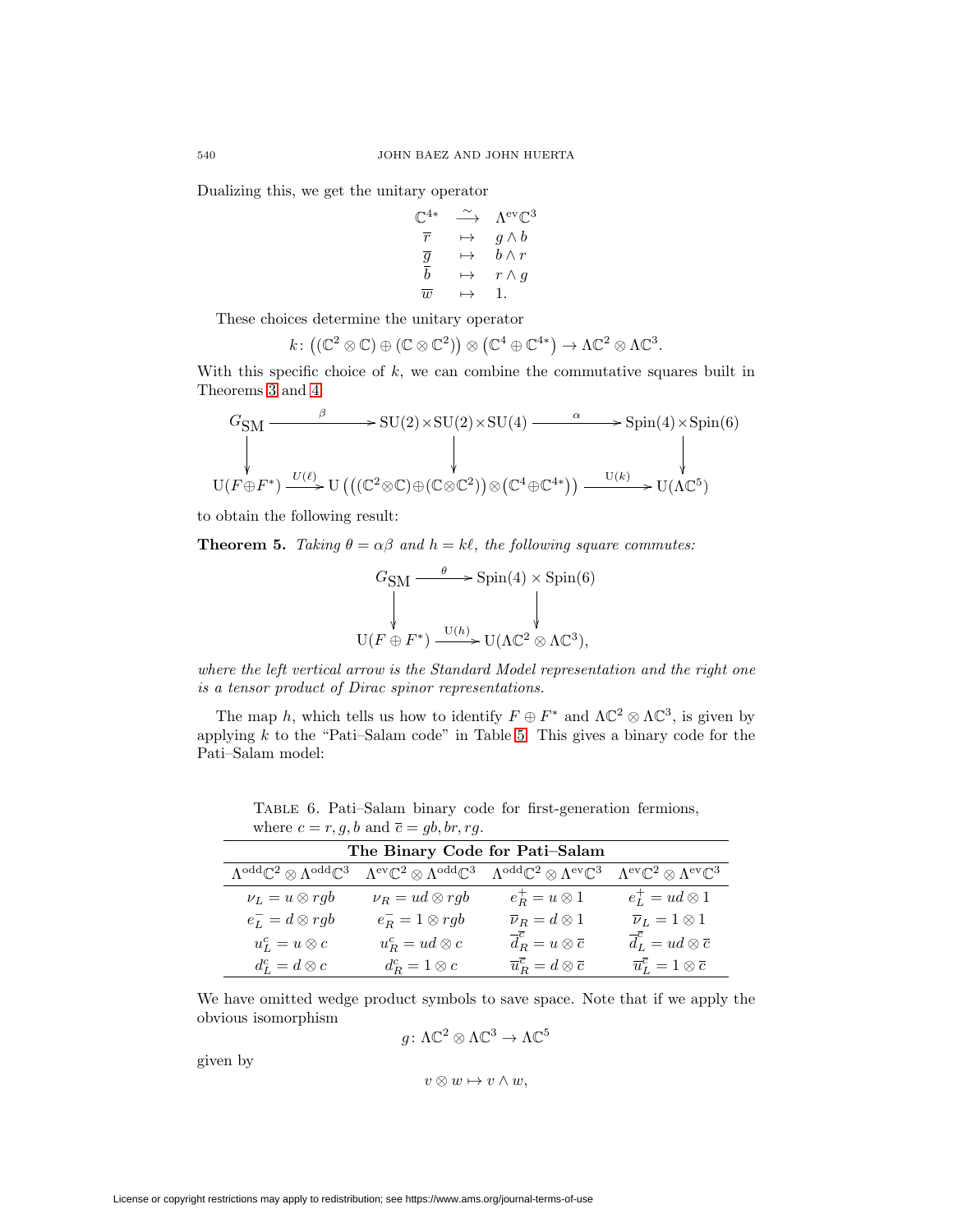Dualizing this, we get the unitary operator

$$\begin{array}{ccc} \mathbb{C}^{4*} & \stackrel{\sim}{\longrightarrow} & \Lambda^{\mathrm{ev}}\mathbb{C}^3 \\ \overline{r} & \mapsto & g \wedge b \\ \overline{g} & \mapsto & b \wedge r \\ \overline{b} & \mapsto & r \wedge g \\ \overline{w} & \mapsto & 1. \end{array}$$

These choices determine the unitary operator

$$k\colon \left((\mathbb{C}^2 \otimes \mathbb{C}) \oplus (\mathbb{C} \otimes \mathbb{C}^2)\right) \otimes \left(\mathbb{C}^4 \oplus \mathbb{C}^{4*}\right) \to \Lambda\mathbb{C}^2 \otimes \Lambda\mathbb{C}^3.$$

With this specific choice of $k$, we can combine the commutative squares built in Theorems 3 and 4:

$$\begin{array}{ccccc} G_{\mathrm{SM}} & \xrightarrow{\quad\beta\quad} & \mathrm{SU}(2)\times\mathrm{SU}(2)\times\mathrm{SU}(4) & \xrightarrow{\quad\alpha\quad} & \mathrm{Spin}(4)\times\mathrm{Spin}(6) \\ \big\downarrow & & \big\downarrow & & \big\downarrow \\ \mathrm{U}(F\oplus F^*) & \xrightarrow{U(\ell)} & \mathrm{U}\left(\left((\mathbb{C}^2\otimes\mathbb{C})\oplus(\mathbb{C}\otimes\mathbb{C}^2)\right)\otimes\left(\mathbb{C}^4\oplus\mathbb{C}^{4*}\right)\right) & \xrightarrow{\mathrm{U}(k)} & \mathrm{U}(\Lambda\mathbb{C}^5) \end{array}$$

to obtain the following result:

**Theorem 5.** *Taking $\theta = \alpha\beta$ and $h = k\ell$, the following square commutes:*

$$\begin{array}{ccc} G_{\mathrm{SM}} & \xrightarrow{\quad\theta\quad} & \mathrm{Spin}(4)\times\mathrm{Spin}(6) \\ \big\downarrow & & \big\downarrow \\ \mathrm{U}(F\oplus F^*) & \xrightarrow{\mathrm{U}(h)} & \mathrm{U}(\Lambda\mathbb{C}^2\otimes\Lambda\mathbb{C}^3), \end{array}$$

*where the left vertical arrow is the Standard Model representation and the right one is a tensor product of Dirac spinor representations.*

The map $h$, which tells us how to identify $F \oplus F^*$ and $\Lambda\mathbb{C}^2 \otimes \Lambda\mathbb{C}^3$, is given by applying $k$ to the "Pati–Salam code" in Table 5. This gives a binary code for the Pati–Salam model:

Table 6. Pati–Salam binary code for first-generation fermions, where $c = r, g, b$ and $\overline{c} = gb, br, rg$.

| **The Binary Code for Pati–Salam** | | | |
|---|---|---|---|
| $\Lambda^{\mathrm{odd}}\mathbb{C}^2 \otimes \Lambda^{\mathrm{odd}}\mathbb{C}^3$ | $\Lambda^{\mathrm{ev}}\mathbb{C}^2 \otimes \Lambda^{\mathrm{odd}}\mathbb{C}^3$ | $\Lambda^{\mathrm{odd}}\mathbb{C}^2 \otimes \Lambda^{\mathrm{ev}}\mathbb{C}^3$ | $\Lambda^{\mathrm{ev}}\mathbb{C}^2 \otimes \Lambda^{\mathrm{ev}}\mathbb{C}^3$ |
| $\nu_L = u \otimes rgb$ | $\nu_R = ud \otimes rgb$ | $e^+_R = u \otimes 1$ | $e^+_L = ud \otimes 1$ |
| $e^-_L = d \otimes rgb$ | $e^-_R = 1 \otimes rgb$ | $\overline{\nu}_R = d \otimes 1$ | $\overline{\nu}_L = 1 \otimes 1$ |
| $u^c_L = u \otimes c$ | $u^c_R = ud \otimes c$ | $\overline{d}^{\overline{c}}_R = u \otimes \overline{c}$ | $\overline{d}^{\overline{c}}_L = ud \otimes \overline{c}$ |
| $d^c_L = d \otimes c$ | $d^c_R = 1 \otimes c$ | $\overline{u}^{\overline{c}}_R = d \otimes \overline{c}$ | $\overline{u}^{\overline{c}}_L = 1 \otimes \overline{c}$ |

We have omitted wedge product symbols to save space. Note that if we apply the obvious isomorphism

$$g\colon \Lambda\mathbb{C}^2 \otimes \Lambda\mathbb{C}^3 \to \Lambda\mathbb{C}^5$$

given by

$$v \otimes w \mapsto v \wedge w,$$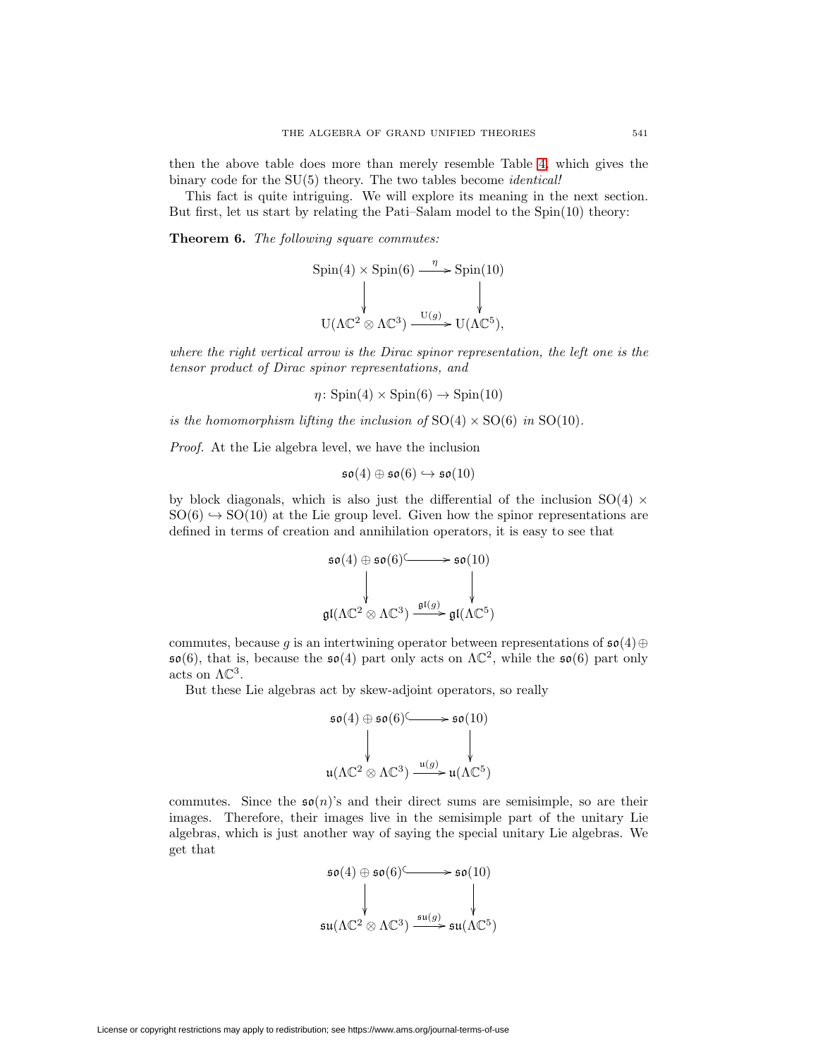then the above table does more than merely resemble Table 4, which gives the binary code for the SU(5) theory. The two tables become *identical!*

This fact is quite intriguing. We will explore its meaning in the next section. But first, let us start by relating the Pati–Salam model to the Spin(10) theory:

**Theorem 6.** *The following square commutes:*

$$\begin{array}{ccc} \mathrm{Spin}(4) \times \mathrm{Spin}(6) & \xrightarrow{\eta} & \mathrm{Spin}(10) \\ \downarrow & & \downarrow \\ \mathrm{U}(\Lambda\mathbb{C}^2 \otimes \Lambda\mathbb{C}^3) & \xrightarrow{\mathrm{U}(g)} & \mathrm{U}(\Lambda\mathbb{C}^5), \end{array}$$

*where the right vertical arrow is the Dirac spinor representation, the left one is the tensor product of Dirac spinor representations, and*

$$\eta\colon \mathrm{Spin}(4) \times \mathrm{Spin}(6) \to \mathrm{Spin}(10)$$

*is the homomorphism lifting the inclusion of* $\mathrm{SO}(4) \times \mathrm{SO}(6)$ *in* $\mathrm{SO}(10)$.

*Proof.* At the Lie algebra level, we have the inclusion

$$\mathfrak{so}(4) \oplus \mathfrak{so}(6) \hookrightarrow \mathfrak{so}(10)$$

by block diagonals, which is also just the differential of the inclusion $\mathrm{SO}(4) \times \mathrm{SO}(6) \hookrightarrow \mathrm{SO}(10)$ at the Lie group level. Given how the spinor representations are defined in terms of creation and annihilation operators, it is easy to see that

$$\begin{array}{ccc} \mathfrak{so}(4) \oplus \mathfrak{so}(6) & \hookrightarrow & \mathfrak{so}(10) \\ \downarrow & & \downarrow \\ \mathfrak{gl}(\Lambda\mathbb{C}^2 \otimes \Lambda\mathbb{C}^3) & \xrightarrow{\mathfrak{gl}(g)} & \mathfrak{gl}(\Lambda\mathbb{C}^5) \end{array}$$

commutes, because $g$ is an intertwining operator between representations of $\mathfrak{so}(4) \oplus \mathfrak{so}(6)$, that is, because the $\mathfrak{so}(4)$ part only acts on $\Lambda\mathbb{C}^2$, while the $\mathfrak{so}(6)$ part only acts on $\Lambda\mathbb{C}^3$.

But these Lie algebras act by skew-adjoint operators, so really

$$\begin{array}{ccc} \mathfrak{so}(4) \oplus \mathfrak{so}(6) & \hookrightarrow & \mathfrak{so}(10) \\ \downarrow & & \downarrow \\ \mathfrak{u}(\Lambda\mathbb{C}^2 \otimes \Lambda\mathbb{C}^3) & \xrightarrow{\mathfrak{u}(g)} & \mathfrak{u}(\Lambda\mathbb{C}^5) \end{array}$$

commutes. Since the $\mathfrak{so}(n)$'s and their direct sums are semisimple, so are their images. Therefore, their images live in the semisimple part of the unitary Lie algebras, which is just another way of saying the special unitary Lie algebras. We get that

$$\begin{array}{ccc} \mathfrak{so}(4) \oplus \mathfrak{so}(6) & \hookrightarrow & \mathfrak{so}(10) \\ \downarrow & & \downarrow \\ \mathfrak{su}(\Lambda\mathbb{C}^2 \otimes \Lambda\mathbb{C}^3) & \xrightarrow{\mathfrak{su}(g)} & \mathfrak{su}(\Lambda\mathbb{C}^5) \end{array}$$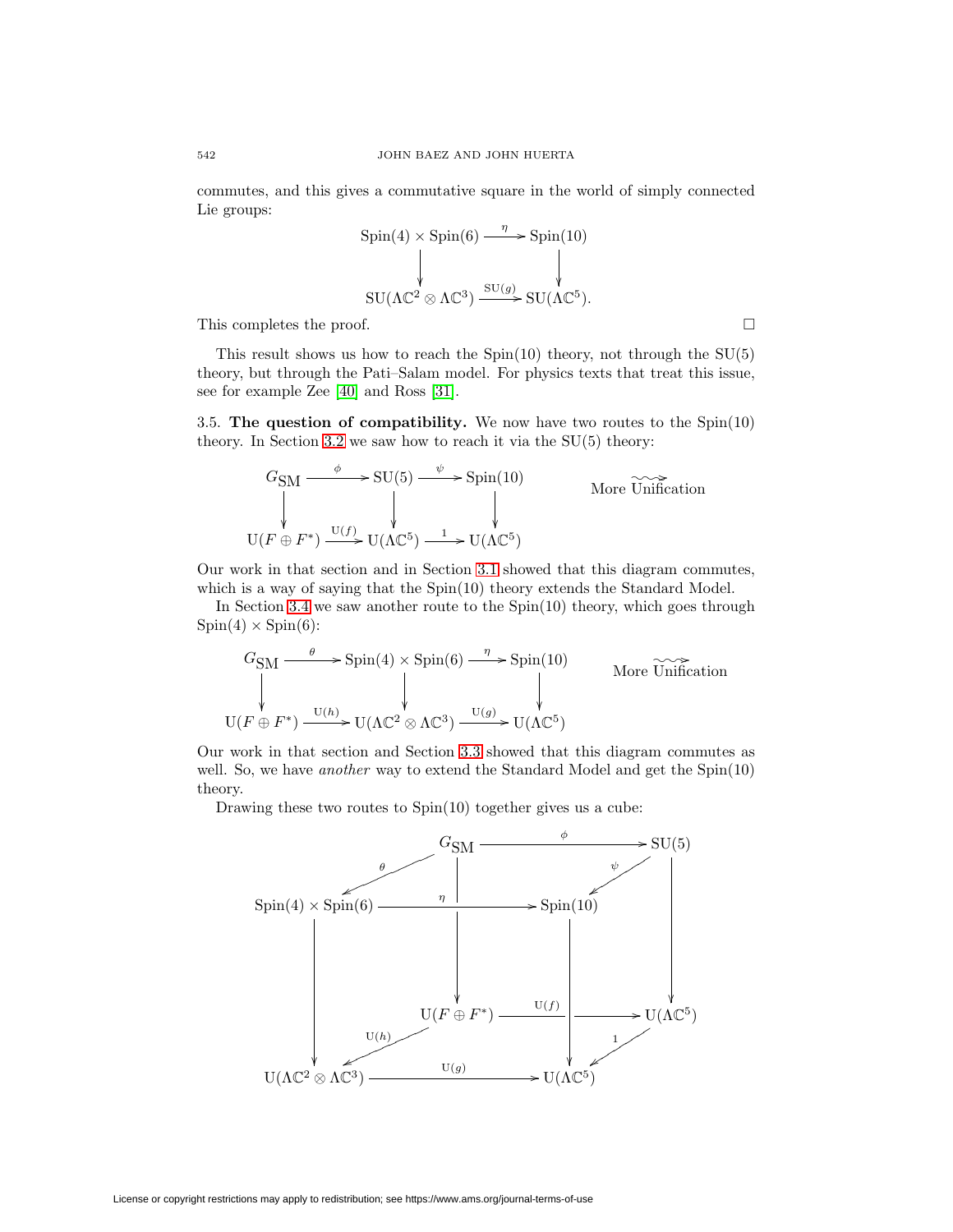commutes, and this gives a commutative square in the world of simply connected Lie groups:

$$\begin{array}{ccc}
\mathrm{Spin}(4)\times\mathrm{Spin}(6) & \xrightarrow{\eta} & \mathrm{Spin}(10) \\
\downarrow & & \downarrow \\
\mathrm{SU}(\Lambda\mathbb{C}^2\otimes\Lambda\mathbb{C}^3) & \xrightarrow{\mathrm{SU}(g)} & \mathrm{SU}(\Lambda\mathbb{C}^5).
\end{array}$$

This completes the proof. □

This result shows us how to reach the Spin(10) theory, not through the SU(5) theory, but through the Pati–Salam model. For physics texts that treat this issue, see for example Zee [40] and Ross [31].

3.5. **The question of compatibility.** We now have two routes to the Spin(10) theory. In Section 3.2 we saw how to reach it via the SU(5) theory:

$$\begin{array}{ccccc}
G_{\mathrm{SM}} & \xrightarrow{\phi} & \mathrm{SU}(5) & \xrightarrow{\psi} & \mathrm{Spin}(10) \\
\downarrow & & \downarrow & & \downarrow \\
\mathrm{U}(F\oplus F^*) & \xrightarrow{\mathrm{U}(f)} & \mathrm{U}(\Lambda\mathbb{C}^5) & \xrightarrow{1} & \mathrm{U}(\Lambda\mathbb{C}^5)
\end{array} \qquad \text{More } \widetilde{\text{Unification}}$$

Our work in that section and in Section 3.1 showed that this diagram commutes, which is a way of saying that the Spin(10) theory extends the Standard Model.

In Section 3.4 we saw another route to the Spin(10) theory, which goes through $\mathrm{Spin}(4)\times\mathrm{Spin}(6)$:

$$\begin{array}{ccccc}
G_{\mathrm{SM}} & \xrightarrow{\theta} & \mathrm{Spin}(4)\times\mathrm{Spin}(6) & \xrightarrow{\eta} & \mathrm{Spin}(10) \\
\downarrow & & \downarrow & & \downarrow \\
\mathrm{U}(F\oplus F^*) & \xrightarrow{\mathrm{U}(h)} & \mathrm{U}(\Lambda\mathbb{C}^2\otimes\Lambda\mathbb{C}^3) & \xrightarrow{\mathrm{U}(g)} & \mathrm{U}(\Lambda\mathbb{C}^5)
\end{array} \qquad \text{More } \widetilde{\text{Unification}}$$

Our work in that section and Section 3.3 showed that this diagram commutes as well. So, we have *another* way to extend the Standard Model and get the Spin(10) theory.

Drawing these two routes to Spin(10) together gives us a cube:

$$\begin{array}{ccccccc}
 & & G_{\mathrm{SM}} & \xrightarrow{\phi} & & & \mathrm{SU}(5) \\
 & \swarrow^{\theta} & & & & \swarrow^{\psi} & \\
\mathrm{Spin}(4)\times\mathrm{Spin}(6) & & \xrightarrow{\eta} & & \mathrm{Spin}(10) & & \downarrow \\
\downarrow & & \downarrow & & \downarrow & & \\
 & & \mathrm{U}(F\oplus F^*) & \xrightarrow{\mathrm{U}(f)} & & & \mathrm{U}(\Lambda\mathbb{C}^5) \\
 & \swarrow^{\mathrm{U}(h)} & & & & \swarrow^{1} & \\
\mathrm{U}(\Lambda\mathbb{C}^2\otimes\Lambda\mathbb{C}^3) & & \xrightarrow{\mathrm{U}(g)} & & \mathrm{U}(\Lambda\mathbb{C}^5) & &
\end{array}$$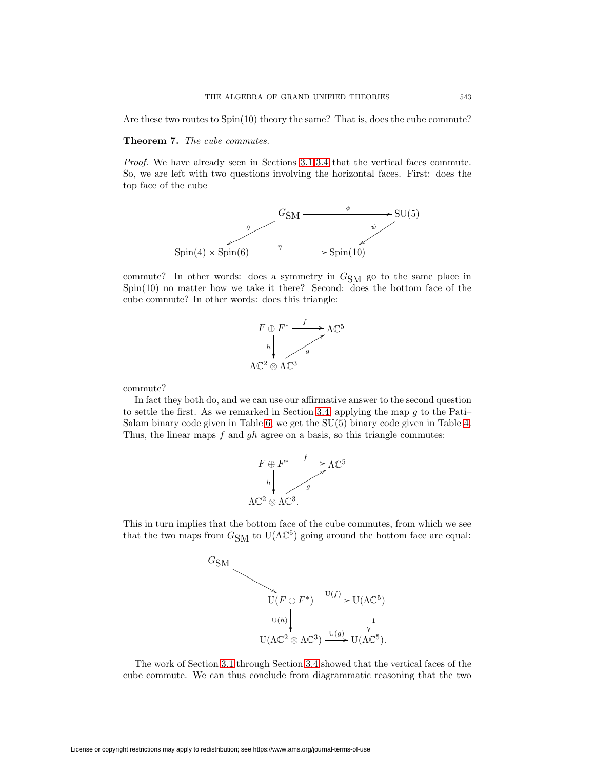Are these two routes to Spin(10) theory the same? That is, does the cube commute?

**Theorem 7.** *The cube commutes.*

*Proof.* We have already seen in Sections 3.1–3.4 that the vertical faces commute. So, we are left with two questions involving the horizontal faces. First: does the top face of the cube

$$\begin{array}{ccc} & G_{\mathrm{SM}} \xrightarrow{\quad\phi\quad} \mathrm{SU}(5) & \\ \swarrow^{\theta} & & \swarrow^{\psi} \\ \mathrm{Spin}(4)\times\mathrm{Spin}(6) & \xrightarrow{\quad\eta\quad} & \mathrm{Spin}(10) \end{array}$$

commute? In other words: does a symmetry in $G_{\mathrm{SM}}$ go to the same place in Spin(10) no matter how we take it there? Second: does the bottom face of the cube commute? In other words: does this triangle:

$$\begin{array}{ccc} F\oplus F^* & \xrightarrow{\ f\ } & \Lambda\mathbb{C}^5 \\ {\scriptstyle h}\big\downarrow & \nearrow_{g} & \\ \Lambda\mathbb{C}^2\otimes\Lambda\mathbb{C}^3 & & \end{array}$$

commute?

In fact they both do, and we can use our affirmative answer to the second question to settle the first. As we remarked in Section 3.4, applying the map $g$ to the Pati–Salam binary code given in Table 6, we get the SU(5) binary code given in Table 4. Thus, the linear maps $f$ and $gh$ agree on a basis, so this triangle commutes:

$$\begin{array}{ccc} F\oplus F^* & \xrightarrow{\ f\ } & \Lambda\mathbb{C}^5 \\ {\scriptstyle h}\big\downarrow & \nearrow_{g} & \\ \Lambda\mathbb{C}^2\otimes\Lambda\mathbb{C}^3. & & \end{array}$$

This in turn implies that the bottom face of the cube commutes, from which we see that the two maps from $G_{\mathrm{SM}}$ to $\mathrm{U}(\Lambda\mathbb{C}^5)$ going around the bottom face are equal:

$$\begin{array}{ccc} G_{\mathrm{SM}} & & \\ & \searrow & \\ & \mathrm{U}(F\oplus F^*) \xrightarrow{\ \mathrm{U}(f)\ } & \mathrm{U}(\Lambda\mathbb{C}^5) \\ & {\scriptstyle \mathrm{U}(h)}\big\downarrow & \big\downarrow{\scriptstyle 1} \\ & \mathrm{U}(\Lambda\mathbb{C}^2\otimes\Lambda\mathbb{C}^3) \xrightarrow{\ \mathrm{U}(g)\ } & \mathrm{U}(\Lambda\mathbb{C}^5). \end{array}$$

The work of Section 3.1 through Section 3.4 showed that the vertical faces of the cube commute. We can thus conclude from diagrammatic reasoning that the two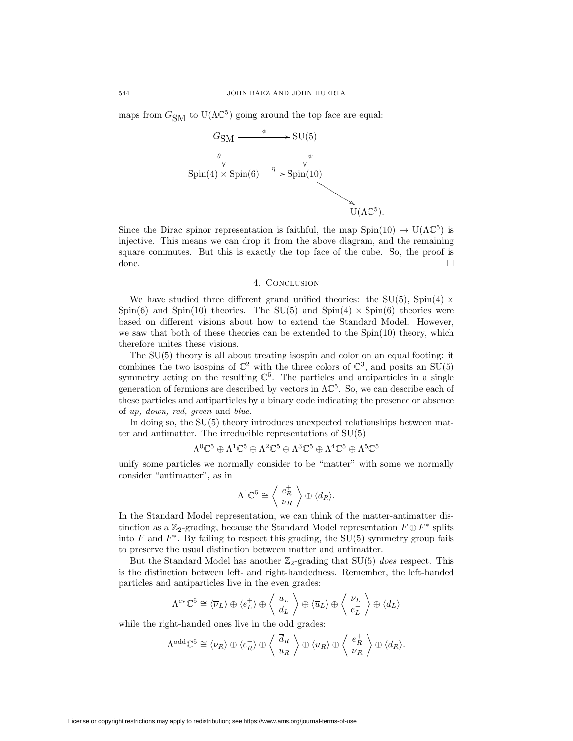maps from $G_{\text{SM}}$ to $\text{U}(\Lambda\mathbb{C}^5)$ going around the top face are equal:

$$\begin{array}{ccc}
G_{\text{SM}} & \xrightarrow{\phi} & \text{SU}(5) \\
\downarrow{\scriptstyle\theta} & & \downarrow{\scriptstyle\psi} \\
\text{Spin}(4)\times\text{Spin}(6) & \xrightarrow{\eta} & \text{Spin}(10) \\
& & \searrow \\
& & \qquad \text{U}(\Lambda\mathbb{C}^5).
\end{array}$$

Since the Dirac spinor representation is faithful, the map $\text{Spin}(10) \to \text{U}(\Lambda\mathbb{C}^5)$ is injective. This means we can drop it from the above diagram, and the remaining square commutes. But this is exactly the top face of the cube. So, the proof is done. □

## 4. Conclusion

We have studied three different grand unified theories: the SU(5), $\text{Spin}(4) \times \text{Spin}(6)$ and Spin(10) theories. The SU(5) and $\text{Spin}(4) \times \text{Spin}(6)$ theories were based on different visions about how to extend the Standard Model. However, we saw that both of these theories can be extended to the Spin(10) theory, which therefore unites these visions.

The SU(5) theory is all about treating isospin and color on an equal footing: it combines the two isospins of $\mathbb{C}^2$ with the three colors of $\mathbb{C}^3$, and posits an SU(5) symmetry acting on the resulting $\mathbb{C}^5$. The particles and antiparticles in a single generation of fermions are described by vectors in $\Lambda\mathbb{C}^5$. So, we can describe each of these particles and antiparticles by a binary code indicating the presence or absence of *up, down, red, green* and *blue*.

In doing so, the SU(5) theory introduces unexpected relationships between matter and antimatter. The irreducible representations of SU(5)

$$\Lambda^0\mathbb{C}^5 \oplus \Lambda^1\mathbb{C}^5 \oplus \Lambda^2\mathbb{C}^5 \oplus \Lambda^3\mathbb{C}^5 \oplus \Lambda^4\mathbb{C}^5 \oplus \Lambda^5\mathbb{C}^5$$

unify some particles we normally consider to be "matter" with some we normally consider "antimatter", as in

$$\Lambda^1\mathbb{C}^5 \cong \left\langle \begin{array}{c} e^+_R \\ \overline{\nu}_R \end{array} \right\rangle \oplus \langle d_R \rangle.$$

In the Standard Model representation, we can think of the matter-antimatter distinction as a $\mathbb{Z}_2$-grading, because the Standard Model representation $F \oplus F^*$ splits into $F$ and $F^*$. By failing to respect this grading, the SU(5) symmetry group fails to preserve the usual distinction between matter and antimatter.

But the Standard Model has another $\mathbb{Z}_2$-grading that SU(5) *does* respect. This is the distinction between left- and right-handedness. Remember, the left-handed particles and antiparticles live in the even grades:

$$\Lambda^{\text{ev}}\mathbb{C}^5 \cong \langle \overline{\nu}_L \rangle \oplus \langle e^+_L \rangle \oplus \left\langle \begin{array}{c} u_L \\ d_L \end{array} \right\rangle \oplus \langle \overline{u}_L \rangle \oplus \left\langle \begin{array}{c} \nu_L \\ e^-_L \end{array} \right\rangle \oplus \langle \overline{d}_L \rangle$$

while the right-handed ones live in the odd grades:

$$\Lambda^{\text{odd}}\mathbb{C}^5 \cong \langle \nu_R \rangle \oplus \langle e^-_R \rangle \oplus \left\langle \begin{array}{c} \overline{d}_R \\ \overline{u}_R \end{array} \right\rangle \oplus \langle u_R \rangle \oplus \left\langle \begin{array}{c} e^+_R \\ \overline{\nu}_R \end{array} \right\rangle \oplus \langle d_R \rangle.$$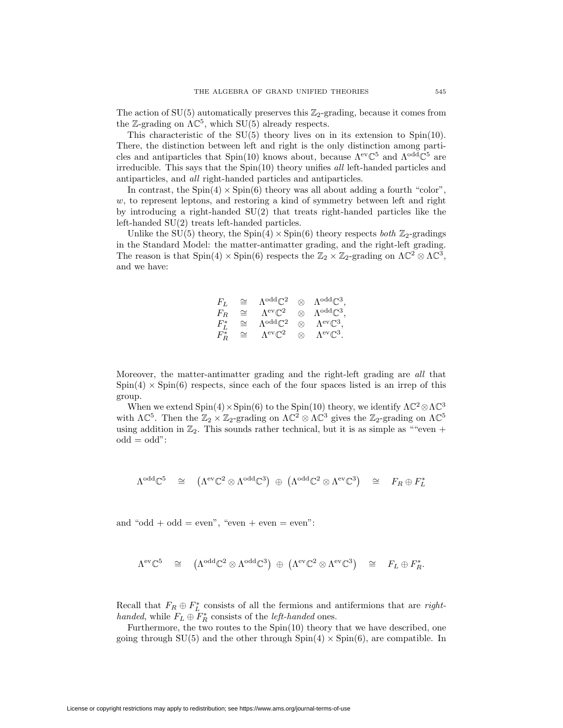The action of SU(5) automatically preserves this $\mathbb{Z}_2$-grading, because it comes from the $\mathbb{Z}$-grading on $\Lambda\mathbb{C}^5$, which SU(5) already respects.

This characteristic of the SU(5) theory lives on in its extension to Spin(10). There, the distinction between left and right is the only distinction among particles and antiparticles that Spin(10) knows about, because $\Lambda^{\mathrm{ev}}\mathbb{C}^5$ and $\Lambda^{\mathrm{odd}}\mathbb{C}^5$ are irreducible. This says that the Spin(10) theory unifies *all* left-handed particles and antiparticles, and *all* right-handed particles and antiparticles.

In contrast, the $\mathrm{Spin}(4) \times \mathrm{Spin}(6)$ theory was all about adding a fourth "color", $w$, to represent leptons, and restoring a kind of symmetry between left and right by introducing a right-handed SU(2) that treats right-handed particles like the left-handed SU(2) treats left-handed particles.

Unlike the SU(5) theory, the $\mathrm{Spin}(4) \times \mathrm{Spin}(6)$ theory respects *both* $\mathbb{Z}_2$-gradings in the Standard Model: the matter-antimatter grading, and the right-left grading. The reason is that $\mathrm{Spin}(4) \times \mathrm{Spin}(6)$ respects the $\mathbb{Z}_2 \times \mathbb{Z}_2$-grading on $\Lambda\mathbb{C}^2 \otimes \Lambda\mathbb{C}^3$, and we have:

$$
\begin{array}{lclcl}
F_L & \cong & \Lambda^{\mathrm{odd}}\mathbb{C}^2 & \otimes & \Lambda^{\mathrm{odd}}\mathbb{C}^3, \\
F_R & \cong & \Lambda^{\mathrm{ev}}\mathbb{C}^2 & \otimes & \Lambda^{\mathrm{odd}}\mathbb{C}^3, \\
F_L^* & \cong & \Lambda^{\mathrm{odd}}\mathbb{C}^2 & \otimes & \Lambda^{\mathrm{ev}}\mathbb{C}^3, \\
F_R^* & \cong & \Lambda^{\mathrm{ev}}\mathbb{C}^2 & \otimes & \Lambda^{\mathrm{ev}}\mathbb{C}^3.
\end{array}
$$

Moreover, the matter-antimatter grading and the right-left grading are *all* that $\mathrm{Spin}(4) \times \mathrm{Spin}(6)$ respects, since each of the four spaces listed is an irrep of this group.

When we extend $\mathrm{Spin}(4) \times \mathrm{Spin}(6)$ to the Spin(10) theory, we identify $\Lambda\mathbb{C}^2 \otimes \Lambda\mathbb{C}^3$ with $\Lambda\mathbb{C}^5$. Then the $\mathbb{Z}_2 \times \mathbb{Z}_2$-grading on $\Lambda\mathbb{C}^2 \otimes \Lambda\mathbb{C}^3$ gives the $\mathbb{Z}_2$-grading on $\Lambda\mathbb{C}^5$ using addition in $\mathbb{Z}_2$. This sounds rather technical, but it is as simple as ""even + odd = odd":

$$
\Lambda^{\mathrm{odd}}\mathbb{C}^5 \quad \cong \quad \left(\Lambda^{\mathrm{ev}}\mathbb{C}^2 \otimes \Lambda^{\mathrm{odd}}\mathbb{C}^3\right) \,\oplus\, \left(\Lambda^{\mathrm{odd}}\mathbb{C}^2 \otimes \Lambda^{\mathrm{ev}}\mathbb{C}^3\right) \quad \cong \quad F_R \oplus F_L^*
$$

and "odd + odd = even", "even + even = even":

$$
\Lambda^{\mathrm{ev}}\mathbb{C}^5 \quad \cong \quad \left(\Lambda^{\mathrm{odd}}\mathbb{C}^2 \otimes \Lambda^{\mathrm{odd}}\mathbb{C}^3\right) \,\oplus\, \left(\Lambda^{\mathrm{ev}}\mathbb{C}^2 \otimes \Lambda^{\mathrm{ev}}\mathbb{C}^3\right) \quad \cong \quad F_L \oplus F_R^*.
$$

Recall that $F_R \oplus F_L^*$ consists of all the fermions and antifermions that are *right-handed*, while $F_L \oplus F_R^*$ consists of the *left-handed* ones.

Furthermore, the two routes to the Spin(10) theory that we have described, one going through SU(5) and the other through $\mathrm{Spin}(4) \times \mathrm{Spin}(6)$, are compatible. In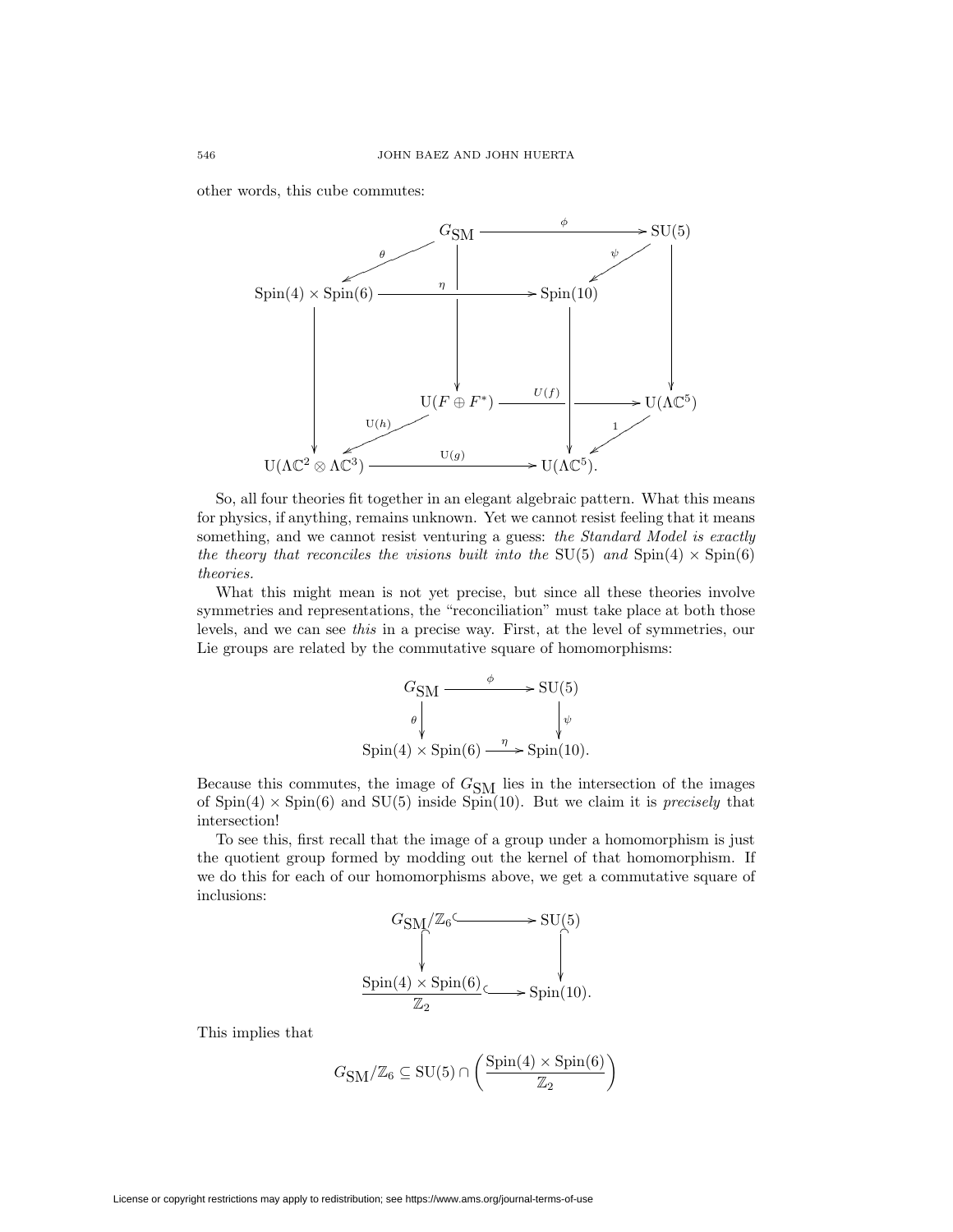other words, this cube commutes:

$$
\begin{array}{ccccc}
 & G_{\mathrm{SM}} & \xrightarrow{\phi} & \mathrm{SU}(5) & \\
\swarrow^{\theta} & \downarrow & & \downarrow & \swarrow^{\psi} \\
\mathrm{Spin}(4)\times\mathrm{Spin}(6) & \xrightarrow{\eta} & \mathrm{Spin}(10) & & \\
\downarrow & \mathrm{U}(F\oplus F^*) & \xrightarrow{U(f)} & \mathrm{U}(\Lambda\mathbb{C}^5) & \\
\swarrow^{\mathrm{U}(h)} & & \downarrow & \swarrow^{1} & \\
\mathrm{U}(\Lambda\mathbb{C}^2\otimes\Lambda\mathbb{C}^3) & \xrightarrow{\mathrm{U}(g)} & \mathrm{U}(\Lambda\mathbb{C}^5). & &
\end{array}
$$

So, all four theories fit together in an elegant algebraic pattern. What this means for physics, if anything, remains unknown. Yet we cannot resist feeling that it means something, and we cannot resist venturing a guess: *the Standard Model is exactly the theory that reconciles the visions built into the* $\mathrm{SU}(5)$ *and* $\mathrm{Spin}(4)\times\mathrm{Spin}(6)$ *theories.*

What this might mean is not yet precise, but since all these theories involve symmetries and representations, the "reconciliation" must take place at both those levels, and we can see *this* in a precise way. First, at the level of symmetries, our Lie groups are related by the commutative square of homomorphisms:

$$
\begin{array}{ccc}
G_{\mathrm{SM}} & \xrightarrow{\phi} & \mathrm{SU}(5) \\
{\scriptstyle\theta}\downarrow & & \downarrow{\scriptstyle\psi} \\
\mathrm{Spin}(4)\times\mathrm{Spin}(6) & \xrightarrow{\eta} & \mathrm{Spin}(10).
\end{array}
$$

Because this commutes, the image of $G_{\mathrm{SM}}$ lies in the intersection of the images of $\mathrm{Spin}(4)\times\mathrm{Spin}(6)$ and $\mathrm{SU}(5)$ inside $\mathrm{Spin}(10)$. But we claim it is *precisely* that intersection!

To see this, first recall that the image of a group under a homomorphism is just the quotient group formed by modding out the kernel of that homomorphism. If we do this for each of our homomorphisms above, we get a commutative square of inclusions:

$$
\begin{array}{ccc}
G_{\mathrm{SM}}/\mathbb{Z}_6 & \hookrightarrow & \mathrm{SU}(5) \\
\downarrow & & \downarrow \\
\dfrac{\mathrm{Spin}(4)\times\mathrm{Spin}(6)}{\mathbb{Z}_2} & \hookrightarrow & \mathrm{Spin}(10).
\end{array}
$$

This implies that

$$
G_{\mathrm{SM}}/\mathbb{Z}_6 \subseteq \mathrm{SU}(5) \cap \left(\frac{\mathrm{Spin}(4)\times\mathrm{Spin}(6)}{\mathbb{Z}_2}\right)
$$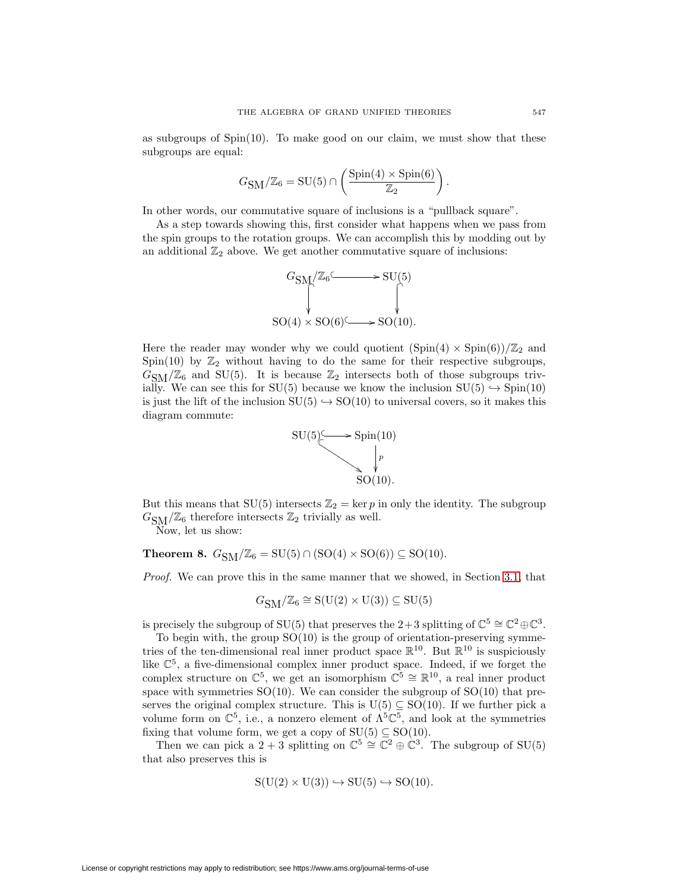as subgroups of Spin(10). To make good on our claim, we must show that these subgroups are equal:

$$G_{\mathrm{SM}}/\mathbb{Z}_6 = \mathrm{SU}(5) \cap \left( \frac{\mathrm{Spin}(4) \times \mathrm{Spin}(6)}{\mathbb{Z}_2} \right).$$

In other words, our commutative square of inclusions is a "pullback square".

As a step towards showing this, first consider what happens when we pass from the spin groups to the rotation groups. We can accomplish this by modding out by an additional $\mathbb{Z}_2$ above. We get another commutative square of inclusions:

$$\begin{array}{ccc} G_{\mathrm{SM}}/\mathbb{Z}_6 & \hookrightarrow & \mathrm{SU}(5) \\ \downarrow & & \downarrow \\ \mathrm{SO}(4) \times \mathrm{SO}(6) & \hookrightarrow & \mathrm{SO}(10). \end{array}$$

Here the reader may wonder why we could quotient $(\mathrm{Spin}(4) \times \mathrm{Spin}(6))/\mathbb{Z}_2$ and Spin(10) by $\mathbb{Z}_2$ without having to do the same for their respective subgroups, $G_{\mathrm{SM}}/\mathbb{Z}_6$ and SU(5). It is because $\mathbb{Z}_2$ intersects both of those subgroups trivially. We can see this for SU(5) because we know the inclusion $\mathrm{SU}(5) \hookrightarrow \mathrm{Spin}(10)$ is just the lift of the inclusion $\mathrm{SU}(5) \hookrightarrow \mathrm{SO}(10)$ to universal covers, so it makes this diagram commute:

$$\begin{array}{ccc} \mathrm{SU}(5) & \hookrightarrow & \mathrm{Spin}(10) \\ & \searrow & \downarrow p \\ & & \mathrm{SO}(10). \end{array}$$

But this means that SU(5) intersects $\mathbb{Z}_2 = \ker p$ in only the identity. The subgroup $G_{\mathrm{SM}}/\mathbb{Z}_6$ therefore intersects $\mathbb{Z}_2$ trivially as well.

Now, let us show:

**Theorem 8.** $G_{\mathrm{SM}}/\mathbb{Z}_6 = \mathrm{SU}(5) \cap (\mathrm{SO}(4) \times \mathrm{SO}(6)) \subseteq \mathrm{SO}(10)$.

*Proof.* We can prove this in the same manner that we showed, in Section 3.1, that

$$G_{\mathrm{SM}}/\mathbb{Z}_6 \cong \mathrm{S}(\mathrm{U}(2) \times \mathrm{U}(3)) \subseteq \mathrm{SU}(5)$$

is precisely the subgroup of SU(5) that preserves the $2+3$ splitting of $\mathbb{C}^5 \cong \mathbb{C}^2 \oplus \mathbb{C}^3$.

To begin with, the group SO(10) is the group of orientation-preserving symmetries of the ten-dimensional real inner product space $\mathbb{R}^{10}$. But $\mathbb{R}^{10}$ is suspiciously like $\mathbb{C}^5$, a five-dimensional complex inner product space. Indeed, if we forget the complex structure on $\mathbb{C}^5$, we get an isomorphism $\mathbb{C}^5 \cong \mathbb{R}^{10}$, a real inner product space with symmetries SO(10). We can consider the subgroup of SO(10) that preserves the original complex structure. This is $\mathrm{U}(5) \subseteq \mathrm{SO}(10)$. If we further pick a volume form on $\mathbb{C}^5$, i.e., a nonzero element of $\Lambda^5\mathbb{C}^5$, and look at the symmetries fixing that volume form, we get a copy of $\mathrm{SU}(5) \subseteq \mathrm{SO}(10)$.

Then we can pick a $2+3$ splitting on $\mathbb{C}^5 \cong \mathbb{C}^2 \oplus \mathbb{C}^3$. The subgroup of SU(5) that also preserves this is

$$\mathrm{S}(\mathrm{U}(2) \times \mathrm{U}(3)) \hookrightarrow \mathrm{SU}(5) \hookrightarrow \mathrm{SO}(10).$$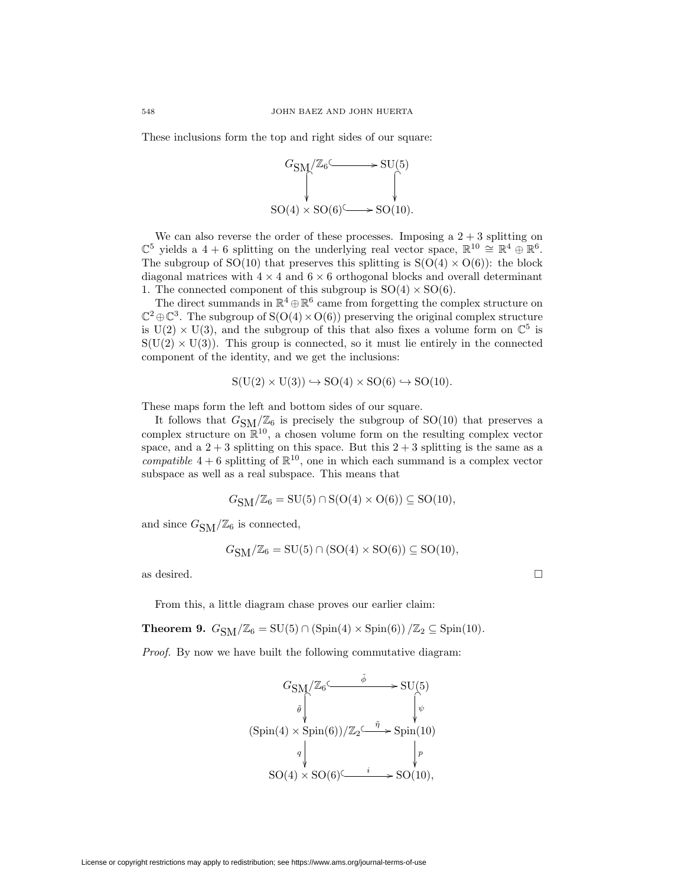These inclusions form the top and right sides of our square:

$$\begin{array}{ccc} G_{\mathrm{SM}}/\mathbb{Z}_6 & \hookrightarrow & \mathrm{SU}(5) \\ \downarrow & & \downarrow \\ \mathrm{SO}(4) \times \mathrm{SO}(6) & \hookrightarrow & \mathrm{SO}(10). \end{array}$$

We can also reverse the order of these processes. Imposing a $2+3$ splitting on $\mathbb{C}^5$ yields a $4+6$ splitting on the underlying real vector space, $\mathbb{R}^{10} \cong \mathbb{R}^4 \oplus \mathbb{R}^6$. The subgroup of $\mathrm{SO}(10)$ that preserves this splitting is $\mathrm{S}(\mathrm{O}(4) \times \mathrm{O}(6))$: the block diagonal matrices with $4 \times 4$ and $6 \times 6$ orthogonal blocks and overall determinant 1. The connected component of this subgroup is $\mathrm{SO}(4) \times \mathrm{SO}(6)$.

The direct summands in $\mathbb{R}^4 \oplus \mathbb{R}^6$ came from forgetting the complex structure on $\mathbb{C}^2 \oplus \mathbb{C}^3$. The subgroup of $\mathrm{S}(\mathrm{O}(4) \times \mathrm{O}(6))$ preserving the original complex structure is $\mathrm{U}(2) \times \mathrm{U}(3)$, and the subgroup of this that also fixes a volume form on $\mathbb{C}^5$ is $\mathrm{S}(\mathrm{U}(2) \times \mathrm{U}(3))$. This group is connected, so it must lie entirely in the connected component of the identity, and we get the inclusions:

$$\mathrm{S}(\mathrm{U}(2) \times \mathrm{U}(3)) \hookrightarrow \mathrm{SO}(4) \times \mathrm{SO}(6) \hookrightarrow \mathrm{SO}(10).$$

These maps form the left and bottom sides of our square.

It follows that $G_{\mathrm{SM}}/\mathbb{Z}_6$ is precisely the subgroup of $\mathrm{SO}(10)$ that preserves a complex structure on $\mathbb{R}^{10}$, a chosen volume form on the resulting complex vector space, and a $2+3$ splitting on this space. But this $2+3$ splitting is the same as a *compatible* $4+6$ splitting of $\mathbb{R}^{10}$, one in which each summand is a complex vector subspace as well as a real subspace. This means that

$$G_{\mathrm{SM}}/\mathbb{Z}_6 = \mathrm{SU}(5) \cap \mathrm{S}(\mathrm{O}(4) \times \mathrm{O}(6)) \subseteq \mathrm{SO}(10),$$

and since $G_{\mathrm{SM}}/\mathbb{Z}_6$ is connected,

$$G_{\mathrm{SM}}/\mathbb{Z}_6 = \mathrm{SU}(5) \cap (\mathrm{SO}(4) \times \mathrm{SO}(6)) \subseteq \mathrm{SO}(10),$$

as desired. □

From this, a little diagram chase proves our earlier claim:

**Theorem 9.** $G_{\mathrm{SM}}/\mathbb{Z}_6 = \mathrm{SU}(5) \cap (\mathrm{Spin}(4) \times \mathrm{Spin}(6))/\mathbb{Z}_2 \subseteq \mathrm{Spin}(10)$.

*Proof.* By now we have built the following commutative diagram:

$$\begin{array}{ccc} G_{\mathrm{SM}}/\mathbb{Z}_6 & \xrightarrow{\tilde{\phi}} & \mathrm{SU}(5) \\ \tilde{\theta} \downarrow & & \downarrow \psi \\ (\mathrm{Spin}(4) \times \mathrm{Spin}(6))/\mathbb{Z}_2 & \xrightarrow{\tilde{\eta}} & \mathrm{Spin}(10) \\ q \downarrow & & \downarrow p \\ \mathrm{SO}(4) \times \mathrm{SO}(6) & \xrightarrow{i} & \mathrm{SO}(10), \end{array}$$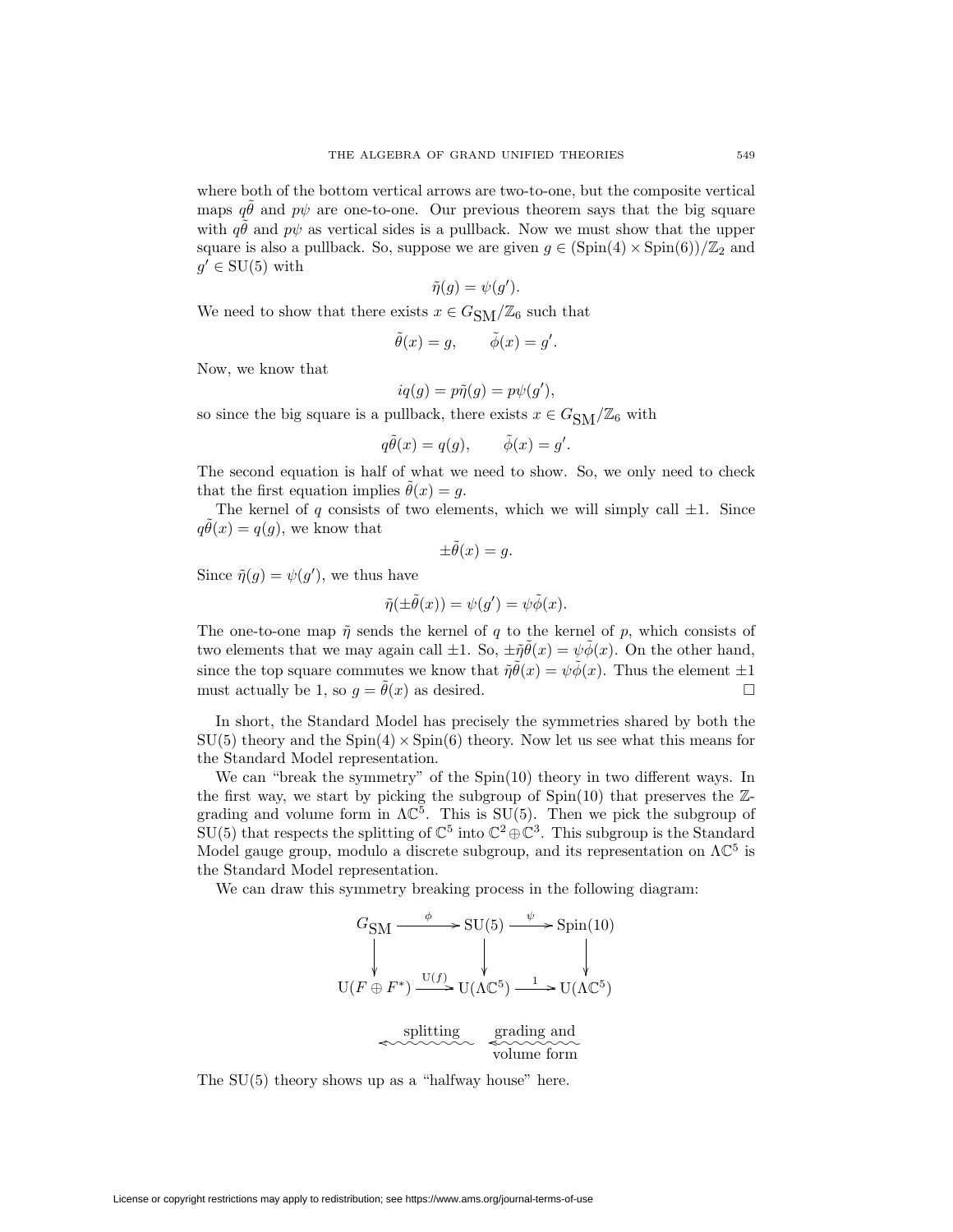where both of the bottom vertical arrows are two-to-one, but the composite vertical maps $q\tilde{\theta}$ and $p\psi$ are one-to-one. Our previous theorem says that the big square with $q\tilde{\theta}$ and $p\psi$ as vertical sides is a pullback. Now we must show that the upper square is also a pullback. So, suppose we are given $g \in (\mathrm{Spin}(4)\times\mathrm{Spin}(6))/\mathbb{Z}_2$ and $g' \in \mathrm{SU}(5)$ with

$$\tilde{\eta}(g) = \psi(g').$$

We need to show that there exists $x \in G_{\mathrm{SM}}/\mathbb{Z}_6$ such that

$$\tilde{\theta}(x) = g, \qquad \tilde{\phi}(x) = g'.$$

Now, we know that

$$iq(g) = p\tilde{\eta}(g) = p\psi(g'),$$

so since the big square is a pullback, there exists $x \in G_{\mathrm{SM}}/\mathbb{Z}_6$ with

$$q\tilde{\theta}(x) = q(g), \qquad \tilde{\phi}(x) = g'.$$

The second equation is half of what we need to show. So, we only need to check that the first equation implies $\tilde{\theta}(x) = g$.

The kernel of $q$ consists of two elements, which we will simply call $\pm 1$. Since $q\tilde{\theta}(x) = q(g)$, we know that

$$\pm\tilde{\theta}(x) = g.$$

Since $\tilde{\eta}(g) = \psi(g')$, we thus have

$$\tilde{\eta}(\pm\tilde{\theta}(x)) = \psi(g') = \psi\tilde{\phi}(x).$$

The one-to-one map $\tilde{\eta}$ sends the kernel of $q$ to the kernel of $p$, which consists of two elements that we may again call $\pm 1$. So, $\pm\tilde{\eta}\tilde{\theta}(x) = \psi\tilde{\phi}(x)$. On the other hand, since the top square commutes we know that $\tilde{\eta}\tilde{\theta}(x) = \psi\tilde{\phi}(x)$. Thus the element $\pm 1$ must actually be 1, so $g = \tilde{\theta}(x)$ as desired. □

In short, the Standard Model has precisely the symmetries shared by both the SU(5) theory and the $\mathrm{Spin}(4)\times\mathrm{Spin}(6)$ theory. Now let us see what this means for the Standard Model representation.

We can "break the symmetry" of the Spin(10) theory in two different ways. In the first way, we start by picking the subgroup of Spin(10) that preserves the $\mathbb{Z}$-grading and volume form in $\Lambda\mathbb{C}^5$. This is SU(5). Then we pick the subgroup of SU(5) that respects the splitting of $\mathbb{C}^5$ into $\mathbb{C}^2\oplus\mathbb{C}^3$. This subgroup is the Standard Model gauge group, modulo a discrete subgroup, and its representation on $\Lambda\mathbb{C}^5$ is the Standard Model representation.

We can draw this symmetry breaking process in the following diagram:

$$\begin{array}{ccccc}
G_{\mathrm{SM}} & \xrightarrow{\phi} & \mathrm{SU}(5) & \xrightarrow{\psi} & \mathrm{Spin}(10) \\
\downarrow & & \downarrow & & \downarrow \\
\mathrm{U}(F\oplus F^*) & \xrightarrow{\mathrm{U}(f)} & \mathrm{U}(\Lambda\mathbb{C}^5) & \xrightarrow{1} & \mathrm{U}(\Lambda\mathbb{C}^5)
\end{array}$$

$$\xleftarrow{\text{splitting}} \qquad \xleftarrow[\text{volume form}]{\text{grading and}}$$

The SU(5) theory shows up as a "halfway house" here.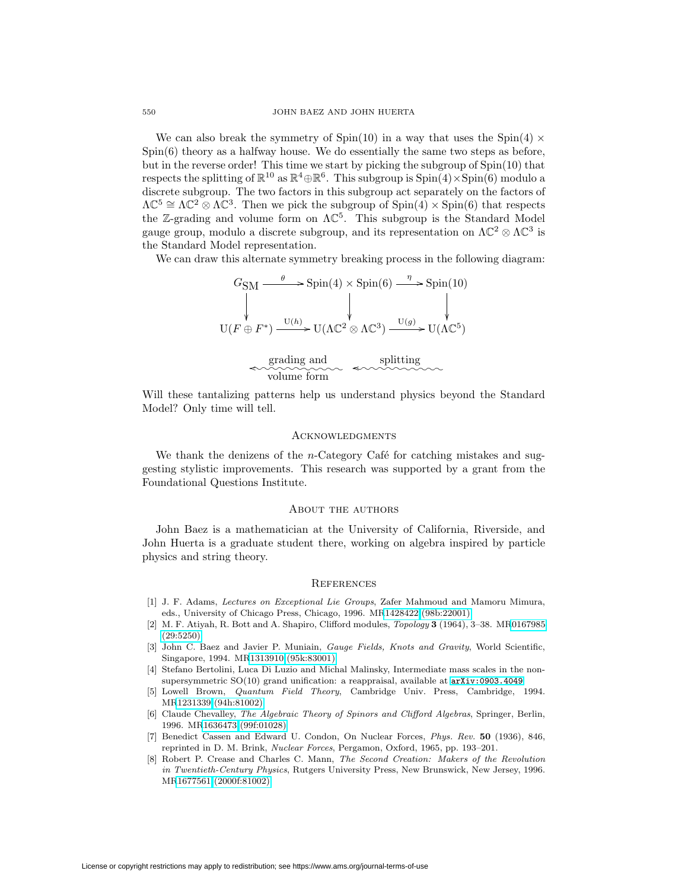We can also break the symmetry of Spin(10) in a way that uses the $\mathrm{Spin}(4) \times \mathrm{Spin}(6)$ theory as a halfway house. We do essentially the same two steps as before, but in the reverse order! This time we start by picking the subgroup of Spin(10) that respects the splitting of $\mathbb{R}^{10}$ as $\mathbb{R}^4 \oplus \mathbb{R}^6$. This subgroup is $\mathrm{Spin}(4) \times \mathrm{Spin}(6)$ modulo a discrete subgroup. The two factors in this subgroup act separately on the factors of $\Lambda\mathbb{C}^5 \cong \Lambda\mathbb{C}^2 \otimes \Lambda\mathbb{C}^3$. Then we pick the subgroup of $\mathrm{Spin}(4) \times \mathrm{Spin}(6)$ that respects the $\mathbb{Z}$-grading and volume form on $\Lambda\mathbb{C}^5$. This subgroup is the Standard Model gauge group, modulo a discrete subgroup, and its representation on $\Lambda\mathbb{C}^2 \otimes \Lambda\mathbb{C}^3$ is the Standard Model representation.

We can draw this alternate symmetry breaking process in the following diagram:

$$
\begin{array}{ccccc}
G_{\mathrm{SM}} & \xrightarrow{\theta} & \mathrm{Spin}(4) \times \mathrm{Spin}(6) & \xrightarrow{\eta} & \mathrm{Spin}(10) \\
\downarrow & & \downarrow & & \downarrow \\
\mathrm{U}(F \oplus F^*) & \xrightarrow{\mathrm{U}(h)} & \mathrm{U}(\Lambda\mathbb{C}^2 \otimes \Lambda\mathbb{C}^3) & \xrightarrow{\mathrm{U}(g)} & \mathrm{U}(\Lambda\mathbb{C}^5)
\end{array}
$$

$$
\xleftarrow[\text{volume form}]{\text{grading and}} \qquad \xleftarrow{\text{splitting}}
$$

Will these tantalizing patterns help us understand physics beyond the Standard Model? Only time will tell.

## Acknowledgments

We thank the denizens of the $n$-Category Café for catching mistakes and suggesting stylistic improvements. This research was supported by a grant from the Foundational Questions Institute.

## About the authors

John Baez is a mathematician at the University of California, Riverside, and John Huerta is a graduate student there, working on algebra inspired by particle physics and string theory.

## References

[1] J. F. Adams, *Lectures on Exceptional Lie Groups*, Zafer Mahmoud and Mamoru Mimura, eds., University of Chicago Press, Chicago, 1996. MR1428422 (98b:22001)

[2] M. F. Atiyah, R. Bott and A. Shapiro, Clifford modules, *Topology* **3** (1964), 3–38. MR0167985 (29:5250)

[3] John C. Baez and Javier P. Muniain, *Gauge Fields, Knots and Gravity*, World Scientific, Singapore, 1994. MR1313910 (95k:83001)

[4] Stefano Bertolini, Luca Di Luzio and Michal Malinsky, Intermediate mass scales in the non-supersymmetric SO(10) grand unification: a reappraisal, available at arXiv:0903.4049.

[5] Lowell Brown, *Quantum Field Theory*, Cambridge Univ. Press, Cambridge, 1994. MR1231339 (94h:81002)

[6] Claude Chevalley, *The Algebraic Theory of Spinors and Clifford Algebras*, Springer, Berlin, 1996. MR1636473 (99f:01028)

[7] Benedict Cassen and Edward U. Condon, On Nuclear Forces, *Phys. Rev.* **50** (1936), 846, reprinted in D. M. Brink, *Nuclear Forces*, Pergamon, Oxford, 1965, pp. 193–201.

[8] Robert P. Crease and Charles C. Mann, *The Second Creation: Makers of the Revolution in Twentieth-Century Physics*, Rutgers University Press, New Brunswick, New Jersey, 1996. MR1677561 (2000f:81002)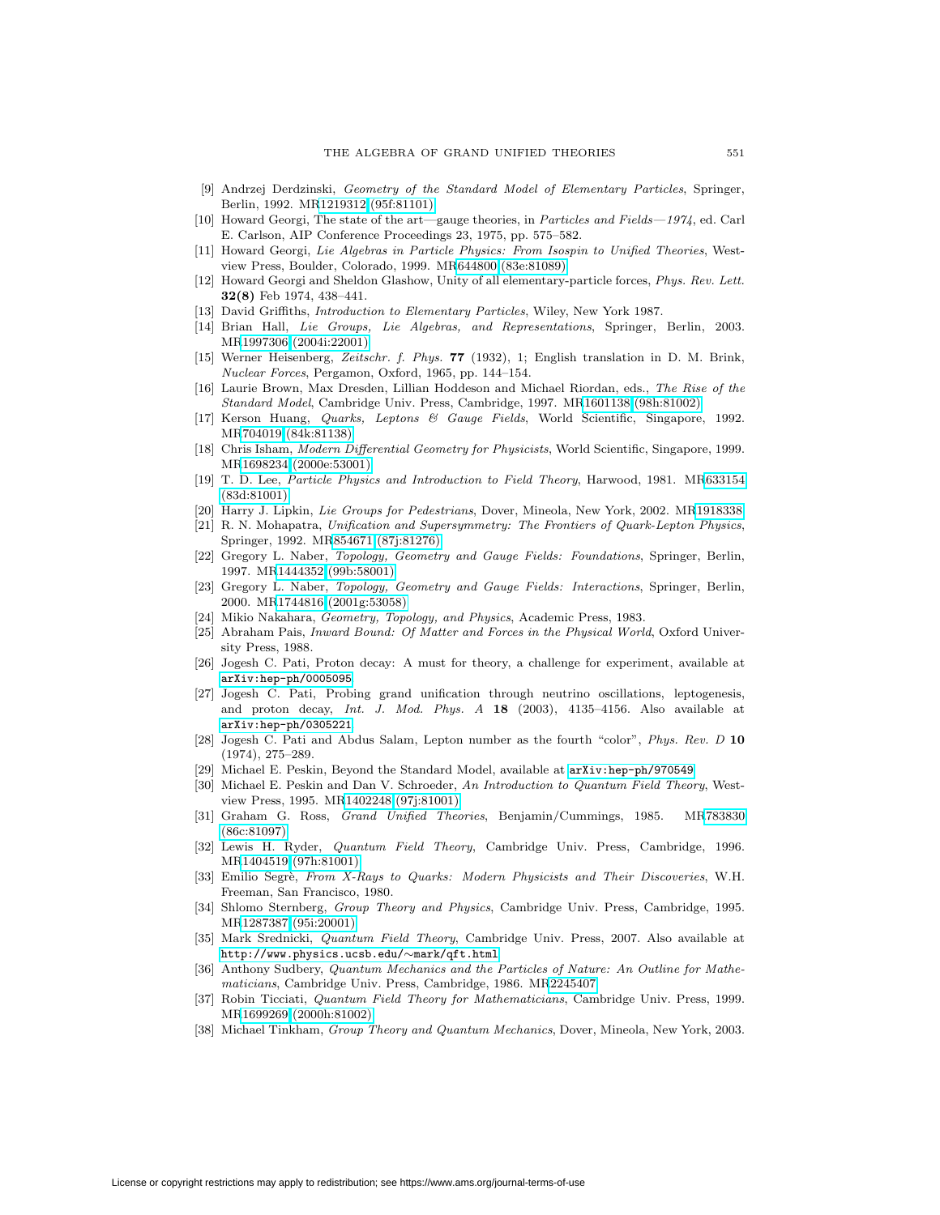[9] Andrzej Derdzinski, *Geometry of the Standard Model of Elementary Particles*, Springer, Berlin, 1992. MR1219312 (95f:81101)

[10] Howard Georgi, The state of the art—gauge theories, in *Particles and Fields—1974*, ed. Carl E. Carlson, AIP Conference Proceedings 23, 1975, pp. 575–582.

[11] Howard Georgi, *Lie Algebras in Particle Physics: From Isospin to Unified Theories*, Westview Press, Boulder, Colorado, 1999. MR644800 (83e:81089)

[12] Howard Georgi and Sheldon Glashow, Unity of all elementary-particle forces, *Phys. Rev. Lett.* **32(8)** Feb 1974, 438–441.

[13] David Griffiths, *Introduction to Elementary Particles*, Wiley, New York 1987.

[14] Brian Hall, *Lie Groups, Lie Algebras, and Representations*, Springer, Berlin, 2003. MR1997306 (2004i:22001)

[15] Werner Heisenberg, *Zeitschr. f. Phys.* **77** (1932), 1; English translation in D. M. Brink, *Nuclear Forces*, Pergamon, Oxford, 1965, pp. 144–154.

[16] Laurie Brown, Max Dresden, Lillian Hoddeson and Michael Riordan, eds., *The Rise of the Standard Model*, Cambridge Univ. Press, Cambridge, 1997. MR1601138 (98h:81002)

[17] Kerson Huang, *Quarks, Leptons & Gauge Fields*, World Scientific, Singapore, 1992. MR704019 (84k:81138)

[18] Chris Isham, *Modern Differential Geometry for Physicists*, World Scientific, Singapore, 1999. MR1698234 (2000e:53001)

[19] T. D. Lee, *Particle Physics and Introduction to Field Theory*, Harwood, 1981. MR633154 (83d:81001)

[20] Harry J. Lipkin, *Lie Groups for Pedestrians*, Dover, Mineola, New York, 2002. MR1918338

[21] R. N. Mohapatra, *Unification and Supersymmetry: The Frontiers of Quark-Lepton Physics*, Springer, 1992. MR854671 (87j:81276)

[22] Gregory L. Naber, *Topology, Geometry and Gauge Fields: Foundations*, Springer, Berlin, 1997. MR1444352 (99b:58001)

[23] Gregory L. Naber, *Topology, Geometry and Gauge Fields: Interactions*, Springer, Berlin, 2000. MR1744816 (2001g:53058)

[24] Mikio Nakahara, *Geometry, Topology, and Physics*, Academic Press, 1983.

[25] Abraham Pais, *Inward Bound: Of Matter and Forces in the Physical World*, Oxford University Press, 1988.

[26] Jogesh C. Pati, Proton decay: A must for theory, a challenge for experiment, available at `arXiv:hep-ph/0005095`

[27] Jogesh C. Pati, Probing grand unification through neutrino oscillations, leptogenesis, and proton decay, *Int. J. Mod. Phys. A* **18** (2003), 4135–4156. Also available at `arXiv:hep-ph/0305221`

[28] Jogesh C. Pati and Abdus Salam, Lepton number as the fourth "color", *Phys. Rev. D* **10** (1974), 275–289.

[29] Michael E. Peskin, Beyond the Standard Model, available at `arXiv:hep-ph/970549`

[30] Michael E. Peskin and Dan V. Schroeder, *An Introduction to Quantum Field Theory*, Westview Press, 1995. MR1402248 (97j:81001)

[31] Graham G. Ross, *Grand Unified Theories*, Benjamin/Cummings, 1985. MR783830 (86c:81097)

[32] Lewis H. Ryder, *Quantum Field Theory*, Cambridge Univ. Press, Cambridge, 1996. MR1404519 (97h:81001)

[33] Emilio Segrè, *From X-Rays to Quarks: Modern Physicists and Their Discoveries*, W.H. Freeman, San Francisco, 1980.

[34] Shlomo Sternberg, *Group Theory and Physics*, Cambridge Univ. Press, Cambridge, 1995. MR1287387 (95i:20001)

[35] Mark Srednicki, *Quantum Field Theory*, Cambridge Univ. Press, 2007. Also available at `http://www.physics.ucsb.edu/∼mark/qft.html`

[36] Anthony Sudbery, *Quantum Mechanics and the Particles of Nature: An Outline for Mathematicians*, Cambridge Univ. Press, Cambridge, 1986. MR2245407

[37] Robin Ticciati, *Quantum Field Theory for Mathematicians*, Cambridge Univ. Press, 1999. MR1699269 (2000h:81002)

[38] Michael Tinkham, *Group Theory and Quantum Mechanics*, Dover, Mineola, New York, 2003.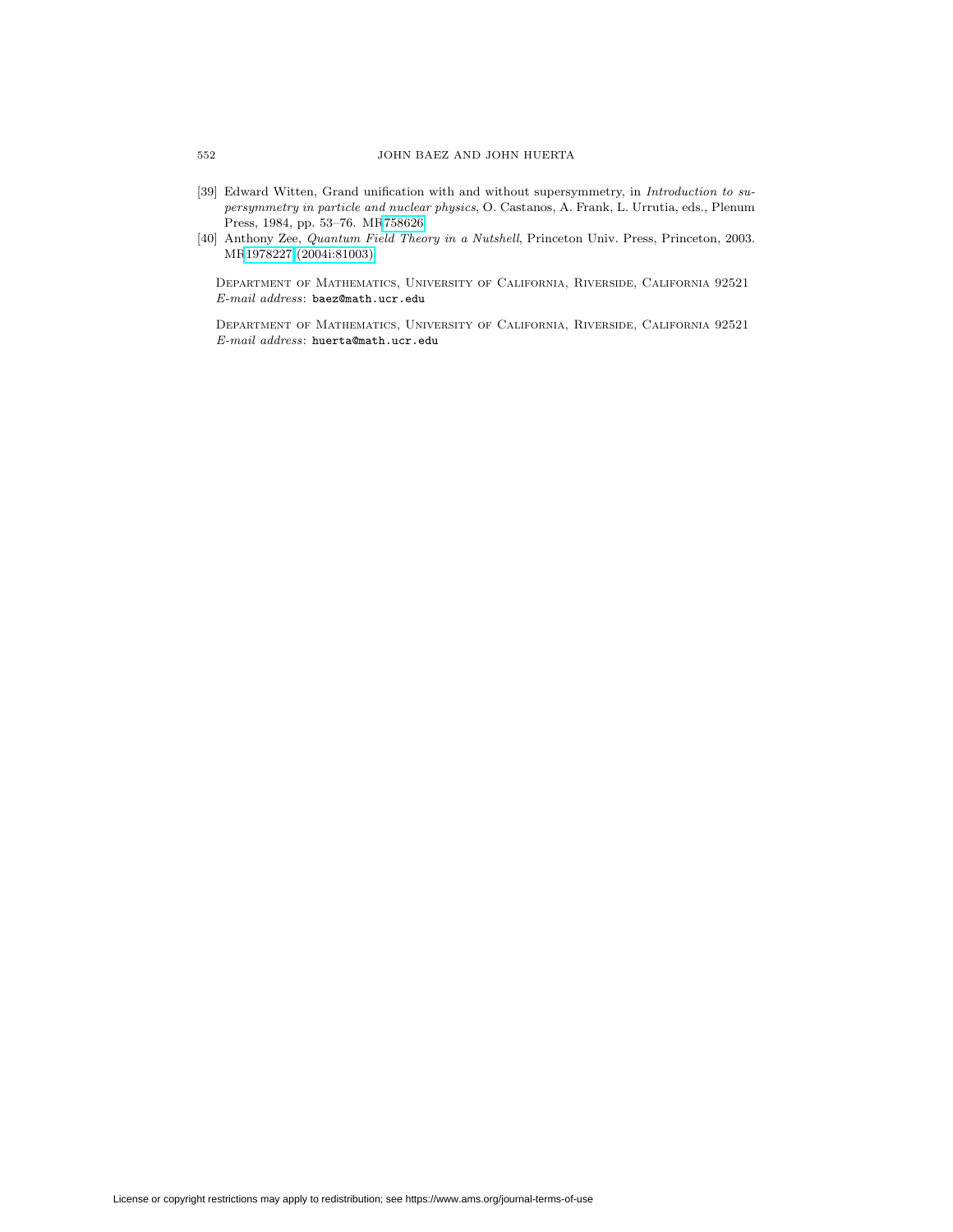[39] Edward Witten, Grand unification with and without supersymmetry, in *Introduction to supersymmetry in particle and nuclear physics*, O. Castanos, A. Frank, L. Urrutia, eds., Plenum Press, 1984, pp. 53–76. MR758626

[40] Anthony Zee, *Quantum Field Theory in a Nutshell*, Princeton Univ. Press, Princeton, 2003. MR1978227 (2004i:81003)

Department of Mathematics, University of California, Riverside, California 92521
*E-mail address*: baez@math.ucr.edu

Department of Mathematics, University of California, Riverside, California 92521
*E-mail address*: huerta@math.ucr.edu

License or copyright restrictions may apply to redistribution; see https://www.ams.org/journal-terms-of-use